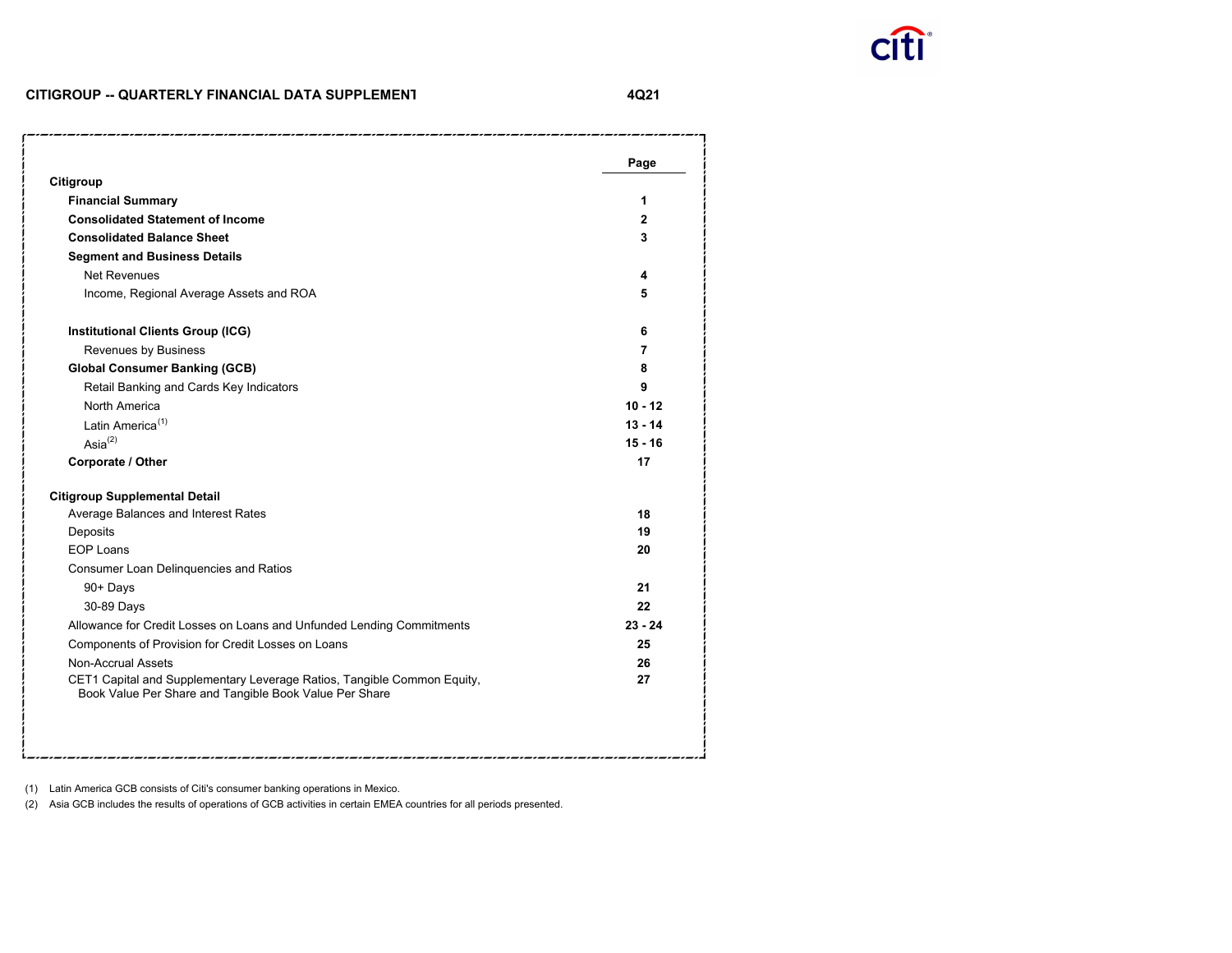# CITIGROUP -- QUARTERLY FINANCIAL DATA SUPPLEMENT

**4Q21**

| | Page |
|---|---|
| **Citigroup** | |
| **Financial Summary** | **1** |
| **Consolidated Statement of Income** | **2** |
| **Consolidated Balance Sheet** | **3** |
| **Segment and Business Details** | |
| Net Revenues | **4** |
| Income, Regional Average Assets and ROA | **5** |
| | |
| **Institutional Clients Group (ICG)** | **6** |
| Revenues by Business | **7** |
| **Global Consumer Banking (GCB)** | **8** |
| Retail Banking and Cards Key Indicators | **9** |
| North America | **10 - 12** |
| Latin America[1] | **13 - 14** |
| Asia[2] | **15 - 16** |
| **Corporate / Other** | **17** |
| | |
| **Citigroup Supplemental Detail** | |
| Average Balances and Interest Rates | **18** |
| Deposits | **19** |
| EOP Loans | **20** |
| Consumer Loan Delinquencies and Ratios | |
| 90+ Days | **21** |
| 30-89 Days | **22** |
| Allowance for Credit Losses on Loans and Unfunded Lending Commitments | **23 - 24** |
| Components of Provision for Credit Losses on Loans | **25** |
| Non-Accrual Assets | **26** |
| CET1 Capital and Supplementary Leverage Ratios, Tangible Common Equity, Book Value Per Share and Tangible Book Value Per Share | **27** |

(1) Latin America GCB consists of Citi's consumer banking operations in Mexico.

(2) Asia GCB includes the results of operations of GCB activities in certain EMEA countries for all periods presented.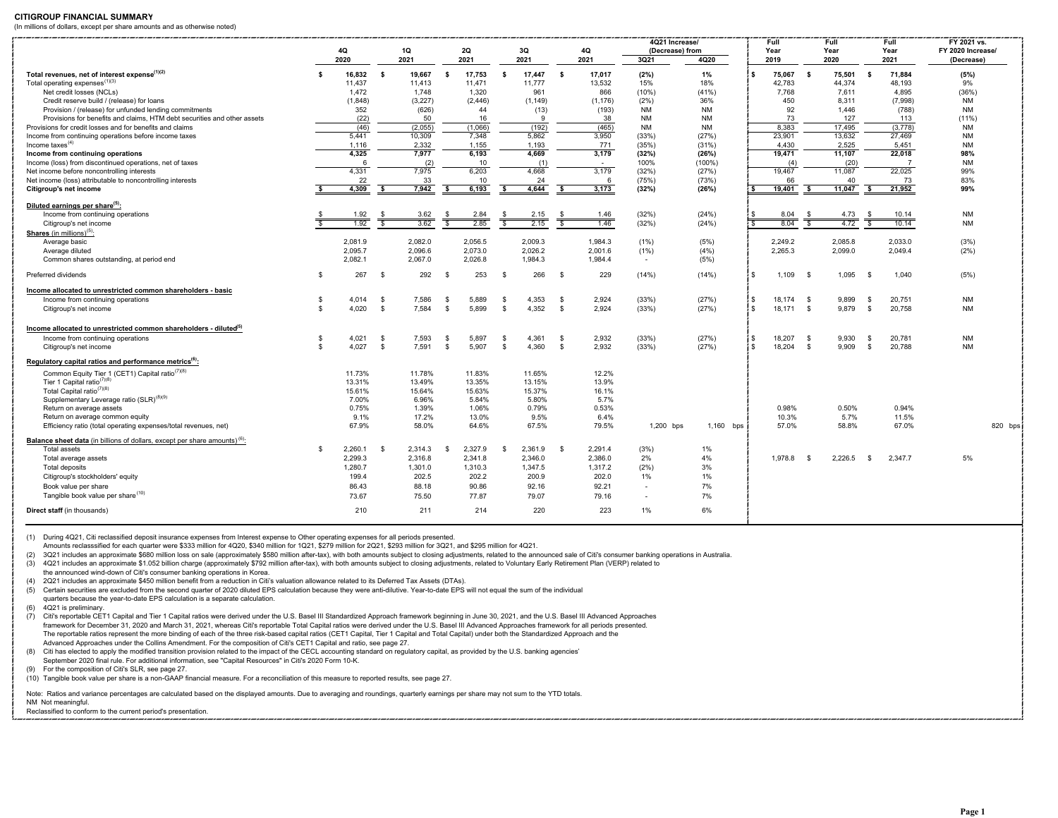# CITIGROUP FINANCIAL SUMMARY

(In millions of dollars, except per share amounts and as otherwise noted)

| | 4Q 2020 | 1Q 2021 | 2Q 2021 | 3Q 2021 | 4Q 2021 | 4Q21 Increase/ (Decrease) from 3Q21 | 4Q21 Increase/ (Decrease) from 4Q20 | Full Year 2019 | Full Year 2020 | Full Year 2021 | FY 2021 vs. FY 2020 Increase/ (Decrease) |
|---|---|---|---|---|---|---|---|---|---|---|---|
| **Total revenues, net of interest expense**(1)(2) | $ 16,832 | $ 19,667 | $ 17,753 | $ 17,447 | $ 17,017 | (2%) | 1% | $ 75,067 | $ 75,501 | $ 71,884 | (5%) |
| Total operating expenses(1)(3) | 11,437 | 11,413 | 11,471 | 11,777 | 13,532 | 15% | 18% | 42,783 | 44,374 | 48,193 | 9% |
| Net credit losses (NCLs) | 1,472 | 1,748 | 1,320 | 961 | 866 | (10%) | (41%) | 7,768 | 7,611 | 4,895 | (36%) |
| Credit reserve build / (release) for loans | (1,848) | (3,227) | (2,446) | (1,149) | (1,176) | (2%) | 36% | 450 | 8,311 | (7,998) | NM |
| Provision / (release) for unfunded lending commitments | 352 | (626) | 44 | (13) | (193) | NM | NM | 92 | 1,446 | (788) | NM |
| Provisions for benefits and claims, HTM debt securities and other assets | (22) | 50 | 16 | 9 | 38 | NM | NM | 73 | 127 | 113 | (11%) |
| Provisions for credit losses and for benefits and claims | (46) | (2,055) | (1,066) | (192) | (465) | NM | NM | 8,383 | 17,495 | (3,778) | NM |
| Income from continuing operations before income taxes | 5,441 | 10,309 | 7,348 | 5,862 | 3,950 | (33%) | (27%) | 23,901 | 13,632 | 27,469 | NM |
| Income taxes(4) | 1,116 | 2,332 | 1,155 | 1,193 | 771 | (35%) | (31%) | 4,430 | 2,525 | 5,451 | NM |
| **Income from continuing operations** | **4,325** | **7,977** | **6,193** | **4,669** | **3,179** | **(32%)** | **(26%)** | **19,471** | **11,107** | **22,018** | **98%** |
| Income (loss) from discontinued operations, net of taxes | 6 | (2) | 10 | (1) | - | 100% | (100%) | (4) | (20) | 7 | NM |
| Net income before noncontrolling interests | 4,331 | 7,975 | 6,203 | 4,668 | 3,179 | (32%) | (27%) | 19,467 | 11,087 | 22,025 | 99% |
| Net income (loss) attributable to noncontrolling interests | 22 | 33 | 10 | 24 | 6 | (75%) | (73%) | 66 | 40 | 73 | 83% |
| **Citigroup's net income** | **$ 4,309** | **$ 7,942** | **$ 6,193** | **$ 4,644** | **$ 3,173** | **(32%)** | **(26%)** | **$ 19,401** | **$ 11,047** | **$ 21,952** | **99%** |
| **Diluted earnings per share**(5): | | | | | | | | | | | |
| Income from continuing operations | $ 1.92 | $ 3.62 | $ 2.84 | $ 2.15 | $ 1.46 | (32%) | (24%) | $ 8.04 | $ 4.73 | $ 10.14 | NM |
| Citigroup's net income | $ 1.92 | $ 3.62 | $ 2.85 | $ 2.15 | $ 1.46 | (32%) | (24%) | $ 8.04 | $ 4.72 | $ 10.14 | NM |
| **Shares** (in millions)(5): | | | | | | | | | | | |
| Average basic | 2,081.9 | 2,082.0 | 2,056.5 | 2,009.3 | 1,984.3 | (1%) | (5%) | 2,249.2 | 2,085.8 | 2,033.0 | (3%) |
| Average diluted | 2,095.7 | 2,096.6 | 2,073.0 | 2,026.2 | 2,001.6 | (1%) | (4%) | 2,265.3 | 2,099.0 | 2,049.4 | (2%) |
| Common shares outstanding, at period end | 2,082.1 | 2,067.0 | 2,026.8 | 1,984.3 | 1,984.4 | - | (5%) | | | | |
| Preferred dividends | $ 267 | $ 292 | $ 253 | $ 266 | $ 229 | (14%) | (14%) | $ 1,109 | $ 1,095 | $ 1,040 | (5%) |
| **Income allocated to unrestricted common shareholders - basic** | | | | | | | | | | | |
| Income from continuing operations | $ 4,014 | $ 7,586 | $ 5,889 | $ 4,353 | $ 2,924 | (33%) | (27%) | $ 18,174 | $ 9,899 | $ 20,751 | NM |
| Citigroup's net income | $ 4,020 | $ 7,584 | $ 5,899 | $ 4,352 | $ 2,924 | (33%) | (27%) | $ 18,171 | $ 9,879 | $ 20,758 | NM |
| **Income allocated to unrestricted common shareholders - diluted**(5) | | | | | | | | | | | |
| Income from continuing operations | $ 4,021 | $ 7,593 | $ 5,897 | $ 4,361 | $ 2,932 | (33%) | (27%) | $ 18,207 | $ 9,930 | $ 20,781 | NM |
| Citigroup's net income | $ 4,027 | $ 7,591 | $ 5,907 | $ 4,360 | $ 2,932 | (33%) | (27%) | $ 18,204 | $ 9,909 | $ 20,788 | NM |
| **Regulatory capital ratios and performance metrics**(6): | | | | | | | | | | | |
| Common Equity Tier 1 (CET1) Capital ratio(7)(8) | 11.73% | 11.78% | 11.83% | 11.65% | 12.2% | | | | | | |
| Tier 1 Capital ratio(7)(8) | 13.31% | 13.49% | 13.35% | 13.15% | 13.9% | | | | | | |
| Total Capital ratio(7)(8) | 15.61% | 15.64% | 15.63% | 15.37% | 16.1% | | | | | | |
| Supplementary Leverage ratio (SLR)(8)(9) | 7.00% | 6.96% | 5.84% | 5.80% | 5.7% | | | | | | |
| Return on average assets | 0.75% | 1.39% | 1.06% | 0.79% | 0.53% | | | 0.98% | 0.50% | 0.94% | |
| Return on average common equity | 9.1% | 17.2% | 13.0% | 9.5% | 6.4% | | | 10.3% | 5.7% | 11.5% | |
| Efficiency ratio (total operating expenses/total revenues, net) | 67.9% | 58.0% | 64.6% | 67.5% | 79.5% | 1,200 bps | 1,160 bps | 57.0% | 58.8% | 67.0% | 820 bps |
| **Balance sheet data** (in billions of dollars, except per share amounts)(6): | | | | | | | | | | | |
| Total assets | $ 2,260.1 | $ 2,314.3 | $ 2,327.9 | $ 2,361.9 | $ 2,291.4 | (3%) | 1% | | | | |
| Total average assets | 2,299.3 | 2,316.8 | 2,341.8 | 2,346.0 | 2,386.0 | 2% | 4% | 1,978.8 | $ 2,226.5 | $ 2,347.7 | 5% |
| Total deposits | 1,280.7 | 1,301.0 | 1,310.3 | 1,347.5 | 1,317.2 | (2%) | 3% | | | | |
| Citigroup's stockholders' equity | 199.4 | 202.5 | 202.2 | 200.9 | 202.0 | 1% | 1% | | | | |
| Book value per share | 86.43 | 88.18 | 90.86 | 92.16 | 92.21 | - | 7% | | | | |
| Tangible book value per share(10) | 73.67 | 75.50 | 77.87 | 79.07 | 79.16 | - | 7% | | | | |
| **Direct staff** (in thousands) | 210 | 211 | 214 | 220 | 223 | 1% | 6% | | | | |

(1) During 4Q21, Citi reclassified deposit insurance expenses from Interest expense to Other operating expenses for all periods presented. Amounts reclasssified for each quarter were $333 million for 4Q20, $340 million for 1Q21, $279 million for 2Q21, $293 million for 3Q21, and $295 million for 4Q21.

(2) 3Q21 includes an approximate $680 million loss on sale (approximately $580 million after-tax), with both amounts subject to closing adjustments, related to the announced sale of Citi's consumer banking operations in Australia.

(3) 4Q21 includes an approximate $1.052 billion charge (approximately $792 million after-tax), with both amounts subject to closing adjustments, related to Voluntary Early Retirement Plan (VERP) related to the announced wind-down of Citi's consumer banking operations in Korea.

(4) 2Q21 includes an approximate $450 million benefit from a reduction in Citi's valuation allowance related to its Deferred Tax Assets (DTAs).

(5) Certain securities are excluded from the second quarter of 2020 diluted EPS calculation because they were anti-dilutive. Year-to-date EPS will not equal the sum of the individual quarters because the year-to-date EPS calculation is a separate calculation.

(6) 4Q21 is preliminary.

(7) Citi's reportable CET1 Capital and Tier 1 Capital ratios were derived under the U.S. Basel III Standardized Approach framework beginning in June 30, 2021, and the U.S. Basel III Advanced Approaches framework for December 31, 2020 and March 31, 2021, whereas Citi's reportable Total Capital ratios were derived under the U.S. Basel III Advanced Approaches framework for all periods presented. The reportable ratios represent the more binding of each of the three risk-based capital ratios (CET1 Capital, Tier 1 Capital and Total Capital) under both the Standardized Approach and the Advanced Approaches under the Collins Amendment. For the composition of Citi's CET1 Capital and ratio, see page 27.

(8) Citi has elected to apply the modified transition provision related to the impact of the CECL accounting standard on regulatory capital, as provided by the U.S. banking agencies' September 2020 final rule. For additional information, see "Capital Resources" in Citi's 2020 Form 10-K.

(9) For the composition of Citi's SLR, see page 27.

(10) Tangible book value per share is a non-GAAP financial measure. For a reconciliation of this measure to reported results, see page 27.

Note: Ratios and variance percentages are calculated based on the displayed amounts. Due to averaging and roundings, quarterly earnings per share may not sum to the YTD totals.
NM Not meaningful.
Reclassified to conform to the current period's presentation.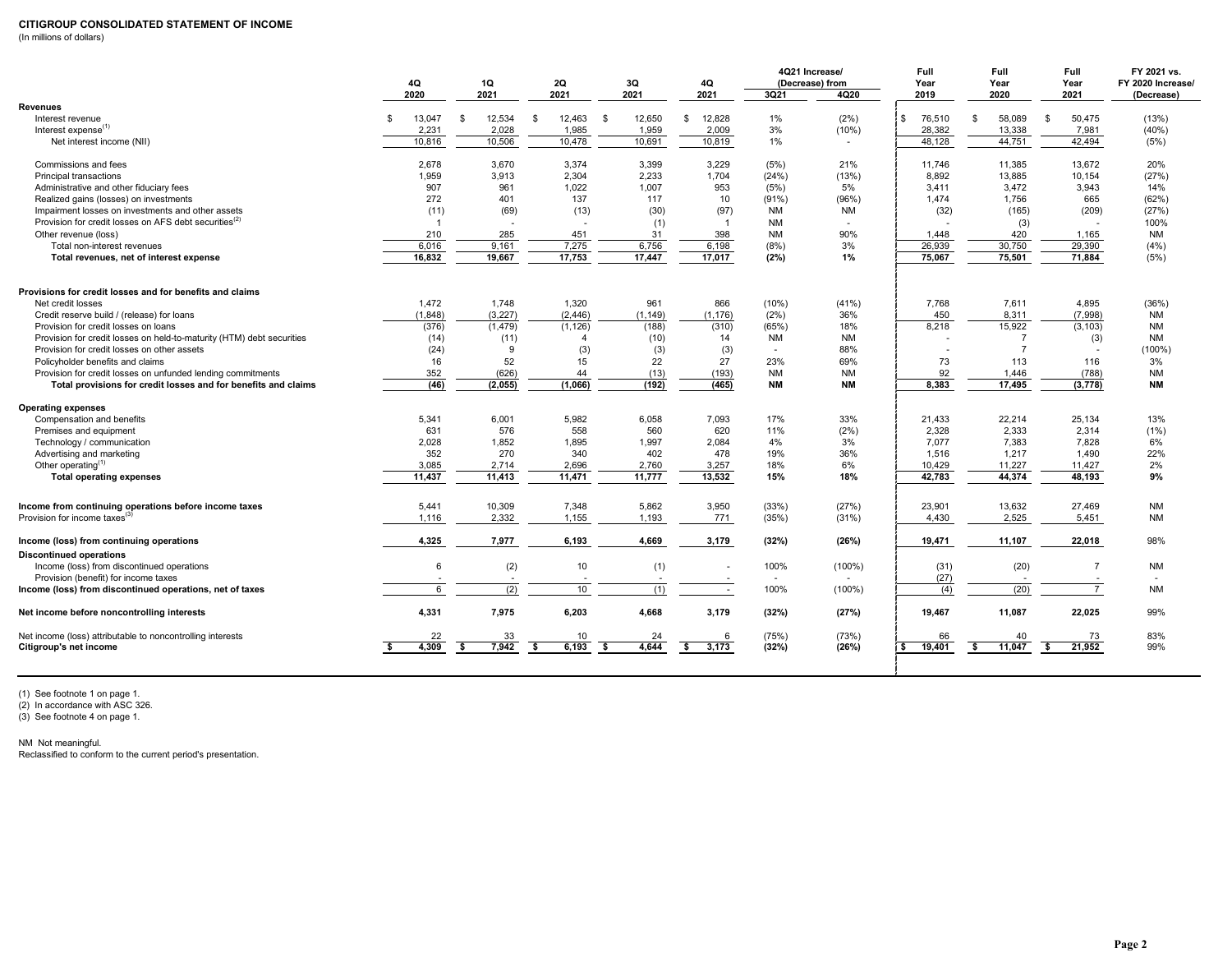**CITIGROUP CONSOLIDATED STATEMENT OF INCOME**

(In millions of dollars)

| | 4Q 2020 | 1Q 2021 | 2Q 2021 | 3Q 2021 | 4Q 2021 | 4Q21 Increase/ (Decrease) from 3Q21 | 4Q20 | Full Year 2019 | Full Year 2020 | Full Year 2021 | FY 2021 vs. FY 2020 Increase/ (Decrease) |
|---|---|---|---|---|---|---|---|---|---|---|---|
| **Revenues** | | | | | | | | | | | |
| Interest revenue | $ 13,047 | $ 12,534 | $ 12,463 | $ 12,650 | $ 12,828 | 1% | (2%) | $ 76,510 | $ 58,089 | $ 50,475 | (13%) |
| Interest expense(1) | 2,231 | 2,028 | 1,985 | 1,959 | 2,009 | 3% | (10%) | 28,382 | 13,338 | 7,981 | (40%) |
| Net interest income (NII) | 10,816 | 10,506 | 10,478 | 10,691 | 10,819 | 1% | - | 48,128 | 44,751 | 42,494 | (5%) |
| Commissions and fees | 2,678 | 3,670 | 3,374 | 3,399 | 3,229 | (5%) | 21% | 11,746 | 11,385 | 13,672 | 20% |
| Principal transactions | 1,959 | 3,913 | 2,304 | 2,233 | 1,704 | (24%) | (13%) | 8,892 | 13,885 | 10,154 | (27%) |
| Administrative and other fiduciary fees | 907 | 961 | 1,022 | 1,007 | 953 | (5%) | 5% | 3,411 | 3,472 | 3,943 | 14% |
| Realized gains (losses) on investments | 272 | 401 | 137 | 117 | 10 | (91%) | (96%) | 1,474 | 1,756 | 665 | (62%) |
| Impairment losses on investments and other assets | (11) | (69) | (13) | (30) | (97) | NM | NM | (32) | (165) | (209) | (27%) |
| Provision for credit losses on AFS debt securities(2) | 1 | - | - | (1) | 1 | NM | - | - | (3) | - | 100% |
| Other revenue (loss) | 210 | 285 | 451 | 31 | 398 | NM | 90% | 1,448 | 420 | 1,165 | NM |
| Total non-interest revenues | 6,016 | 9,161 | 7,275 | 6,756 | 6,198 | (8%) | 3% | 26,939 | 30,750 | 29,390 | (4%) |
| **Total revenues, net of interest expense** | **16,832** | **19,667** | **17,753** | **17,447** | **17,017** | **(2%)** | **1%** | **75,067** | **75,501** | **71,884** | (5%) |
| **Provisions for credit losses and for benefits and claims** | | | | | | | | | | | |
| Net credit losses | 1,472 | 1,748 | 1,320 | 961 | 866 | (10%) | (41%) | 7,768 | 7,611 | 4,895 | (36%) |
| Credit reserve build / (release) for loans | (1,848) | (3,227) | (2,446) | (1,149) | (1,176) | (2%) | 36% | 450 | 8,311 | (7,998) | NM |
| Provision for credit losses on loans | (376) | (1,479) | (1,126) | (188) | (310) | (65%) | 18% | 8,218 | 15,922 | (3,103) | NM |
| Provision for credit losses on held-to-maturity (HTM) debt securities | (14) | (11) | 4 | (10) | 14 | NM | NM | - | 7 | (3) | NM |
| Provision for credit losses on other assets | (24) | 9 | (3) | (3) | (3) | - | 88% | - | 7 | - | (100%) |
| Policyholder benefits and claims | 16 | 52 | 15 | 22 | 27 | 23% | 69% | 73 | 113 | 116 | 3% |
| Provision for credit losses on unfunded lending commitments | 352 | (626) | 44 | (13) | (193) | NM | NM | 92 | 1,446 | (788) | NM |
| **Total provisions for credit losses and for benefits and claims** | **(46)** | **(2,055)** | **(1,066)** | **(192)** | **(465)** | **NM** | **NM** | **8,383** | **17,495** | **(3,778)** | **NM** |
| **Operating expenses** | | | | | | | | | | | |
| Compensation and benefits | 5,341 | 6,001 | 5,982 | 6,058 | 7,093 | 17% | 33% | 21,433 | 22,214 | 25,134 | 13% |
| Premises and equipment | 631 | 576 | 558 | 560 | 620 | 11% | (2%) | 2,328 | 2,333 | 2,314 | (1%) |
| Technology / communication | 2,028 | 1,852 | 1,895 | 1,997 | 2,084 | 4% | 3% | 7,077 | 7,383 | 7,828 | 6% |
| Advertising and marketing | 352 | 270 | 340 | 402 | 478 | 19% | 36% | 1,516 | 1,217 | 1,490 | 22% |
| Other operating(1) | 3,085 | 2,714 | 2,696 | 2,760 | 3,257 | 18% | 6% | 10,429 | 11,227 | 11,427 | 2% |
| **Total operating expenses** | **11,437** | **11,413** | **11,471** | **11,777** | **13,532** | **15%** | **18%** | **42,783** | **44,374** | **48,193** | **9%** |
| **Income from continuing operations before income taxes** | 5,441 | 10,309 | 7,348 | 5,862 | 3,950 | (33%) | (27%) | 23,901 | 13,632 | 27,469 | NM |
| Provision for income taxes(3) | 1,116 | 2,332 | 1,155 | 1,193 | 771 | (35%) | (31%) | 4,430 | 2,525 | 5,451 | NM |
| **Income (loss) from continuing operations** | **4,325** | **7,977** | **6,193** | **4,669** | **3,179** | **(32%)** | **(26%)** | **19,471** | **11,107** | **22,018** | 98% |
| **Discontinued operations** | | | | | | | | | | | |
| Income (loss) from discontinued operations | 6 | (2) | 10 | (1) | - | 100% | (100%) | (31) | (20) | 7 | NM |
| Provision (benefit) for income taxes | - | - | - | - | - | - | - | (27) | - | - | - |
| **Income (loss) from discontinued operations, net of taxes** | 6 | (2) | 10 | (1) | - | 100% | (100%) | (4) | (20) | 7 | NM |
| **Net income before noncontrolling interests** | **4,331** | **7,975** | **6,203** | **4,668** | **3,179** | **(32%)** | **(27%)** | **19,467** | **11,087** | **22,025** | 99% |
| Net income (loss) attributable to noncontrolling interests | 22 | 33 | 10 | 24 | 6 | (75%) | (73%) | 66 | 40 | 73 | 83% |
| **Citigroup's net income** | **$ 4,309** | **$ 7,942** | **$ 6,193** | **$ 4,644** | **$ 3,173** | **(32%)** | **(26%)** | **$ 19,401** | **$ 11,047** | **$ 21,952** | 99% |

(1) See footnote 1 on page 1.
(2) In accordance with ASC 326.
(3) See footnote 4 on page 1.

NM Not meaningful.
Reclassified to conform to the current period's presentation.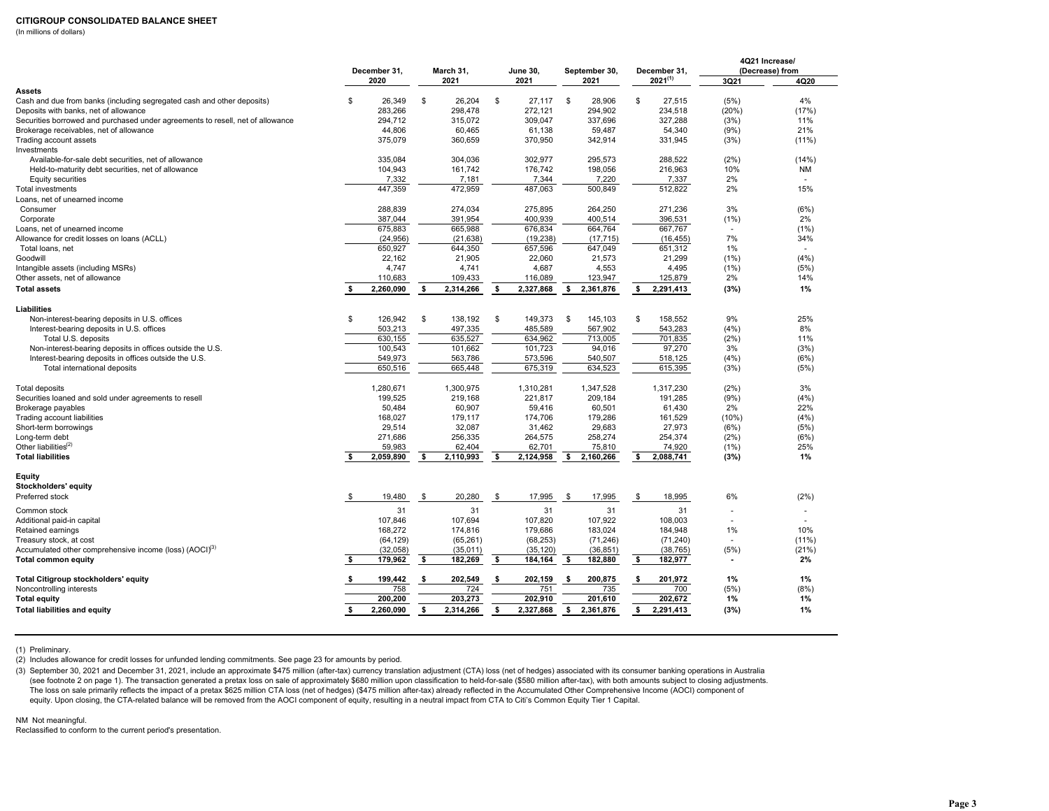# CITIGROUP CONSOLIDATED BALANCE SHEET

(In millions of dollars)

| | December 31, 2020 | March 31, 2021 | June 30, 2021 | September 30, 2021 | December 31, 2021[(1)] | 4Q21 Increase/ (Decrease) from | |
|---|---|---|---|---|---|---|---|
| | | | | | | 3Q21 | 4Q20 |
| **Assets** | | | | | | | |
| Cash and due from banks (including segregated cash and other deposits) | $ 26,349 | $ 26,204 | $ 27,117 | $ 28,906 | $ 27,515 | (5%) | 4% |
| Deposits with banks, net of allowance | 283,266 | 298,478 | 272,121 | 294,902 | 234,518 | (20%) | (17%) |
| Securities borrowed and purchased under agreements to resell, net of allowance | 294,712 | 315,072 | 309,047 | 337,696 | 327,288 | (3%) | 11% |
| Brokerage receivables, net of allowance | 44,806 | 60,465 | 61,138 | 59,487 | 54,340 | (9%) | 21% |
| Trading account assets | 375,079 | 360,659 | 370,950 | 342,914 | 331,945 | (3%) | (11%) |
| Investments | | | | | | | |
| Available-for-sale debt securities, net of allowance | 335,084 | 304,036 | 302,977 | 295,573 | 288,522 | (2%) | (14%) |
| Held-to-maturity debt securities, net of allowance | 104,943 | 161,742 | 176,742 | 198,056 | 216,963 | 10% | NM |
| Equity securities | 7,332 | 7,181 | 7,344 | 7,220 | 7,337 | 2% | - |
| Total investments | 447,359 | 472,959 | 487,063 | 500,849 | 512,822 | 2% | 15% |
| Loans, net of unearned income | | | | | | | |
| Consumer | 288,839 | 274,034 | 275,895 | 264,250 | 271,236 | 3% | (6%) |
| Corporate | 387,044 | 391,954 | 400,939 | 400,514 | 396,531 | (1%) | 2% |
| Loans, net of unearned income | 675,883 | 665,988 | 676,834 | 664,764 | 667,767 | - | (1%) |
| Allowance for credit losses on loans (ACLL) | (24,956) | (21,638) | (19,238) | (17,715) | (16,455) | 7% | 34% |
| Total loans, net | 650,927 | 644,350 | 657,596 | 647,049 | 651,312 | 1% | - |
| Goodwill | 22,162 | 21,905 | 22,060 | 21,573 | 21,299 | (1%) | (4%) |
| Intangible assets (including MSRs) | 4,747 | 4,741 | 4,687 | 4,553 | 4,495 | (1%) | (5%) |
| Other assets, net of allowance | 110,683 | 109,433 | 116,089 | 123,947 | 125,879 | 2% | 14% |
| **Total assets** | **$ 2,260,090** | **$ 2,314,266** | **$ 2,327,868** | **$ 2,361,876** | **$ 2,291,413** | **(3%)** | **1%** |
| **Liabilities** | | | | | | | |
| Non-interest-bearing deposits in U.S. offices | $ 126,942 | $ 138,192 | $ 149,373 | $ 145,103 | $ 158,552 | 9% | 25% |
| Interest-bearing deposits in U.S. offices | 503,213 | 497,335 | 485,589 | 567,902 | 543,283 | (4%) | 8% |
| Total U.S. deposits | 630,155 | 635,527 | 634,962 | 713,005 | 701,835 | (2%) | 11% |
| Non-interest-bearing deposits in offices outside the U.S. | 100,543 | 101,662 | 101,723 | 94,016 | 97,270 | 3% | (3%) |
| Interest-bearing deposits in offices outside the U.S. | 549,973 | 563,786 | 573,596 | 540,507 | 518,125 | (4%) | (6%) |
| Total international deposits | 650,516 | 665,448 | 675,319 | 634,523 | 615,395 | (3%) | (5%) |
| Total deposits | 1,280,671 | 1,300,975 | 1,310,281 | 1,347,528 | 1,317,230 | (2%) | 3% |
| Securities loaned and sold under agreements to resell | 199,525 | 219,168 | 221,817 | 209,184 | 191,285 | (9%) | (4%) |
| Brokerage payables | 50,484 | 60,907 | 59,416 | 60,501 | 61,430 | 2% | 22% |
| Trading account liabilities | 168,027 | 179,117 | 174,706 | 179,286 | 161,529 | (10%) | (4%) |
| Short-term borrowings | 29,514 | 32,087 | 31,462 | 29,683 | 27,973 | (6%) | (5%) |
| Long-term debt | 271,686 | 256,335 | 264,575 | 258,274 | 254,374 | (2%) | (6%) |
| Other liabilities[(2)] | 59,983 | 62,404 | 62,701 | 75,810 | 74,920 | (1%) | 25% |
| **Total liabilities** | **$ 2,059,890** | **$ 2,110,993** | **$ 2,124,958** | **$ 2,160,266** | **$ 2,088,741** | **(3%)** | **1%** |
| **Equity** | | | | | | | |
| **Stockholders' equity** | | | | | | | |
| Preferred stock | $ 19,480 | $ 20,280 | $ 17,995 | $ 17,995 | $ 18,995 | 6% | (2%) |
| Common stock | 31 | 31 | 31 | 31 | 31 | - | - |
| Additional paid-in capital | 107,846 | 107,694 | 107,820 | 107,922 | 108,003 | - | - |
| Retained earnings | 168,272 | 174,816 | 179,686 | 183,024 | 184,948 | 1% | 10% |
| Treasury stock, at cost | (64,129) | (65,261) | (68,253) | (71,246) | (71,240) | - | (11%) |
| Accumulated other comprehensive income (loss) (AOCI)[(3)] | (32,058) | (35,011) | (35,120) | (36,851) | (38,765) | (5%) | (21%) |
| **Total common equity** | **$ 179,962** | **$ 182,269** | **$ 184,164** | **$ 182,880** | **$ 182,977** | **-** | **2%** |
| **Total Citigroup stockholders' equity** | **$ 199,442** | **$ 202,549** | **$ 202,159** | **$ 200,875** | **$ 201,972** | **1%** | **1%** |
| Noncontrolling interests | 758 | 724 | 751 | 735 | 700 | (5%) | (8%) |
| **Total equity** | **200,200** | **203,273** | **202,910** | **201,610** | **202,672** | **1%** | **1%** |
| **Total liabilities and equity** | **$ 2,260,090** | **$ 2,314,266** | **$ 2,327,868** | **$ 2,361,876** | **$ 2,291,413** | **(3%)** | **1%** |

(1) Preliminary.

(2) Includes allowance for credit losses for unfunded lending commitments. See page 23 for amounts by period.

(3) September 30, 2021 and December 31, 2021, include an approximate $475 million (after-tax) currency translation adjustment (CTA) loss (net of hedges) associated with its consumer banking operations in Australia (see footnote 2 on page 1). The transaction generated a pretax loss on sale of approximately $680 million upon classification to held-for-sale ($580 million after-tax), with both amounts subject to closing adjustments. The loss on sale primarily reflects the impact of a pretax $625 million CTA loss (net of hedges) ($475 million after-tax) already reflected in the Accumulated Other Comprehensive Income (AOCI) component of equity. Upon closing, the CTA-related balance will be removed from the AOCI component of equity, resulting in a neutral impact from CTA to Citi's Common Equity Tier 1 Capital.

NM Not meaningful.

Reclassified to conform to the current period's presentation.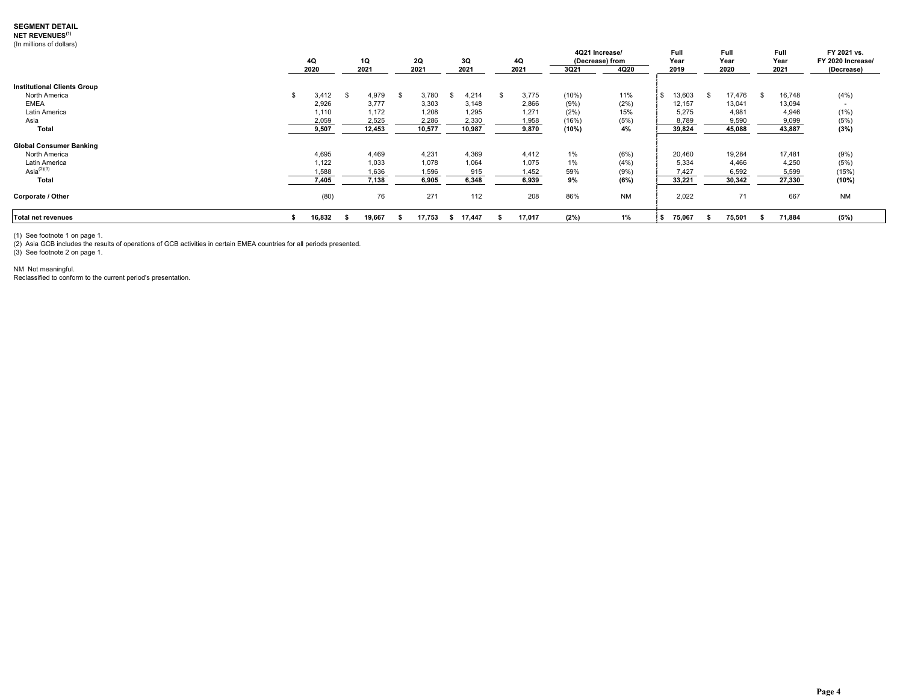**SEGMENT DETAIL**
**NET REVENUES**[1]
(In millions of dollars)

| | 4Q 2020 | 1Q 2021 | 2Q 2021 | 3Q 2021 | 4Q 2021 | 4Q21 Increase/ (Decrease) from 3Q21 | 4Q21 Increase/ (Decrease) from 4Q20 | Full Year 2019 | Full Year 2020 | Full Year 2021 | FY 2021 vs. FY 2020 Increase/ (Decrease) |
|---|---|---|---|---|---|---|---|---|---|---|---|
| **Institutional Clients Group** | | | | | | | | | | | |
| North America | $ 3,412 | $ 4,979 | $ 3,780 | $ 4,214 | $ 3,775 | (10%) | 11% | $ 13,603 | $ 17,476 | $ 16,748 | (4%) |
| EMEA | 2,926 | 3,777 | 3,303 | 3,148 | 2,866 | (9%) | (2%) | 12,157 | 13,041 | 13,094 | - |
| Latin America | 1,110 | 1,172 | 1,208 | 1,295 | 1,271 | (2%) | 15% | 5,275 | 4,981 | 4,946 | (1%) |
| Asia | 2,059 | 2,525 | 2,286 | 2,330 | 1,958 | (16%) | (5%) | 8,789 | 9,590 | 9,099 | (5%) |
| **Total** | **9,507** | **12,453** | **10,577** | **10,987** | **9,870** | **(10%)** | **4%** | **39,824** | **45,088** | **43,887** | **(3%)** |
| **Global Consumer Banking** | | | | | | | | | | | |
| North America | 4,695 | 4,469 | 4,231 | 4,369 | 4,412 | 1% | (6%) | 20,460 | 19,284 | 17,481 | (9%) |
| Latin America | 1,122 | 1,033 | 1,078 | 1,064 | 1,075 | 1% | (4%) | 5,334 | 4,466 | 4,250 | (5%) |
| Asia[2][3] | 1,588 | 1,636 | 1,596 | 915 | 1,452 | 59% | (9%) | 7,427 | 6,592 | 5,599 | (15%) |
| **Total** | **7,405** | **7,138** | **6,905** | **6,348** | **6,939** | **9%** | **(6%)** | **33,221** | **30,342** | **27,330** | **(10%)** |
| **Corporate / Other** | (80) | 76 | 271 | 112 | 208 | 86% | NM | 2,022 | 71 | 667 | NM |
| **Total net revenues** | **$ 16,832** | **$ 19,667** | **$ 17,753** | **$ 17,447** | **$ 17,017** | **(2%)** | **1%** | **$ 75,067** | **$ 75,501** | **$ 71,884** | **(5%)** |

(1) See footnote 1 on page 1.
(2) Asia GCB includes the results of operations of GCB activities in certain EMEA countries for all periods presented.
(3) See footnote 2 on page 1.

NM Not meaningful.
Reclassified to conform to the current period's presentation.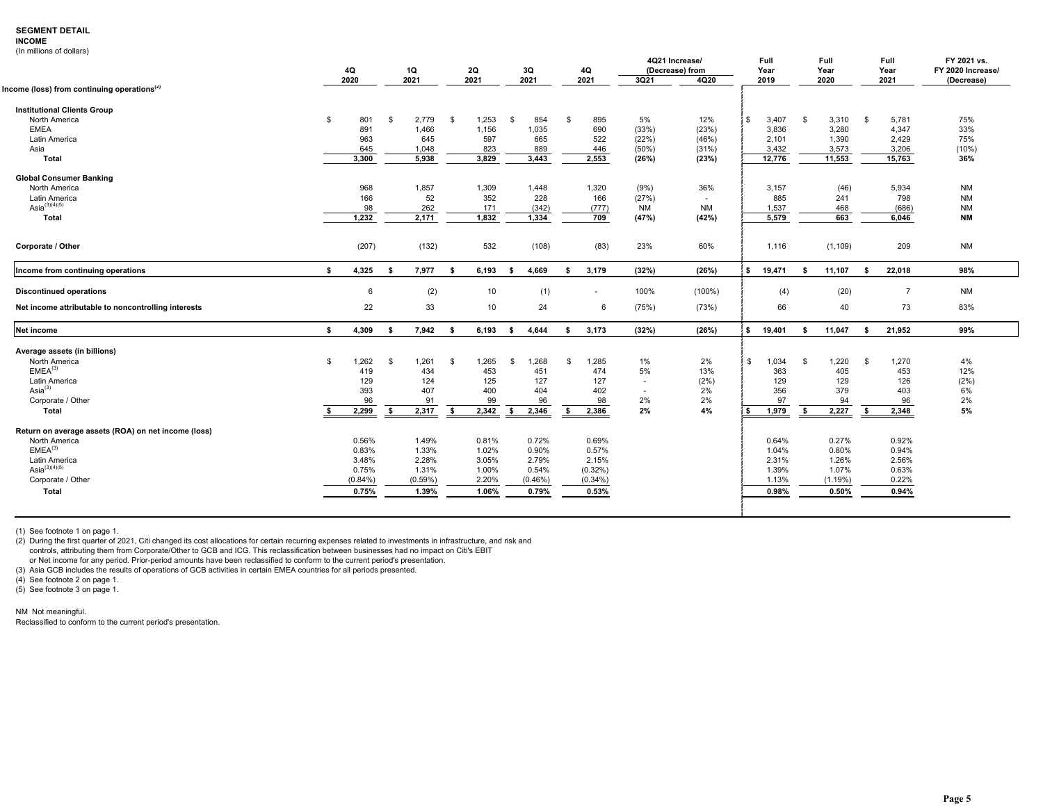**SEGMENT DETAIL**
**INCOME**
(In millions of dollars)

| | 4Q 2020 | 1Q 2021 | 2Q 2021 | 3Q 2021 | 4Q 2021 | 4Q21 Increase/ (Decrease) from 3Q21 | 4Q20 | Full Year 2019 | Full Year 2020 | Full Year 2021 | FY 2021 vs. FY 2020 Increase/ (Decrease) |
|---|---|---|---|---|---|---|---|---|---|---|---|
| **Income (loss) from continuing operations[1]** | | | | | | | | | | | |
| **Institutional Clients Group** | | | | | | | | | | | |
| North America | $ 801 | $ 2,779 | $ 1,253 | $ 854 | $ 895 | 5% | 12% | $ 3,407 | $ 3,310 | $ 5,781 | 75% |
| EMEA | 891 | 1,466 | 1,156 | 1,035 | 690 | (33%) | (23%) | 3,836 | 3,280 | 4,347 | 33% |
| Latin America | 963 | 645 | 597 | 665 | 522 | (22%) | (46%) | 2,101 | 1,390 | 2,429 | 75% |
| Asia | 645 | 1,048 | 823 | 889 | 446 | (50%) | (31%) | 3,432 | 3,573 | 3,206 | (10%) |
| **Total** | **3,300** | **5,938** | **3,829** | **3,443** | **2,553** | **(26%)** | **(23%)** | **12,776** | **11,553** | **15,763** | **36%** |
| **Global Consumer Banking** | | | | | | | | | | | |
| North America | 968 | 1,857 | 1,309 | 1,448 | 1,320 | (9%) | 36% | 3,157 | (46) | 5,934 | NM |
| Latin America | 166 | 52 | 352 | 228 | 166 | (27%) | - | 885 | 241 | 798 | NM |
| Asia[(3)(4)(5)] | 98 | 262 | 171 | (342) | (777) | NM | NM | 1,537 | 468 | (686) | NM |
| **Total** | **1,232** | **2,171** | **1,832** | **1,334** | **709** | **(47%)** | **(42%)** | **5,579** | **663** | **6,046** | **NM** |
| **Corporate / Other** | (207) | (132) | 532 | (108) | (83) | 23% | 60% | 1,116 | (1,109) | 209 | NM |
| **Income from continuing operations** | **$ 4,325** | **$ 7,977** | **$ 6,193** | **$ 4,669** | **$ 3,179** | **(32%)** | **(26%)** | **$ 19,471** | **$ 11,107** | **$ 22,018** | **98%** |
| **Discontinued operations** | 6 | (2) | 10 | (1) | - | 100% | (100%) | (4) | (20) | 7 | NM |
| **Net income attributable to noncontrolling interests** | 22 | 33 | 10 | 24 | 6 | (75%) | (73%) | 66 | 40 | 73 | 83% |
| **Net income** | **$ 4,309** | **$ 7,942** | **$ 6,193** | **$ 4,644** | **$ 3,173** | **(32%)** | **(26%)** | **$ 19,401** | **$ 11,047** | **$ 21,952** | **99%** |
| **Average assets (in billions)** | | | | | | | | | | | |
| North America | $ 1,262 | $ 1,261 | $ 1,265 | $ 1,268 | $ 1,285 | 1% | 2% | $ 1,034 | $ 1,220 | $ 1,270 | 4% |
| EMEA[(3)] | 419 | 434 | 453 | 451 | 474 | 5% | 13% | 363 | 405 | 453 | 12% |
| Latin America | 129 | 124 | 125 | 127 | 127 | - | (2%) | 129 | 129 | 126 | (2%) |
| Asia[(3)] | 393 | 407 | 400 | 404 | 402 | - | 2% | 356 | 379 | 403 | 6% |
| Corporate / Other | 96 | 91 | 99 | 96 | 98 | 2% | 2% | 97 | 94 | 96 | 2% |
| **Total** | **$ 2,299** | **$ 2,317** | **$ 2,342** | **$ 2,346** | **$ 2,386** | **2%** | **4%** | **$ 1,979** | **$ 2,227** | **$ 2,348** | **5%** |
| **Return on average assets (ROA) on net income (loss)** | | | | | | | | | | | |
| North America | 0.56% | 1.49% | 0.81% | 0.72% | 0.69% | | | 0.64% | 0.27% | 0.92% | |
| EMEA[(3)] | 0.83% | 1.33% | 1.02% | 0.90% | 0.57% | | | 1.04% | 0.80% | 0.94% | |
| Latin America | 3.48% | 2.28% | 3.05% | 2.79% | 2.15% | | | 2.31% | 1.26% | 2.56% | |
| Asia[(3)(4)(5)] | 0.75% | 1.31% | 1.00% | 0.54% | (0.32%) | | | 1.39% | 1.07% | 0.63% | |
| Corporate / Other | (0.84%) | (0.59%) | 2.20% | (0.46%) | (0.34%) | | | 1.13% | (1.19%) | 0.22% | |
| **Total** | **0.75%** | **1.39%** | **1.06%** | **0.79%** | **0.53%** | | | **0.98%** | **0.50%** | **0.94%** | |

(1) See footnote 1 on page 1.
(2) During the first quarter of 2021, Citi changed its cost allocations for certain recurring expenses related to investments in infrastructure, and risk and controls, attributing them from Corporate/Other to GCB and ICG. This reclassification between businesses had no impact on Citi's EBIT or Net income for any period. Prior-period amounts have been reclassified to conform to the current period's presentation.
(3) Asia GCB includes the results of operations of GCB activities in certain EMEA countries for all periods presented.
(4) See footnote 2 on page 1.
(5) See footnote 3 on page 1.

NM Not meaningful.
Reclassified to conform to the current period's presentation.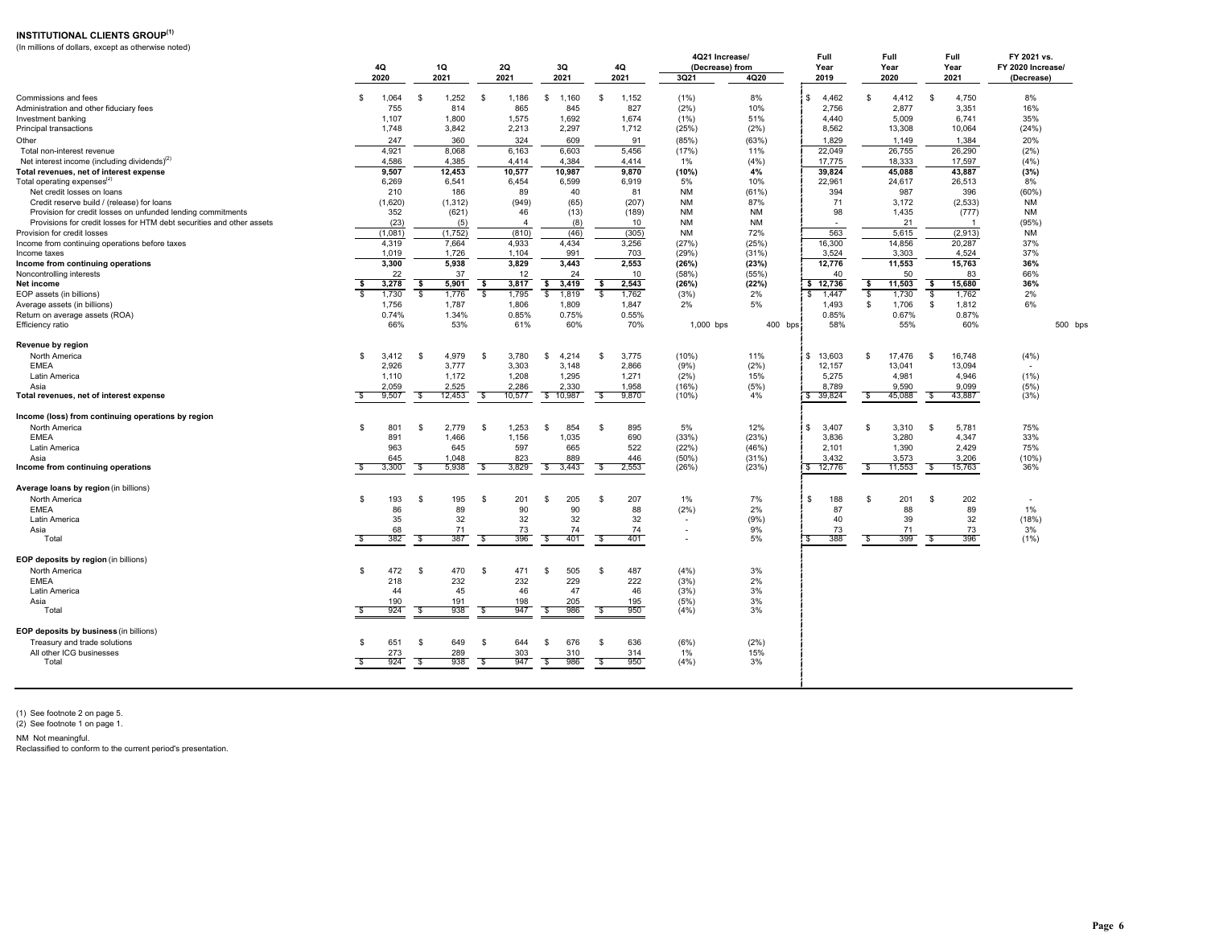## INSTITUTIONAL CLIENTS GROUP[1]

(In millions of dollars, except as otherwise noted)

| | 4Q 2020 | 1Q 2021 | 2Q 2021 | 3Q 2021 | 4Q 2021 | 4Q21 Increase/ (Decrease) from 3Q21 | 4Q20 | Full Year 2019 | Full Year 2020 | Full Year 2021 | FY 2021 vs. FY 2020 Increase/ (Decrease) |
|---|---|---|---|---|---|---|---|---|---|---|---|
| Commissions and fees | $ 1,064 | $ 1,252 | $ 1,186 | $ 1,160 | $ 1,152 | (1%) | 8% | $ 4,462 | $ 4,412 | $ 4,750 | 8% |
| Administration and other fiduciary fees | 755 | 814 | 865 | 845 | 827 | (2%) | 10% | 2,756 | 2,877 | 3,351 | 16% |
| Investment banking | 1,107 | 1,800 | 1,575 | 1,692 | 1,674 | (1%) | 51% | 4,440 | 5,009 | 6,741 | 35% |
| Principal transactions | 1,748 | 3,842 | 2,213 | 2,297 | 1,712 | (25%) | (2%) | 8,562 | 13,308 | 10,064 | (24%) |
| Other | 247 | 360 | 324 | 609 | 91 | (85%) | (63%) | 1,829 | 1,149 | 1,384 | 20% |
| Total non-interest revenue | 4,921 | 8,068 | 6,163 | 6,603 | 5,456 | (17%) | 11% | 22,049 | 26,755 | 26,290 | (2%) |
| Net interest income (including dividends)[2] | 4,586 | 4,385 | 4,414 | 4,384 | 4,414 | 1% | (4%) | 17,775 | 18,333 | 17,597 | (4%) |
| **Total revenues, net of interest expense** | **9,507** | **12,453** | **10,577** | **10,987** | **9,870** | **(10%)** | **4%** | **39,824** | **45,088** | **43,887** | **(3%)** |
| Total operating expenses[2] | 6,269 | 6,541 | 6,454 | 6,599 | 6,919 | 5% | 10% | 22,961 | 24,617 | 26,513 | 8% |
| Net credit losses on loans | 210 | 186 | 89 | 40 | 81 | NM | (61%) | 394 | 987 | 396 | (60%) |
| Credit reserve build / (release) for loans | (1,620) | (1,312) | (949) | (65) | (207) | NM | 87% | 71 | 3,172 | (2,533) | NM |
| Provision for credit losses on unfunded lending commitments | 352 | (621) | 46 | (13) | (189) | NM | NM | 98 | 1,435 | (777) | NM |
| Provisions for credit losses for HTM debt securities and other assets | (23) | (5) | 4 | (8) | 10 | NM | NM | - | 21 | 1 | (95%) |
| Provision for credit losses | (1,081) | (1,752) | (810) | (46) | (305) | NM | 72% | 563 | 5,615 | (2,913) | NM |
| Income from continuing operations before taxes | 4,319 | 7,664 | 4,933 | 4,434 | 3,256 | (27%) | (25%) | 16,300 | 14,856 | 20,287 | 37% |
| Income taxes | 1,019 | 1,726 | 1,104 | 991 | 703 | (29%) | (31%) | 3,524 | 3,303 | 4,524 | 37% |
| **Income from continuing operations** | **3,300** | **5,938** | **3,829** | **3,443** | **2,553** | **(26%)** | **(23%)** | **12,776** | **11,553** | **15,763** | **36%** |
| Noncontrolling interests | 22 | 37 | 12 | 24 | 10 | (58%) | (55%) | 40 | 50 | 83 | 66% |
| **Net income** | **$ 3,278** | **$ 5,901** | **$ 3,817** | **$ 3,419** | **$ 2,543** | **(26%)** | **(22%)** | **$ 12,736** | **$ 11,503** | **$ 15,680** | **36%** |
| EOP assets (in billions) | $ 1,730 | $ 1,776 | $ 1,795 | $ 1,819 | $ 1,762 | (3%) | 2% | $ 1,447 | $ 1,730 | $ 1,762 | 2% |
| Average assets (in billions) | 1,756 | 1,787 | 1,806 | 1,809 | 1,847 | 2% | 5% | 1,493 | $ 1,706 | $ 1,812 | 6% |
| Return on average assets (ROA) | 0.74% | 1.34% | 0.85% | 0.75% | 0.55% | | | 0.85% | 0.67% | 0.87% | |
| Efficiency ratio | 66% | 53% | 61% | 60% | 70% | 1,000 bps | 400 bps | 58% | 55% | 60% | 500 bps |
| **Revenue by region** | | | | | | | | | | | |
| North America | $ 3,412 | $ 4,979 | $ 3,780 | $ 4,214 | $ 3,775 | (10%) | 11% | $ 13,603 | $ 17,476 | $ 16,748 | (4%) |
| EMEA | 2,926 | 3,777 | 3,303 | 3,148 | 2,866 | (9%) | (2%) | 12,157 | 13,041 | 13,094 | - |
| Latin America | 1,110 | 1,172 | 1,208 | 1,295 | 1,271 | (2%) | 15% | 5,275 | 4,981 | 4,946 | (1%) |
| Asia | 2,059 | 2,525 | 2,286 | 2,330 | 1,958 | (16%) | (5%) | 8,789 | 9,590 | 9,099 | (5%) |
| **Total revenues, net of interest expense** | $ 9,507 | $ 12,453 | $ 10,577 | $ 10,987 | $ 9,870 | (10%) | 4% | $ 39,824 | $ 45,088 | $ 43,887 | (3%) |
| **Income (loss) from continuing operations by region** | | | | | | | | | | | |
| North America | $ 801 | $ 2,779 | $ 1,253 | $ 854 | $ 895 | 5% | 12% | $ 3,407 | $ 3,310 | $ 5,781 | 75% |
| EMEA | 891 | 1,466 | 1,156 | 1,035 | 690 | (33%) | (23%) | 3,836 | 3,280 | 4,347 | 33% |
| Latin America | 963 | 645 | 597 | 665 | 522 | (22%) | (46%) | 2,101 | 1,390 | 2,429 | 75% |
| Asia | 645 | 1,048 | 823 | 889 | 446 | (50%) | (31%) | 3,432 | 3,573 | 3,206 | (10%) |
| **Income from continuing operations** | $ 3,300 | $ 5,938 | $ 3,829 | $ 3,443 | $ 2,553 | (26%) | (23%) | $ 12,776 | $ 11,553 | $ 15,763 | 36% |
| **Average loans by region** (in billions) | | | | | | | | | | | |
| North America | $ 193 | $ 195 | $ 201 | $ 205 | $ 207 | 1% | 7% | $ 188 | $ 201 | $ 202 | - |
| EMEA | 86 | 89 | 90 | 90 | 88 | (2%) | 2% | 87 | 88 | 89 | 1% |
| Latin America | 35 | 32 | 32 | 32 | 32 | - | (9%) | 40 | 39 | 32 | (18%) |
| Asia | 68 | 71 | 73 | 74 | 74 | - | 9% | 73 | 71 | 73 | 3% |
| Total | $ 382 | $ 387 | $ 396 | $ 401 | $ 401 | - | 5% | $ 388 | $ 399 | $ 396 | (1%) |
| **EOP deposits by region** (in billions) | | | | | | | | | | | |
| North America | $ 472 | $ 470 | $ 471 | $ 505 | $ 487 | (4%) | 3% | | | | |
| EMEA | 218 | 232 | 232 | 229 | 222 | (3%) | 2% | | | | |
| Latin America | 44 | 45 | 46 | 47 | 46 | (3%) | 3% | | | | |
| Asia | 190 | 191 | 198 | 205 | 195 | (5%) | 3% | | | | |
| Total | $ 924 | $ 938 | $ 947 | $ 986 | $ 950 | (4%) | 3% | | | | |
| **EOP deposits by business** (in billions) | | | | | | | | | | | |
| Treasury and trade solutions | $ 651 | $ 649 | $ 644 | $ 676 | $ 636 | (6%) | (2%) | | | | |
| All other ICG businesses | 273 | 289 | 303 | 310 | 314 | 1% | 15% | | | | |
| Total | $ 924 | $ 938 | $ 947 | $ 986 | $ 950 | (4%) | 3% | | | | |

(1) See footnote 2 on page 5.
(2) See footnote 1 on page 1.

NM Not meaningful.
Reclassified to conform to the current period's presentation.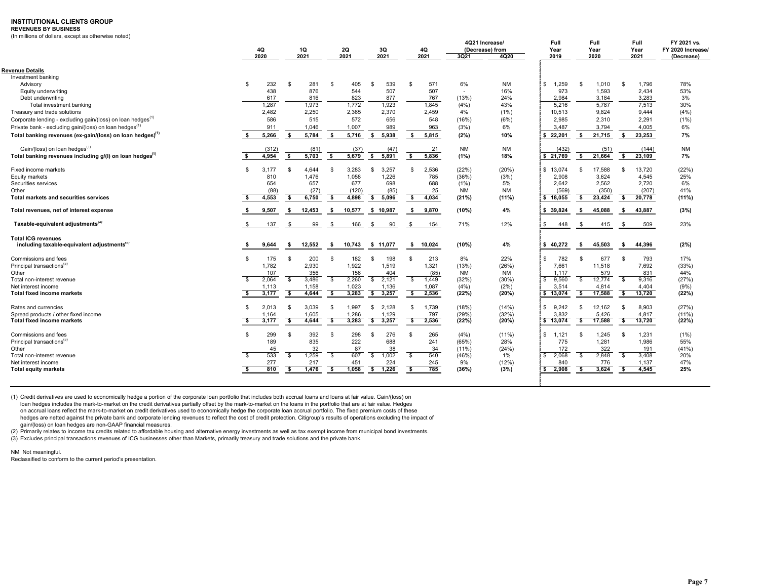**INSTITUTIONAL CLIENTS GROUP**
**REVENUES BY BUSINESS**
(In millions of dollars, except as otherwise noted)

| | 4Q 2020 | 1Q 2021 | 2Q 2021 | 3Q 2021 | 4Q 2021 | 4Q21 Increase/ (Decrease) from 3Q21 | 4Q20 | Full Year 2019 | Full Year 2020 | Full Year 2021 | FY 2021 vs. FY 2020 Increase/ (Decrease) |
|---|---|---|---|---|---|---|---|---|---|---|---|
| **Revenue Details** | | | | | | | | | | | |
| Investment banking | | | | | | | | | | | |
| Advisory | $ 232 | $ 281 | $ 405 | $ 539 | $ 571 | 6% | NM | $ 1,259 | $ 1,010 | $ 1,796 | 78% |
| Equity underwriting | 438 | 876 | 544 | 507 | 507 | - | 16% | 973 | 1,593 | 2,434 | 53% |
| Debt underwriting | 617 | 816 | 823 | 877 | 767 | (13%) | 24% | 2,984 | 3,184 | 3,283 | 3% |
| Total investment banking | 1,287 | 1,973 | 1,772 | 1,923 | 1,845 | (4%) | 43% | 5,216 | 5,787 | 7,513 | 30% |
| Treasury and trade solutions | 2,482 | 2,250 | 2,365 | 2,370 | 2,459 | 4% | (1%) | 10,513 | 9,824 | 9,444 | (4%) |
| Corporate lending - excluding gain/(loss) on loan hedges[1] | 586 | 515 | 572 | 656 | 548 | (16%) | (6%) | 2,985 | 2,310 | 2,291 | (1%) |
| Private bank - excluding gain/(loss) on loan hedges[1] | 911 | 1,046 | 1,007 | 989 | 963 | (3%) | 6% | 3,487 | 3,794 | 4,005 | 6% |
| **Total banking revenues (ex-gain/(loss) on loan hedges)[1]** | **$ 5,266** | **$ 5,784** | **$ 5,716** | **$ 5,938** | **$ 5,815** | **(2%)** | **10%** | **$ 22,201** | **$ 21,715** | **$ 23,253** | **7%** |
| Gain/(loss) on loan hedges[1] | (312) | (81) | (37) | (47) | 21 | NM | NM | (432) | (51) | (144) | NM |
| **Total banking revenues including g/(l) on loan hedges[1]** | **$ 4,954** | **$ 5,703** | **$ 5,679** | **$ 5,891** | **$ 5,836** | **(1%)** | **18%** | **$ 21,769** | **$ 21,664** | **$ 23,109** | **7%** |
| Fixed income markets | $ 3,177 | $ 4,644 | $ 3,283 | $ 3,257 | $ 2,536 | (22%) | (20%) | $ 13,074 | $ 17,588 | $ 13,720 | (22%) |
| Equity markets | 810 | 1,476 | 1,058 | 1,226 | 785 | (36%) | (3%) | 2,908 | 3,624 | 4,545 | 25% |
| Securities services | 654 | 657 | 677 | 698 | 688 | (1%) | 5% | 2,642 | 2,562 | 2,720 | 6% |
| Other | (88) | (27) | (120) | (85) | 25 | NM | NM | (569) | (350) | (207) | 41% |
| **Total markets and securities services** | **$ 4,553** | **$ 6,750** | **$ 4,898** | **$ 5,096** | **$ 4,034** | **(21%)** | **(11%)** | **$ 18,055** | **$ 23,424** | **$ 20,778** | **(11%)** |
| **Total revenues, net of interest expense** | **$ 9,507** | **$ 12,453** | **$ 10,577** | **$ 10,987** | **$ 9,870** | **(10%)** | **4%** | **$ 39,824** | **$ 45,088** | **$ 43,887** | **(3%)** |
| **Taxable-equivalent adjustments[2]** | $ 137 | $ 99 | $ 166 | $ 90 | $ 154 | 71% | 12% | $ 448 | $ 415 | $ 509 | 23% |
| **Total ICG revenues including taxable-equivalent adjustments[2]** | **$ 9,644** | **$ 12,552** | **$ 10,743** | **$ 11,077** | **$ 10,024** | **(10%)** | **4%** | **$ 40,272** | **$ 45,503** | **$ 44,396** | **(2%)** |
| Commissions and fees | $ 175 | $ 200 | $ 182 | $ 198 | $ 213 | 8% | 22% | $ 782 | $ 677 | $ 793 | 17% |
| Principal transactions[3] | 1,782 | 2,930 | 1,922 | 1,519 | 1,321 | (13%) | (26%) | 7,661 | 11,518 | 7,692 | (33%) |
| Other | 107 | 356 | 156 | 404 | (85) | NM | NM | 1,117 | 579 | 831 | 44% |
| Total non-interest revenue | $ 2,064 | $ 3,486 | $ 2,260 | $ 2,121 | $ 1,449 | (32%) | (30%) | $ 9,560 | $ 12,774 | $ 9,316 | (27%) |
| Net interest income | 1,113 | 1,158 | 1,023 | 1,136 | 1,087 | (4%) | (2%) | 3,514 | 4,814 | 4,404 | (9%) |
| **Total fixed income markets** | **$ 3,177** | **$ 4,644** | **$ 3,283** | **$ 3,257** | **$ 2,536** | **(22%)** | **(20%)** | **$ 13,074** | **$ 17,588** | **$ 13,720** | **(22%)** |
| Rates and currencies | $ 2,013 | $ 3,039 | $ 1,997 | $ 2,128 | $ 1,739 | (18%) | (14%) | $ 9,242 | $ 12,162 | $ 8,903 | (27%) |
| Spread products / other fixed income | 1,164 | 1,605 | 1,286 | 1,129 | 797 | (29%) | (32%) | 3,832 | 5,426 | 4,817 | (11%) |
| **Total fixed income markets** | **$ 3,177** | **$ 4,644** | **$ 3,283** | **$ 3,257** | **$ 2,536** | **(22%)** | **(20%)** | **$ 13,074** | **$ 17,588** | **$ 13,720** | **(22%)** |
| Commissions and fees | $ 299 | $ 392 | $ 298 | $ 276 | $ 265 | (4%) | (11%) | $ 1,121 | $ 1,245 | $ 1,231 | (1%) |
| Principal transactions[3] | 189 | 835 | 222 | 688 | 241 | (65%) | 28% | 775 | 1,281 | 1,986 | 55% |
| Other | 45 | 32 | 87 | 38 | 34 | (11%) | (24%) | 172 | 322 | 191 | (41%) |
| Total non-interest revenue | $ 533 | $ 1,259 | $ 607 | $ 1,002 | $ 540 | (46%) | 1% | $ 2,068 | $ 2,848 | $ 3,408 | 20% |
| Net interest income | 277 | 217 | 451 | 224 | 245 | 9% | (12%) | 840 | 776 | 1,137 | 47% |
| **Total equity markets** | **$ 810** | **$ 1,476** | **$ 1,058** | **$ 1,226** | **$ 785** | **(36%)** | **(3%)** | **$ 2,908** | **$ 3,624** | **$ 4,545** | **25%** |

(1) Credit derivatives are used to economically hedge a portion of the corporate loan portfolio that includes both accrual loans and loans at fair value. Gain/(loss) on loan hedges includes the mark-to-market on the credit derivatives partially offset by the mark-to-market on the loans in the portfolio that are at fair value. Hedges on accrual loans reflect the mark-to-market on credit derivatives used to economically hedge the corporate loan accrual portfolio. The fixed premium costs of these hedges are netted against the private bank and corporate lending revenues to reflect the cost of credit protection. Citigroup's results of operations excluding the impact of gain/(loss) on loan hedges are non-GAAP financial measures.

(2) Primarily relates to income tax credits related to affordable housing and alternative energy investments as well as tax exempt income from municipal bond investments.

(3) Excludes principal transactions revenues of ICG businesses other than Markets, primarily treasury and trade solutions and the private bank.

NM Not meaningful.

Reclassified to conform to the current period's presentation.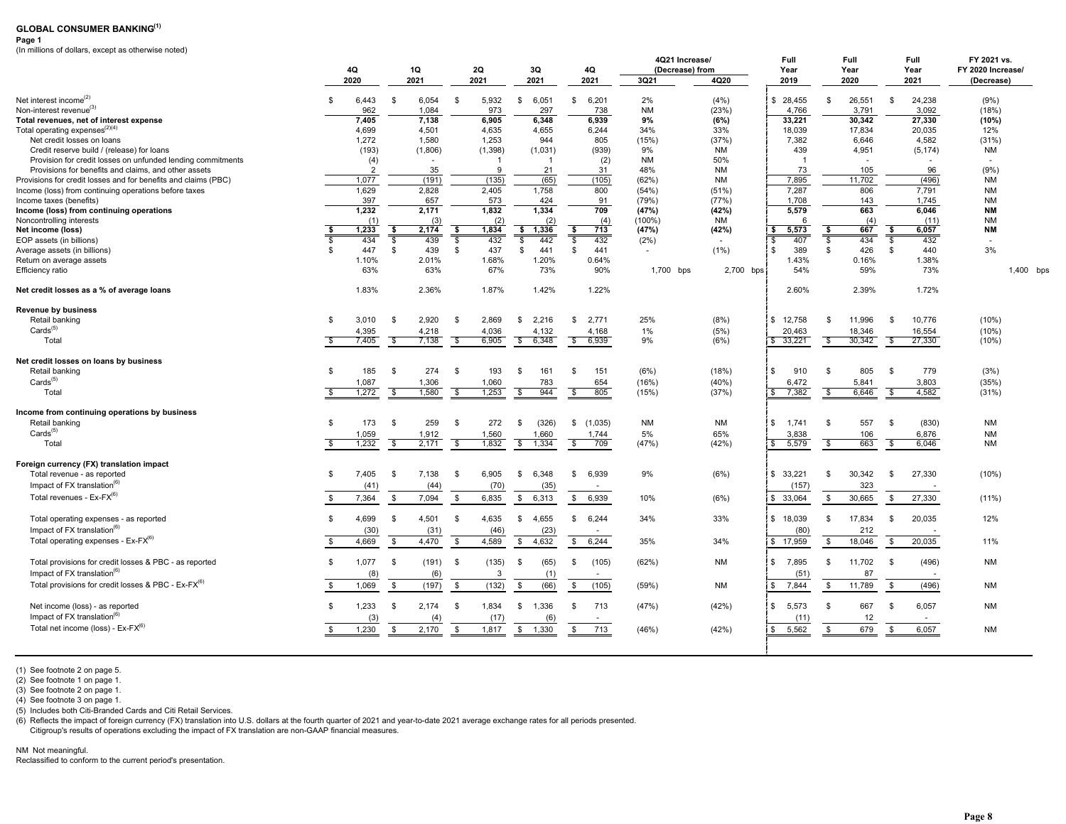**GLOBAL CONSUMER BANKING**[1]

**Page 1**

(In millions of dollars, except as otherwise noted)

| | 4Q 2020 | 1Q 2021 | 2Q 2021 | 3Q 2021 | 4Q 2021 | 4Q21 Increase/ (Decrease) from 3Q21 | 4Q20 | Full Year 2019 | Full Year 2020 | Full Year 2021 | FY 2021 vs. FY 2020 Increase/ (Decrease) |
|---|---|---|---|---|---|---|---|---|---|---|---|
| Net interest income[2] | $ 6,443 | $ 6,054 | $ 5,932 | $ 6,051 | $ 6,201 | 2% | (4%) | $ 28,455 | $ 26,551 | $ 24,238 | (9%) |
| Non-interest revenue[3] | 962 | 1,084 | 973 | 297 | 738 | NM | (23%) | 4,766 | 3,791 | 3,092 | (18%) |
| **Total revenues, net of interest expense** | **7,405** | **7,138** | **6,905** | **6,348** | **6,939** | **9%** | **(6%)** | **33,221** | **30,342** | **27,330** | **(10%)** |
| Total operating expenses[2][4] | 4,699 | 4,501 | 4,635 | 4,655 | 6,244 | 34% | 33% | 18,039 | 17,834 | 20,035 | 12% |
| Net credit losses on loans | 1,272 | 1,580 | 1,253 | 944 | 805 | (15%) | (37%) | 7,382 | 6,646 | 4,582 | (31%) |
| Credit reserve build / (release) for loans | (193) | (1,806) | (1,398) | (1,031) | (939) | 9% | NM | 439 | 4,951 | (5,174) | NM |
| Provision for credit losses on unfunded lending commitments | (4) | - | 1 | 1 | (2) | NM | 50% | 1 | - | - | - |
| Provisions for benefits and claims, and other assets | 2 | 35 | 9 | 21 | 31 | 48% | NM | 73 | 105 | 96 | (9%) |
| Provisions for credit losses and for benefits and claims (PBC) | 1,077 | (191) | (135) | (65) | (105) | (62%) | NM | 7,895 | 11,702 | (496) | NM |
| Income (loss) from continuing operations before taxes | 1,629 | 2,828 | 2,405 | 1,758 | 800 | (54%) | (51%) | 7,287 | 806 | 7,791 | NM |
| Income taxes (benefits) | 397 | 657 | 573 | 424 | 91 | (79%) | (77%) | 1,708 | 143 | 1,745 | NM |
| **Income (loss) from continuing operations** | **1,232** | **2,171** | **1,832** | **1,334** | **709** | **(47%)** | **(42%)** | **5,579** | **663** | **6,046** | **NM** |
| Noncontrolling interests | (1) | (3) | (2) | (2) | (4) | (100%) | NM | 6 | (4) | (11) | NM |
| **Net income (loss)** | **$ 1,233** | **$ 2,174** | **$ 1,834** | **$ 1,336** | **$ 713** | **(47%)** | **(42%)** | **$ 5,573** | **$ 667** | **$ 6,057** | **NM** |
| EOP assets (in billions) | $ 434 | $ 439 | $ 432 | $ 442 | $ 432 | (2%) | - | $ 407 | $ 434 | $ 432 | - |
| Average assets (in billions) | $ 447 | $ 439 | $ 437 | $ 441 | $ 441 | - | (1%) | $ 389 | $ 426 | $ 440 | 3% |
| Return on average assets | 1.10% | 2.01% | 1.68% | 1.20% | 0.64% | | | 1.43% | 0.16% | 1.38% | |
| Efficiency ratio | 63% | 63% | 67% | 73% | 90% | 1,700 bps | 2,700 bps | 54% | 59% | 73% | 1,400 bps |
| | | | | | | | | | | | |
| **Net credit losses as a % of average loans** | 1.83% | 2.36% | 1.87% | 1.42% | 1.22% | | | 2.60% | 2.39% | 1.72% | |
| | | | | | | | | | | | |
| **Revenue by business** | | | | | | | | | | | |
| Retail banking | $ 3,010 | $ 2,920 | $ 2,869 | $ 2,216 | $ 2,771 | 25% | (8%) | $ 12,758 | $ 11,996 | $ 10,776 | (10%) |
| Cards[5] | 4,395 | 4,218 | 4,036 | 4,132 | 4,168 | 1% | (5%) | 20,463 | 18,346 | 16,554 | (10%) |
| Total | $ 7,405 | $ 7,138 | $ 6,905 | $ 6,348 | $ 6,939 | 9% | (6%) | $ 33,221 | $ 30,342 | $ 27,330 | (10%) |
| | | | | | | | | | | | |
| **Net credit losses on loans by business** | | | | | | | | | | | |
| Retail banking | $ 185 | $ 274 | $ 193 | $ 161 | $ 151 | (6%) | (18%) | $ 910 | $ 805 | $ 779 | (3%) |
| Cards[5] | 1,087 | 1,306 | 1,060 | 783 | 654 | (16%) | (40%) | 6,472 | 5,841 | 3,803 | (35%) |
| Total | $ 1,272 | $ 1,580 | $ 1,253 | $ 944 | $ 805 | (15%) | (37%) | $ 7,382 | $ 6,646 | $ 4,582 | (31%) |
| | | | | | | | | | | | |
| **Income from continuing operations by business** | | | | | | | | | | | |
| Retail banking | $ 173 | $ 259 | $ 272 | $ (326) | $ (1,035) | NM | NM | $ 1,741 | $ 557 | $ (830) | NM |
| Cards[5] | 1,059 | 1,912 | 1,560 | 1,660 | 1,744 | 5% | 65% | 3,838 | 106 | 6,876 | NM |
| Total | $ 1,232 | $ 2,171 | $ 1,832 | $ 1,334 | $ 709 | (47%) | (42%) | $ 5,579 | $ 663 | $ 6,046 | NM |
| | | | | | | | | | | | |
| **Foreign currency (FX) translation impact** | | | | | | | | | | | |
| Total revenue - as reported | $ 7,405 | $ 7,138 | $ 6,905 | $ 6,348 | $ 6,939 | 9% | (6%) | $ 33,221 | $ 30,342 | $ 27,330 | (10%) |
| Impact of FX translation[6] | (41) | (44) | (70) | (35) | - | | | (157) | 323 | - | |
| Total revenues - Ex-FX[6] | $ 7,364 | $ 7,094 | $ 6,835 | $ 6,313 | $ 6,939 | 10% | (6%) | $ 33,064 | $ 30,665 | $ 27,330 | (11%) |
| | | | | | | | | | | | |
| Total operating expenses - as reported | $ 4,699 | $ 4,501 | $ 4,635 | $ 4,655 | $ 6,244 | 34% | 33% | $ 18,039 | $ 17,834 | $ 20,035 | 12% |
| Impact of FX translation[6] | (30) | (31) | (46) | (23) | - | | | (80) | 212 | - | |
| Total operating expenses - Ex-FX[6] | $ 4,669 | $ 4,470 | $ 4,589 | $ 4,632 | $ 6,244 | 35% | 34% | $ 17,959 | $ 18,046 | $ 20,035 | 11% |
| | | | | | | | | | | | |
| Total provisions for credit losses & PBC - as reported | $ 1,077 | $ (191) | $ (135) | $ (65) | $ (105) | (62%) | NM | $ 7,895 | $ 11,702 | $ (496) | NM |
| Impact of FX translation[6] | (8) | (6) | 3 | (1) | - | | | (51) | 87 | - | |
| Total provisions for credit losses & PBC - Ex-FX[6] | $ 1,069 | $ (197) | $ (132) | $ (66) | $ (105) | (59%) | NM | $ 7,844 | $ 11,789 | $ (496) | NM |
| | | | | | | | | | | | |
| Net income (loss) - as reported | $ 1,233 | $ 2,174 | $ 1,834 | $ 1,336 | $ 713 | (47%) | (42%) | $ 5,573 | $ 667 | $ 6,057 | NM |
| Impact of FX translation[6] | (3) | (4) | (17) | (6) | - | | | (11) | 12 | - | |
| Total net income (loss) - Ex-FX[6] | $ 1,230 | $ 2,170 | $ 1,817 | $ 1,330 | $ 713 | (46%) | (42%) | $ 5,562 | $ 679 | $ 6,057 | NM |

(1) See footnote 2 on page 5.
(2) See footnote 1 on page 1.
(3) See footnote 2 on page 1.
(4) See footnote 3 on page 1.
(5) Includes both Citi-Branded Cards and Citi Retail Services.
(6) Reflects the impact of foreign currency (FX) translation into U.S. dollars at the fourth quarter of 2021 and year-to-date 2021 average exchange rates for all periods presented.
Citigroup's results of operations excluding the impact of FX translation are non-GAAP financial measures.

NM Not meaningful.
Reclassified to conform to the current period's presentation.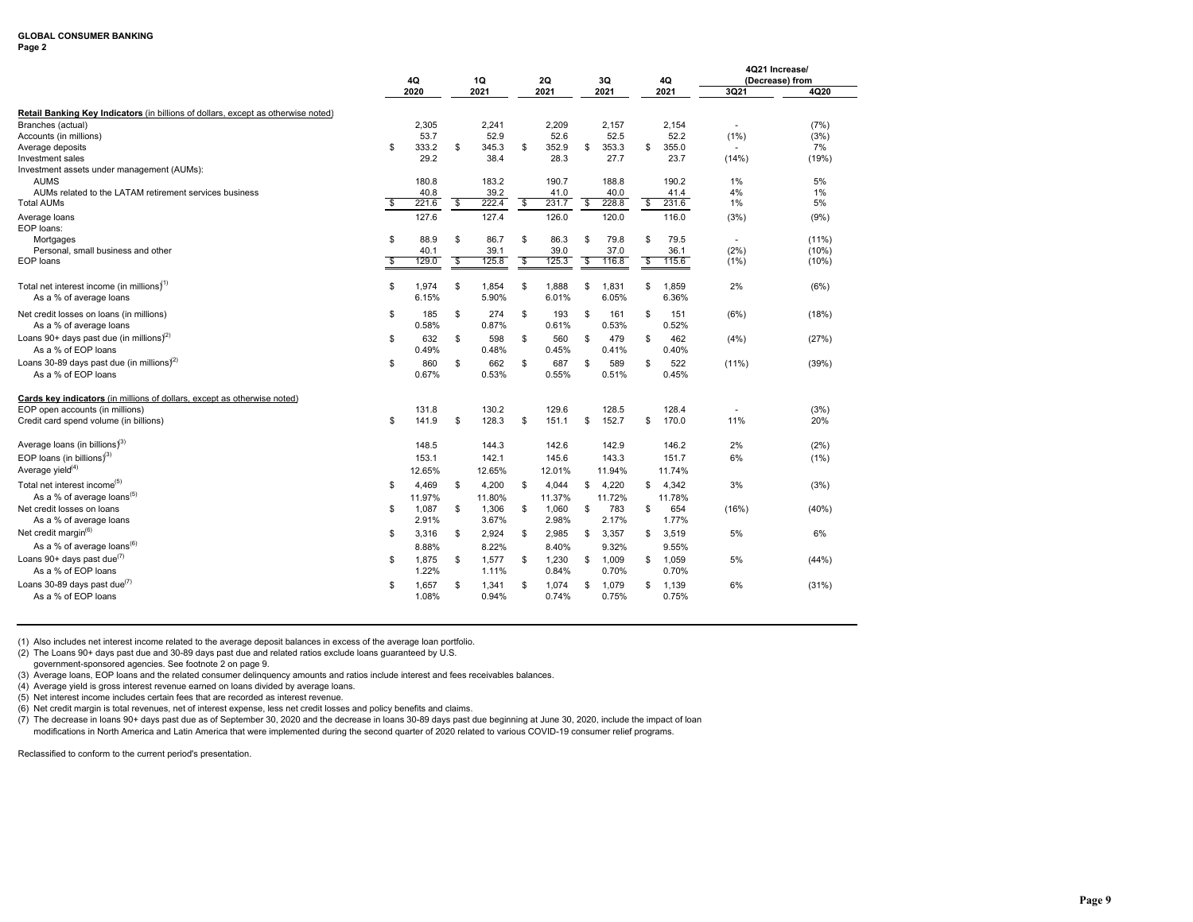**GLOBAL CONSUMER BANKING**
**Page 2**

| | 4Q 2020 | 1Q 2021 | 2Q 2021 | 3Q 2021 | 4Q 2021 | 4Q21 Increase/ (Decrease) from 3Q21 | 4Q20 |
|---|---|---|---|---|---|---|---|
| **Retail Banking Key Indicators** (in billions of dollars, except as otherwise noted) | | | | | | | |
| Branches (actual) | 2,305 | 2,241 | 2,209 | 2,157 | 2,154 | - | (7%) |
| Accounts (in millions) | 53.7 | 52.9 | 52.6 | 52.5 | 52.2 | (1%) | (3%) |
| Average deposits | $ 333.2 | $ 345.3 | $ 352.9 | $ 353.3 | $ 355.0 | - | 7% |
| Investment sales | 29.2 | 38.4 | 28.3 | 27.7 | 23.7 | (14%) | (19%) |
| Investment assets under management (AUMs): | | | | | | | |
| AUMS | 180.8 | 183.2 | 190.7 | 188.8 | 190.2 | 1% | 5% |
| AUMs related to the LATAM retirement services business | 40.8 | 39.2 | 41.0 | 40.0 | 41.4 | 4% | 1% |
| Total AUMs | $ 221.6 | $ 222.4 | $ 231.7 | $ 228.8 | $ 231.6 | 1% | 5% |
| Average loans | 127.6 | 127.4 | 126.0 | 120.0 | 116.0 | (3%) | (9%) |
| EOP loans: | | | | | | | |
| Mortgages | $ 88.9 | $ 86.7 | $ 86.3 | $ 79.8 | $ 79.5 | - | (11%) |
| Personal, small business and other | 40.1 | 39.1 | 39.0 | 37.0 | 36.1 | (2%) | (10%) |
| EOP loans | $ 129.0 | $ 125.8 | $ 125.3 | $ 116.8 | $ 115.6 | (1%) | (10%) |
| Total net interest income (in millions)[1] | $ 1,974 | $ 1,854 | $ 1,888 | $ 1,831 | $ 1,859 | 2% | (6%) |
| As a % of average loans | 6.15% | 5.90% | 6.01% | 6.05% | 6.36% | | |
| Net credit losses on loans (in millions) | $ 185 | $ 274 | $ 193 | $ 161 | $ 151 | (6%) | (18%) |
| As a % of average loans | 0.58% | 0.87% | 0.61% | 0.53% | 0.52% | | |
| Loans 90+ days past due (in millions)[2] | $ 632 | $ 598 | $ 560 | $ 479 | $ 462 | (4%) | (27%) |
| As a % of EOP loans | 0.49% | 0.48% | 0.45% | 0.41% | 0.40% | | |
| Loans 30-89 days past due (in millions)[2] | $ 860 | $ 662 | $ 687 | $ 589 | $ 522 | (11%) | (39%) |
| As a % of EOP loans | 0.67% | 0.53% | 0.55% | 0.51% | 0.45% | | |
| **Cards key indicators** (in millions of dollars, except as otherwise noted) | | | | | | | |
| EOP open accounts (in millions) | 131.8 | 130.2 | 129.6 | 128.5 | 128.4 | - | (3%) |
| Credit card spend volume (in billions) | $ 141.9 | $ 128.3 | $ 151.1 | $ 152.7 | $ 170.0 | 11% | 20% |
| Average loans (in billions)[3] | 148.5 | 144.3 | 142.6 | 142.9 | 146.2 | 2% | (2%) |
| EOP loans (in billions)[3] | 153.1 | 142.1 | 145.6 | 143.3 | 151.7 | 6% | (1%) |
| Average yield[4] | 12.65% | 12.65% | 12.01% | 11.94% | 11.74% | | |
| Total net interest income[5] | $ 4,469 | $ 4,200 | $ 4,044 | $ 4,220 | $ 4,342 | 3% | (3%) |
| As a % of average loans[5] | 11.97% | 11.80% | 11.37% | 11.72% | 11.78% | | |
| Net credit losses on loans | $ 1,087 | $ 1,306 | $ 1,060 | $ 783 | $ 654 | (16%) | (40%) |
| As a % of average loans | 2.91% | 3.67% | 2.98% | 2.17% | 1.77% | | |
| Net credit margin[6] | $ 3,316 | $ 2,924 | $ 2,985 | $ 3,357 | $ 3,519 | 5% | 6% |
| As a % of average loans[6] | 8.88% | 8.22% | 8.40% | 9.32% | 9.55% | | |
| Loans 90+ days past due[7] | $ 1,875 | $ 1,577 | $ 1,230 | $ 1,009 | $ 1,059 | 5% | (44%) |
| As a % of EOP loans | 1.22% | 1.11% | 0.84% | 0.70% | 0.70% | | |
| Loans 30-89 days past due[7] | $ 1,657 | $ 1,341 | $ 1,074 | $ 1,079 | $ 1,139 | 6% | (31%) |
| As a % of EOP loans | 1.08% | 0.94% | 0.74% | 0.75% | 0.75% | | |

(1) Also includes net interest income related to the average deposit balances in excess of the average loan portfolio.
(2) The Loans 90+ days past due and 30-89 days past due and related ratios exclude loans guaranteed by U.S. government-sponsored agencies. See footnote 2 on page 9.
(3) Average loans, EOP loans and the related consumer delinquency amounts and ratios include interest and fees receivables balances.
(4) Average yield is gross interest revenue earned on loans divided by average loans.
(5) Net interest income includes certain fees that are recorded as interest revenue.
(6) Net credit margin is total revenues, net of interest expense, less net credit losses and policy benefits and claims.
(7) The decrease in loans 90+ days past due as of September 30, 2020 and the decrease in loans 30-89 days past due beginning at June 30, 2020, include the impact of loan modifications in North America and Latin America that were implemented during the second quarter of 2020 related to various COVID-19 consumer relief programs.

Reclassified to conform to the current period's presentation.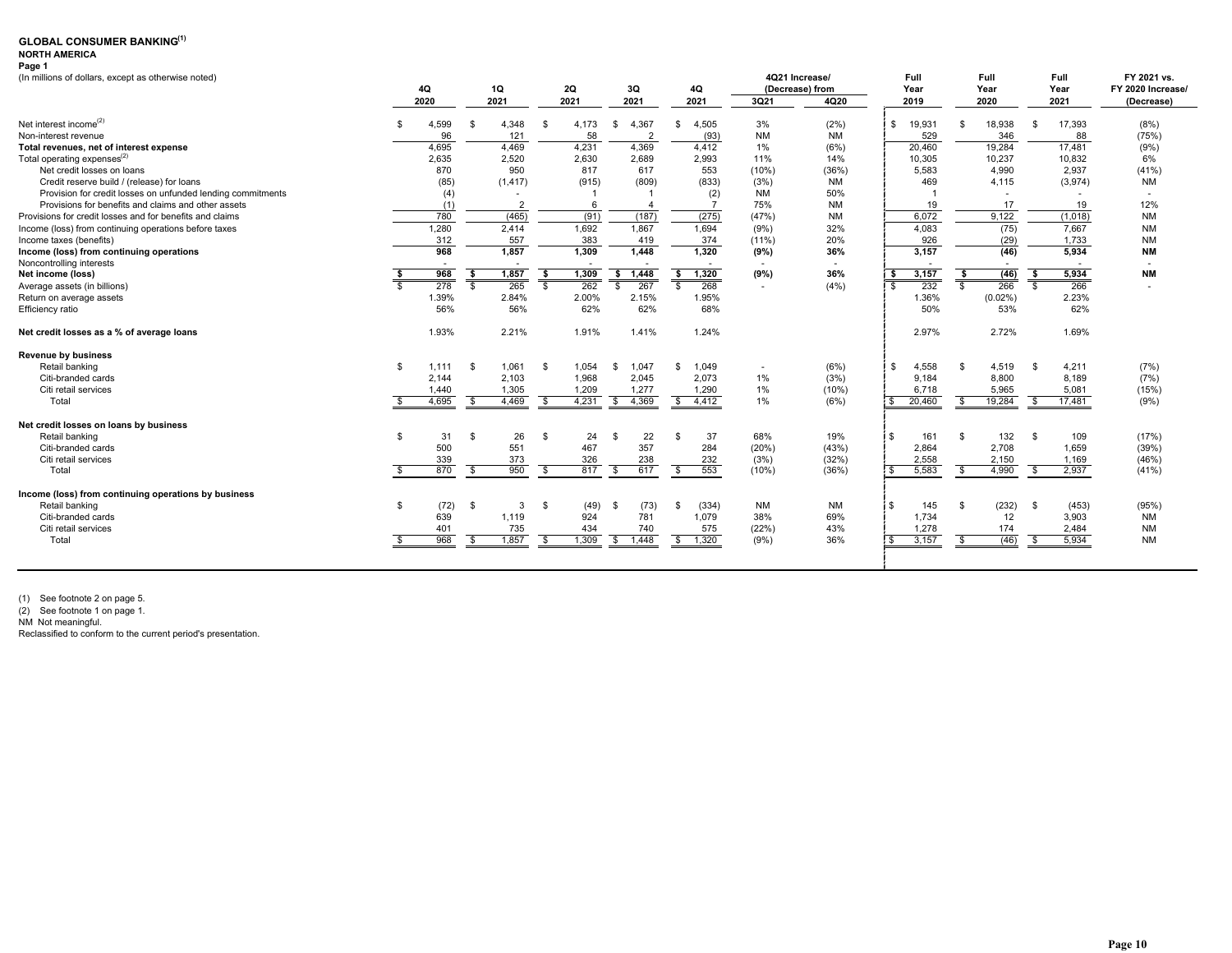# GLOBAL CONSUMER BANKING[1]

**NORTH AMERICA**

**Page 1**

(In millions of dollars, except as otherwise noted)

| | 4Q 2020 | 1Q 2021 | 2Q 2021 | 3Q 2021 | 4Q 2021 | 4Q21 Increase/ (Decrease) from 3Q21 | 4Q20 | Full Year 2019 | Full Year 2020 | Full Year 2021 | FY 2021 vs. FY 2020 Increase/ (Decrease) |
|---|---|---|---|---|---|---|---|---|---|---|---|
| Net interest income[2] | $ 4,599 | $ 4,348 | $ 4,173 | $ 4,367 | $ 4,505 | 3% | (2%) | $ 19,931 | $ 18,938 | $ 17,393 | (8%) |
| Non-interest revenue | 96 | 121 | 58 | 2 | (93) | NM | NM | 529 | 346 | 88 | (75%) |
| **Total revenues, net of interest expense** | 4,695 | 4,469 | 4,231 | 4,369 | 4,412 | 1% | (6%) | 20,460 | 19,284 | 17,481 | (9%) |
| Total operating expenses[2] | 2,635 | 2,520 | 2,630 | 2,689 | 2,993 | 11% | 14% | 10,305 | 10,237 | 10,832 | 6% |
| Net credit losses on loans | 870 | 950 | 817 | 617 | 553 | (10%) | (36%) | 5,583 | 4,990 | 2,937 | (41%) |
| Credit reserve build / (release) for loans | (85) | (1,417) | (915) | (809) | (833) | (3%) | NM | 469 | 4,115 | (3,974) | NM |
| Provision for credit losses on unfunded lending commitments | (4) | - | 1 | 1 | (2) | NM | 50% | 1 | - | - | - |
| Provisions for benefits and claims and other assets | (1) | 2 | 6 | 4 | 7 | 75% | NM | 19 | 17 | 19 | 12% |
| Provisions for credit losses and for benefits and claims | 780 | (465) | (91) | (187) | (275) | (47%) | NM | 6,072 | 9,122 | (1,018) | NM |
| Income (loss) from continuing operations before taxes | 1,280 | 2,414 | 1,692 | 1,867 | 1,694 | (9%) | 32% | 4,083 | (75) | 7,667 | NM |
| Income taxes (benefits) | 312 | 557 | 383 | 419 | 374 | (11%) | 20% | 926 | (29) | 1,733 | NM |
| **Income (loss) from continuing operations** | **968** | **1,857** | **1,309** | **1,448** | **1,320** | **(9%)** | **36%** | **3,157** | **(46)** | **5,934** | **NM** |
| Noncontrolling interests | - | - | - | - | - | - | - | - | - | - | - |
| **Net income (loss)** | **$ 968** | **$ 1,857** | **$ 1,309** | **$ 1,448** | **$ 1,320** | **(9%)** | **36%** | **$ 3,157** | **$ (46)** | **$ 5,934** | **NM** |
| Average assets (in billions) | $ 278 | $ 265 | $ 262 | $ 267 | $ 268 | - | (4%) | $ 232 | $ 266 | $ 266 | - |
| Return on average assets | 1.39% | 2.84% | 2.00% | 2.15% | 1.95% | | | 1.36% | (0.02%) | 2.23% | |
| Efficiency ratio | 56% | 56% | 62% | 62% | 68% | | | 50% | 53% | 62% | |
| | | | | | | | | | | | |
| **Net credit losses as a % of average loans** | 1.93% | 2.21% | 1.91% | 1.41% | 1.24% | | | 2.97% | 2.72% | 1.69% | |
| | | | | | | | | | | | |
| **Revenue by business** | | | | | | | | | | | |
| Retail banking | $ 1,111 | $ 1,061 | $ 1,054 | $ 1,047 | $ 1,049 | - | (6%) | $ 4,558 | $ 4,519 | $ 4,211 | (7%) |
| Citi-branded cards | 2,144 | 2,103 | 1,968 | 2,045 | 2,073 | 1% | (3%) | 9,184 | 8,800 | 8,189 | (7%) |
| Citi retail services | 1,440 | 1,305 | 1,209 | 1,277 | 1,290 | 1% | (10%) | 6,718 | 5,965 | 5,081 | (15%) |
| Total | $ 4,695 | $ 4,469 | $ 4,231 | $ 4,369 | $ 4,412 | 1% | (6%) | $ 20,460 | $ 19,284 | $ 17,481 | (9%) |
| | | | | | | | | | | | |
| **Net credit losses on loans by business** | | | | | | | | | | | |
| Retail banking | $ 31 | $ 26 | $ 24 | $ 22 | $ 37 | 68% | 19% | $ 161 | $ 132 | $ 109 | (17%) |
| Citi-branded cards | 500 | 551 | 467 | 357 | 284 | (20%) | (43%) | 2,864 | 2,708 | 1,659 | (39%) |
| Citi retail services | 339 | 373 | 326 | 238 | 232 | (3%) | (32%) | 2,558 | 2,150 | 1,169 | (46%) |
| Total | $ 870 | $ 950 | $ 817 | $ 617 | $ 553 | (10%) | (36%) | $ 5,583 | $ 4,990 | $ 2,937 | (41%) |
| | | | | | | | | | | | |
| **Income (loss) from continuing operations by business** | | | | | | | | | | | |
| Retail banking | $ (72) | $ 3 | $ (49) | $ (73) | $ (334) | NM | NM | $ 145 | $ (232) | $ (453) | (95%) |
| Citi-branded cards | 639 | 1,119 | 924 | 781 | 1,079 | 38% | 69% | 1,734 | 12 | 3,903 | NM |
| Citi retail services | 401 | 735 | 434 | 740 | 575 | (22%) | 43% | 1,278 | 174 | 2,484 | NM |
| Total | $ 968 | $ 1,857 | $ 1,309 | $ 1,448 | $ 1,320 | (9%) | 36% | $ 3,157 | $ (46) | $ 5,934 | NM |

(1) See footnote 2 on page 5.

(2) See footnote 1 on page 1.

NM Not meaningful.

Reclassified to conform to the current period's presentation.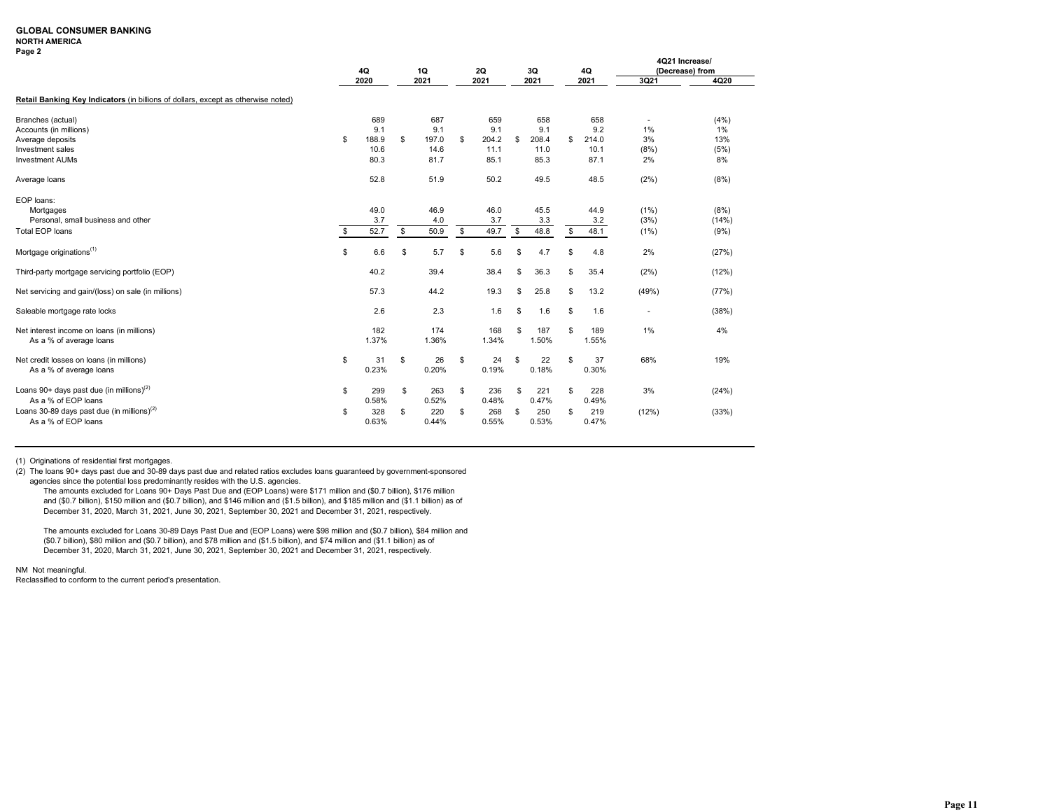**GLOBAL CONSUMER BANKING**
**NORTH AMERICA**
**Page 2**

| | 4Q 2020 | 1Q 2021 | 2Q 2021 | 3Q 2021 | 4Q 2021 | 4Q21 Increase/ (Decrease) from 3Q21 | 4Q20 |
|---|---|---|---|---|---|---|---|
| **Retail Banking Key Indicators** (in billions of dollars, except as otherwise noted) | | | | | | | |
| Branches (actual) | 689 | 687 | 659 | 658 | 658 | - | (4%) |
| Accounts (in millions) | 9.1 | 9.1 | 9.1 | 9.1 | 9.2 | 1% | 1% |
| Average deposits | $ 188.9 | $ 197.0 | $ 204.2 | $ 208.4 | $ 214.0 | 3% | 13% |
| Investment sales | 10.6 | 14.6 | 11.1 | 11.0 | 10.1 | (8%) | (5%) |
| Investment AUMs | 80.3 | 81.7 | 85.1 | 85.3 | 87.1 | 2% | 8% |
| Average loans | 52.8 | 51.9 | 50.2 | 49.5 | 48.5 | (2%) | (8%) |
| EOP loans: | | | | | | | |
| Mortgages | 49.0 | 46.9 | 46.0 | 45.5 | 44.9 | (1%) | (8%) |
| Personal, small business and other | 3.7 | 4.0 | 3.7 | 3.3 | 3.2 | (3%) | (14%) |
| Total EOP loans | $ 52.7 | $ 50.9 | $ 49.7 | $ 48.8 | $ 48.1 | (1%) | (9%) |
| Mortgage originations(1) | $ 6.6 | $ 5.7 | $ 5.6 | $ 4.7 | $ 4.8 | 2% | (27%) |
| Third-party mortgage servicing portfolio (EOP) | 40.2 | 39.4 | 38.4 | $ 36.3 | $ 35.4 | (2%) | (12%) |
| Net servicing and gain/(loss) on sale (in millions) | 57.3 | 44.2 | 19.3 | $ 25.8 | $ 13.2 | (49%) | (77%) |
| Saleable mortgage rate locks | 2.6 | 2.3 | 1.6 | $ 1.6 | $ 1.6 | - | (38%) |
| Net interest income on loans (in millions) | 182 | 174 | 168 | $ 187 | $ 189 | 1% | 4% |
| As a % of average loans | 1.37% | 1.36% | 1.34% | 1.50% | 1.55% | | |
| Net credit losses on loans (in millions) | $ 31 | $ 26 | $ 24 | $ 22 | $ 37 | 68% | 19% |
| As a % of average loans | 0.23% | 0.20% | 0.19% | 0.18% | 0.30% | | |
| Loans 90+ days past due (in millions)(2) | $ 299 | $ 263 | $ 236 | $ 221 | $ 228 | 3% | (24%) |
| As a % of EOP loans | 0.58% | 0.52% | 0.48% | 0.47% | 0.49% | | |
| Loans 30-89 days past due (in millions)(2) | $ 328 | $ 220 | $ 268 | $ 250 | $ 219 | (12%) | (33%) |
| As a % of EOP loans | 0.63% | 0.44% | 0.55% | 0.53% | 0.47% | | |

(1) Originations of residential first mortgages.

(2) The loans 90+ days past due and 30-89 days past due and related ratios excludes loans guaranteed by government-sponsored agencies since the potential loss predominantly resides with the U.S. agencies.

The amounts excluded for Loans 90+ Days Past Due and (EOP Loans) were $171 million and ($0.7 billion), $176 million and ($0.7 billion), $150 million and ($0.7 billion), and $146 million and ($1.5 billion), and $185 million and ($1.1 billion) as of December 31, 2020, March 31, 2021, June 30, 2021, September 30, 2021 and December 31, 2021, respectively.

The amounts excluded for Loans 30-89 Days Past Due and (EOP Loans) were $98 million and ($0.7 billion), $84 million and ($0.7 billion), $80 million and ($0.7 billion), and $78 million and ($1.5 billion), and $74 million and ($1.1 billion) as of December 31, 2020, March 31, 2021, June 30, 2021, September 30, 2021 and December 31, 2021, respectively.

NM Not meaningful.

Reclassified to conform to the current period's presentation.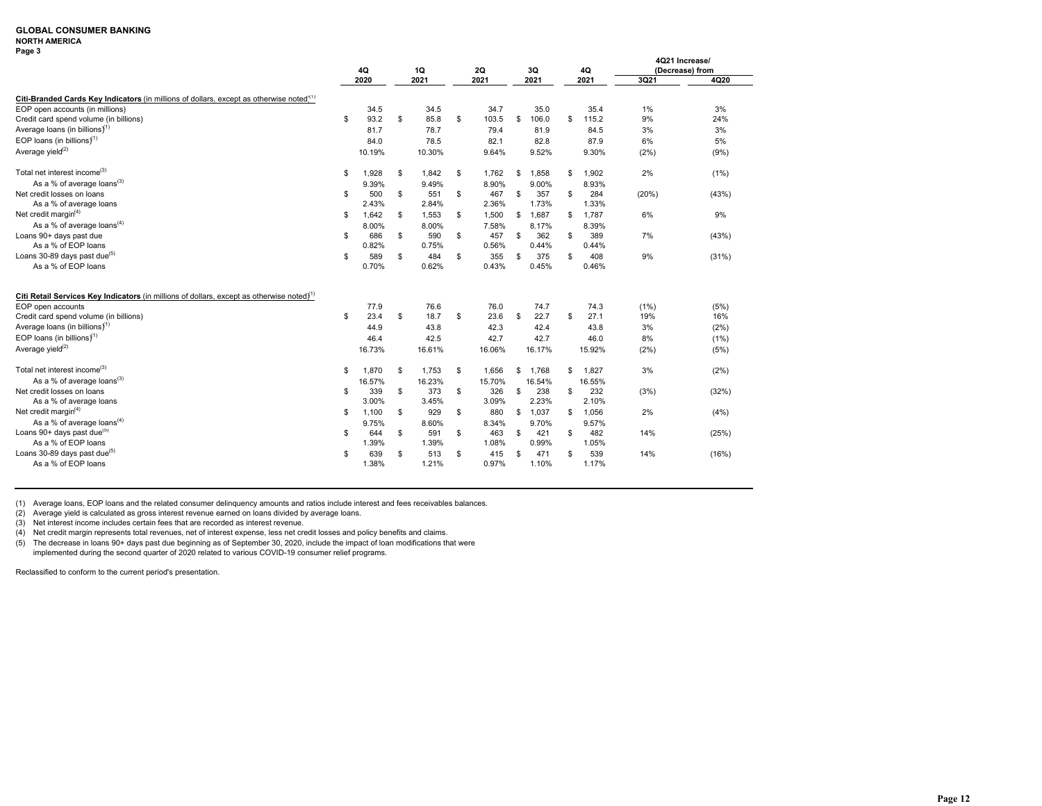**GLOBAL CONSUMER BANKING**
**NORTH AMERICA**
**Page 3**

| | 4Q 2020 | 1Q 2021 | 2Q 2021 | 3Q 2021 | 4Q 2021 | 4Q21 Increase/ (Decrease) from 3Q21 | 4Q20 |
|---|---|---|---|---|---|---|---|
| **Citi-Branded Cards Key Indicators** (in millions of dollars, except as otherwise noted)[1] | | | | | | | |
| EOP open accounts (in millions) | 34.5 | 34.5 | 34.7 | 35.0 | 35.4 | 1% | 3% |
| Credit card spend volume (in billions) | $ 93.2 | $ 85.8 | $ 103.5 | $ 106.0 | $ 115.2 | 9% | 24% |
| Average loans (in billions)[1] | 81.7 | 78.7 | 79.4 | 81.9 | 84.5 | 3% | 3% |
| EOP loans (in billions)[1] | 84.0 | 78.5 | 82.1 | 82.8 | 87.9 | 6% | 5% |
| Average yield[2] | 10.19% | 10.30% | 9.64% | 9.52% | 9.30% | (2%) | (9%) |
| | | | | | | | |
| Total net interest income[3] | $ 1,928 | $ 1,842 | $ 1,762 | $ 1,858 | $ 1,902 | 2% | (1%) |
| As a % of average loans[3] | 9.39% | 9.49% | 8.90% | 9.00% | 8.93% | | |
| Net credit losses on loans | $ 500 | $ 551 | $ 467 | $ 357 | $ 284 | (20%) | (43%) |
| As a % of average loans | 2.43% | 2.84% | 2.36% | 1.73% | 1.33% | | |
| Net credit margin[4] | $ 1,642 | $ 1,553 | $ 1,500 | $ 1,687 | $ 1,787 | 6% | 9% |
| As a % of average loans[4] | 8.00% | 8.00% | 7.58% | 8.17% | 8.39% | | |
| Loans 90+ days past due | $ 686 | $ 590 | $ 457 | $ 362 | $ 389 | 7% | (43%) |
| As a % of EOP loans | 0.82% | 0.75% | 0.56% | 0.44% | 0.44% | | |
| Loans 30-89 days past due[5] | $ 589 | $ 484 | $ 355 | $ 375 | $ 408 | 9% | (31%) |
| As a % of EOP loans | 0.70% | 0.62% | 0.43% | 0.45% | 0.46% | | |
| | | | | | | | |
| **Citi Retail Services Key Indicators** (in millions of dollars, except as otherwise noted)[1] | | | | | | | |
| EOP open accounts | 77.9 | 76.6 | 76.0 | 74.7 | 74.3 | (1%) | (5%) |
| Credit card spend volume (in billions) | $ 23.4 | $ 18.7 | $ 23.6 | $ 22.7 | $ 27.1 | 19% | 16% |
| Average loans (in billions)[1] | 44.9 | 43.8 | 42.3 | 42.4 | 43.8 | 3% | (2%) |
| EOP loans (in billions)[1] | 46.4 | 42.5 | 42.7 | 42.7 | 46.0 | 8% | (1%) |
| Average yield[2] | 16.73% | 16.61% | 16.06% | 16.17% | 15.92% | (2%) | (5%) |
| | | | | | | | |
| Total net interest income[3] | $ 1,870 | $ 1,753 | $ 1,656 | $ 1,768 | $ 1,827 | 3% | (2%) |
| As a % of average loans[3] | 16.57% | 16.23% | 15.70% | 16.54% | 16.55% | | |
| Net credit losses on loans | $ 339 | $ 373 | $ 326 | $ 238 | $ 232 | (3%) | (32%) |
| As a % of average loans | 3.00% | 3.45% | 3.09% | 2.23% | 2.10% | | |
| Net credit margin[4] | $ 1,100 | $ 929 | $ 880 | $ 1,037 | $ 1,056 | 2% | (4%) |
| As a % of average loans[4] | 9.75% | 8.60% | 8.34% | 9.70% | 9.57% | | |
| Loans 90+ days past due[5] | $ 644 | $ 591 | $ 463 | $ 421 | $ 482 | 14% | (25%) |
| As a % of EOP loans | 1.39% | 1.39% | 1.08% | 0.99% | 1.05% | | |
| Loans 30-89 days past due[5] | $ 639 | $ 513 | $ 415 | $ 471 | $ 539 | 14% | (16%) |
| As a % of EOP loans | 1.38% | 1.21% | 0.97% | 1.10% | 1.17% | | |

(1) Average loans, EOP loans and the related consumer delinquency amounts and ratios include interest and fees receivables balances.
(2) Average yield is calculated as gross interest revenue earned on loans divided by average loans.
(3) Net interest income includes certain fees that are recorded as interest revenue.
(4) Net credit margin represents total revenues, net of interest expense, less net credit losses and policy benefits and claims.
(5) The decrease in loans 90+ days past due beginning as of September 30, 2020, include the impact of loan modifications that were implemented during the second quarter of 2020 related to various COVID-19 consumer relief programs.

Reclassified to conform to the current period's presentation.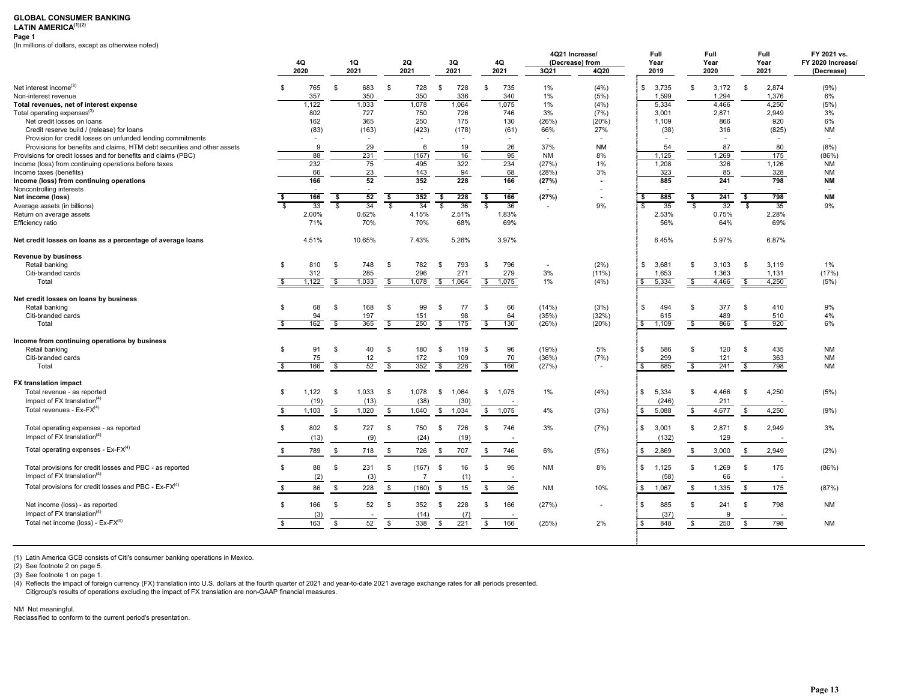# GLOBAL CONSUMER BANKING

## LATIN AMERICA[1][2]

**Page 1**

(In millions of dollars, except as otherwise noted)

| | 4Q 2020 | 1Q 2021 | 2Q 2021 | 3Q 2021 | 4Q 2021 | 4Q21 Increase/ (Decrease) from 3Q21 | 4Q20 | Full Year 2019 | Full Year 2020 | Full Year 2021 | FY 2021 vs. FY 2020 Increase/ (Decrease) |
|---|---|---|---|---|---|---|---|---|---|---|---|
| Net interest income[3] | $ 765 | $ 683 | $ 728 | $ 728 | $ 735 | 1% | (4%) | $ 3,735 | $ 3,172 | $ 2,874 | (9%) |
| Non-interest revenue | 357 | 350 | 350 | 336 | 340 | 1% | (5%) | 1,599 | 1,294 | 1,376 | 6% |
| **Total revenues, net of interest expense** | 1,122 | 1,033 | 1,078 | 1,064 | 1,075 | 1% | (4%) | 5,334 | 4,466 | 4,250 | (5%) |
| Total operating expenses[3] | 802 | 727 | 750 | 726 | 746 | 3% | (7%) | 3,001 | 2,871 | 2,949 | 3% |
| Net credit losses on loans | 162 | 365 | 250 | 175 | 130 | (26%) | (20%) | 1,109 | 866 | 920 | 6% |
| Credit reserve build / (release) for loans | (83) | (163) | (423) | (178) | (61) | 66% | 27% | (38) | 316 | (825) | NM |
| Provision for credit losses on unfunded lending commitments | - | - | - | - | - | - | - | - | - | - | - |
| Provisions for benefits and claims, HTM debt securities and other assets | 9 | 29 | 6 | 19 | 26 | 37% | NM | 54 | 87 | 80 | (8%) |
| Provisions for credit losses and for benefits and claims (PBC) | 88 | 231 | (167) | 16 | 95 | NM | 8% | 1,125 | 1,269 | 175 | (86%) |
| Income (loss) from continuing operations before taxes | 232 | 75 | 495 | 322 | 234 | (27%) | 1% | 1,208 | 326 | 1,126 | NM |
| Income taxes (benefits) | 66 | 23 | 143 | 94 | 68 | (28%) | 3% | 323 | 85 | 328 | NM |
| **Income (loss) from continuing operations** | **166** | **52** | **352** | **228** | **166** | **(27%)** | **-** | **885** | **241** | **798** | **NM** |
| Noncontrolling interests | - | - | - | - | - | - | - | - | - | - | - |
| **Net income (loss)** | **$ 166** | **$ 52** | **$ 352** | **$ 228** | **$ 166** | **(27%)** | **-** | **$ 885** | **$ 241** | **$ 798** | **NM** |
| Average assets (in billions) | $ 33 | $ 34 | $ 34 | $ 36 | $ 36 | - | 9% | $ 35 | $ 32 | $ 35 | 9% |
| Return on average assets | 2.00% | 0.62% | 4.15% | 2.51% | 1.83% | | | 2.53% | 0.75% | 2.28% | |
| Efficiency ratio | 71% | 70% | 70% | 68% | 69% | | | 56% | 64% | 69% | |
| **Net credit losses on loans as a percentage of average loans** | 4.51% | 10.65% | 7.43% | 5.26% | 3.97% | | | 6.45% | 5.97% | 6.87% | |
| **Revenue by business** | | | | | | | | | | | |
| Retail banking | $ 810 | $ 748 | $ 782 | $ 793 | $ 796 | - | (2%) | $ 3,681 | $ 3,103 | $ 3,119 | 1% |
| Citi-branded cards | 312 | 285 | 296 | 271 | 279 | 3% | (11%) | 1,653 | 1,363 | 1,131 | (17%) |
| Total | $ 1,122 | $ 1,033 | $ 1,078 | $ 1,064 | $ 1,075 | 1% | (4%) | $ 5,334 | $ 4,466 | $ 4,250 | (5%) |
| **Net credit losses on loans by business** | | | | | | | | | | | |
| Retail banking | $ 68 | $ 168 | $ 99 | $ 77 | $ 66 | (14%) | (3%) | $ 494 | $ 377 | $ 410 | 9% |
| Citi-branded cards | 94 | 197 | 151 | 98 | 64 | (35%) | (32%) | 615 | 489 | 510 | 4% |
| Total | $ 162 | $ 365 | $ 250 | $ 175 | $ 130 | (26%) | (20%) | $ 1,109 | $ 866 | $ 920 | 6% |
| **Income from continuing operations by business** | | | | | | | | | | | |
| Retail banking | $ 91 | $ 40 | $ 180 | $ 119 | $ 96 | (19%) | 5% | $ 586 | $ 120 | $ 435 | NM |
| Citi-branded cards | 75 | 12 | 172 | 109 | 70 | (36%) | (7%) | 299 | 121 | 363 | NM |
| Total | $ 166 | $ 52 | $ 352 | $ 228 | $ 166 | (27%) | - | $ 885 | $ 241 | $ 798 | NM |
| **FX translation impact** | | | | | | | | | | | |
| Total revenue - as reported | $ 1,122 | $ 1,033 | $ 1,078 | $ 1,064 | $ 1,075 | 1% | (4%) | $ 5,334 | $ 4,466 | $ 4,250 | (5%) |
| Impact of FX translation[4] | (19) | (13) | (38) | (30) | - | | | (246) | 211 | - | |
| Total revenues - Ex-FX[4] | $ 1,103 | $ 1,020 | $ 1,040 | $ 1,034 | $ 1,075 | 4% | (3%) | $ 5,088 | $ 4,677 | $ 4,250 | (9%) |
| Total operating expenses - as reported | $ 802 | $ 727 | $ 750 | $ 726 | $ 746 | 3% | (7%) | $ 3,001 | $ 2,871 | $ 2,949 | 3% |
| Impact of FX translation[4] | (13) | (9) | (24) | (19) | - | | | (132) | 129 | - | |
| Total operating expenses - Ex-FX[4] | $ 789 | $ 718 | $ 726 | $ 707 | $ 746 | 6% | (5%) | $ 2,869 | $ 3,000 | $ 2,949 | (2%) |
| Total provisions for credit losses and PBC - as reported | $ 88 | $ 231 | $ (167) | $ 16 | $ 95 | NM | 8% | $ 1,125 | $ 1,269 | $ 175 | (86%) |
| Impact of FX translation[4] | (2) | (3) | 7 | (1) | - | | | (58) | 66 | - | |
| Total provisions for credit losses and PBC - Ex-FX[4] | $ 86 | $ 228 | $ (160) | $ 15 | $ 95 | NM | 10% | $ 1,067 | $ 1,335 | $ 175 | (87%) |
| Net income (loss) - as reported | $ 166 | $ 52 | $ 352 | $ 228 | $ 166 | (27%) | - | $ 885 | $ 241 | $ 798 | NM |
| Impact of FX translation[4] | (3) | - | (14) | (7) | - | | | (37) | 9 | - | |
| Total net income (loss) - Ex-FX[4] | $ 163 | $ 52 | $ 338 | $ 221 | $ 166 | (25%) | 2% | $ 848 | $ 250 | $ 798 | NM |

(1) Latin America GCB consists of Citi's consumer banking operations in Mexico.

(2) See footnote 2 on page 5.

(3) See footnote 1 on page 1.

(4) Reflects the impact of foreign currency (FX) translation into U.S. dollars at the fourth quarter of 2021 and year-to-date 2021 average exchange rates for all periods presented. Citigroup's results of operations excluding the impact of FX translation are non-GAAP financial measures.

NM Not meaningful.

Reclassified to conform to the current period's presentation.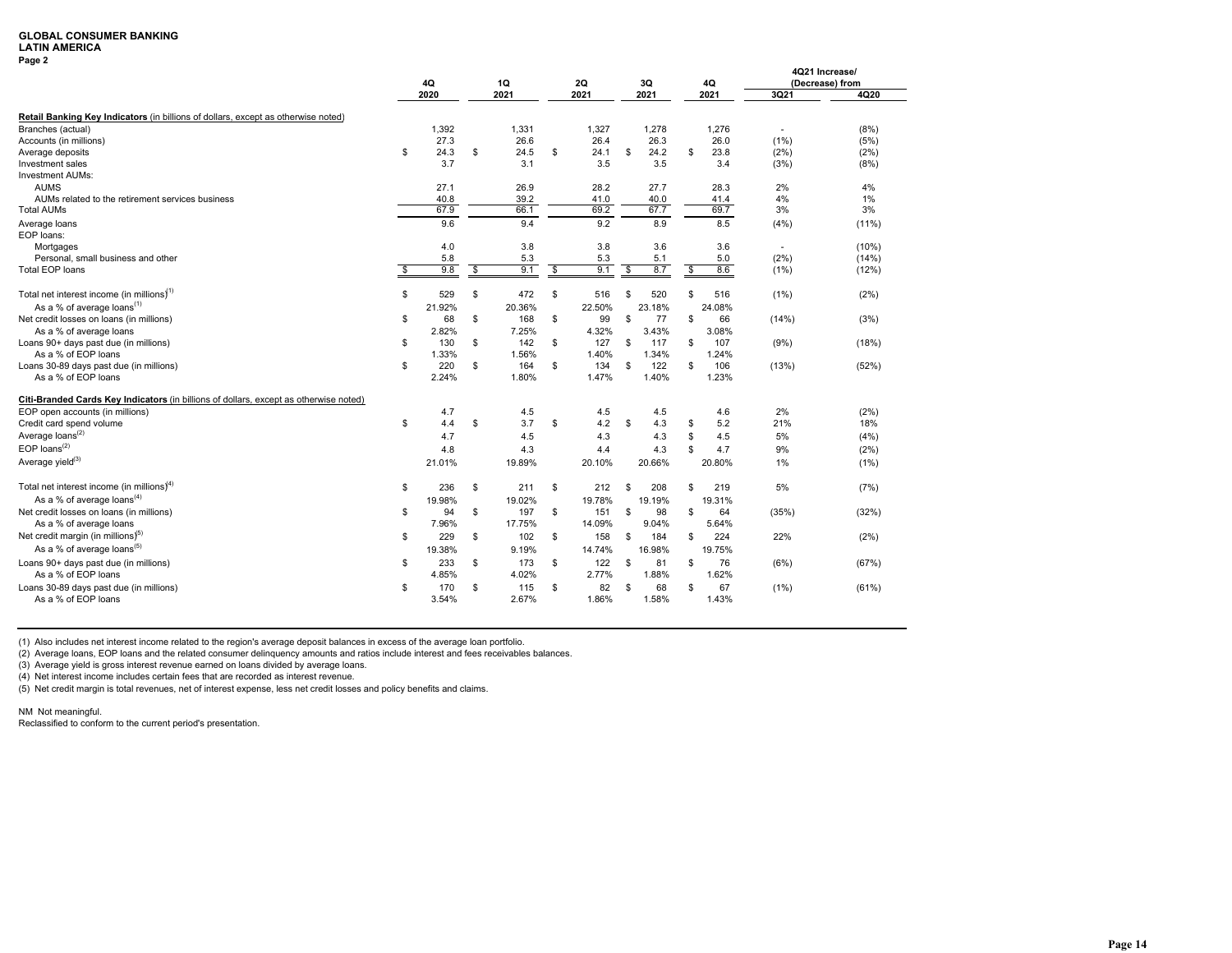**GLOBAL CONSUMER BANKING**
**LATIN AMERICA**
**Page 2**

| | 4Q 2020 | 1Q 2021 | 2Q 2021 | 3Q 2021 | 4Q 2021 | 4Q21 Increase/ (Decrease) from 3Q21 | 4Q20 |
|---|---|---|---|---|---|---|---|
| **Retail Banking Key Indicators** (in billions of dollars, except as otherwise noted) | | | | | | | |
| Branches (actual) | 1,392 | 1,331 | 1,327 | 1,278 | 1,276 | - | (8%) |
| Accounts (in millions) | 27.3 | 26.6 | 26.4 | 26.3 | 26.0 | (1%) | (5%) |
| Average deposits | $ 24.3 | $ 24.5 | $ 24.1 | $ 24.2 | $ 23.8 | (2%) | (2%) |
| Investment sales | 3.7 | 3.1 | 3.5 | 3.5 | 3.4 | (3%) | (8%) |
| Investment AUMs: | | | | | | | |
| AUMS | 27.1 | 26.9 | 28.2 | 27.7 | 28.3 | 2% | 4% |
| AUMs related to the retirement services business | 40.8 | 39.2 | 41.0 | 40.0 | 41.4 | 4% | 1% |
| Total AUMs | 67.9 | 66.1 | 69.2 | 67.7 | 69.7 | 3% | 3% |
| Average loans | 9.6 | 9.4 | 9.2 | 8.9 | 8.5 | (4%) | (11%) |
| EOP loans: | | | | | | | |
| Mortgages | 4.0 | 3.8 | 3.8 | 3.6 | 3.6 | - | (10%) |
| Personal, small business and other | 5.8 | 5.3 | 5.3 | 5.1 | 5.0 | (2%) | (14%) |
| Total EOP loans | $ 9.8 | $ 9.1 | $ 9.1 | $ 8.7 | $ 8.6 | (1%) | (12%) |
| Total net interest income (in millions)[1] | $ 529 | $ 472 | $ 516 | $ 520 | $ 516 | (1%) | (2%) |
| As a % of average loans[1] | 21.92% | 20.36% | 22.50% | 23.18% | 24.08% | | |
| Net credit losses on loans (in millions) | $ 68 | $ 168 | $ 99 | $ 77 | $ 66 | (14%) | (3%) |
| As a % of average loans | 2.82% | 7.25% | 4.32% | 3.43% | 3.08% | | |
| Loans 90+ days past due (in millions) | $ 130 | $ 142 | $ 127 | $ 117 | $ 107 | (9%) | (18%) |
| As a % of EOP loans | 1.33% | 1.56% | 1.40% | 1.34% | 1.24% | | |
| Loans 30-89 days past due (in millions) | $ 220 | $ 164 | $ 134 | $ 122 | $ 106 | (13%) | (52%) |
| As a % of EOP loans | 2.24% | 1.80% | 1.47% | 1.40% | 1.23% | | |
| **Citi-Branded Cards Key Indicators** (in billions of dollars, except as otherwise noted) | | | | | | | |
| EOP open accounts (in millions) | 4.7 | 4.5 | 4.5 | 4.5 | 4.6 | 2% | (2%) |
| Credit card spend volume | $ 4.4 | $ 3.7 | $ 4.2 | $ 4.3 | $ 5.2 | 21% | 18% |
| Average loans[2] | 4.7 | 4.5 | 4.3 | 4.3 | $ 4.5 | 5% | (4%) |
| EOP loans[2] | 4.8 | 4.3 | 4.4 | 4.3 | $ 4.7 | 9% | (2%) |
| Average yield[3] | 21.01% | 19.89% | 20.10% | 20.66% | 20.80% | 1% | (1%) |
| Total net interest income (in millions)[4] | $ 236 | $ 211 | $ 212 | $ 208 | $ 219 | 5% | (7%) |
| As a % of average loans[4] | 19.98% | 19.02% | 19.78% | 19.19% | 19.31% | | |
| Net credit losses on loans (in millions) | $ 94 | $ 197 | $ 151 | $ 98 | $ 64 | (35%) | (32%) |
| As a % of average loans | 7.96% | 17.75% | 14.09% | 9.04% | 5.64% | | |
| Net credit margin (in millions)[5] | $ 229 | $ 102 | $ 158 | $ 184 | $ 224 | 22% | (2%) |
| As a % of average loans[5] | 19.38% | 9.19% | 14.74% | 16.98% | 19.75% | | |
| Loans 90+ days past due (in millions) | $ 233 | $ 173 | $ 122 | $ 81 | $ 76 | (6%) | (67%) |
| As a % of EOP loans | 4.85% | 4.02% | 2.77% | 1.88% | 1.62% | | |
| Loans 30-89 days past due (in millions) | $ 170 | $ 115 | $ 82 | $ 68 | $ 67 | (1%) | (61%) |
| As a % of EOP loans | 3.54% | 2.67% | 1.86% | 1.58% | 1.43% | | |

(1) Also includes net interest income related to the region's average deposit balances in excess of the average loan portfolio.
(2) Average loans, EOP loans and the related consumer delinquency amounts and ratios include interest and fees receivables balances.
(3) Average yield is gross interest revenue earned on loans divided by average loans.
(4) Net interest income includes certain fees that are recorded as interest revenue.
(5) Net credit margin is total revenues, net of interest expense, less net credit losses and policy benefits and claims.

NM Not meaningful.
Reclassified to conform to the current period's presentation.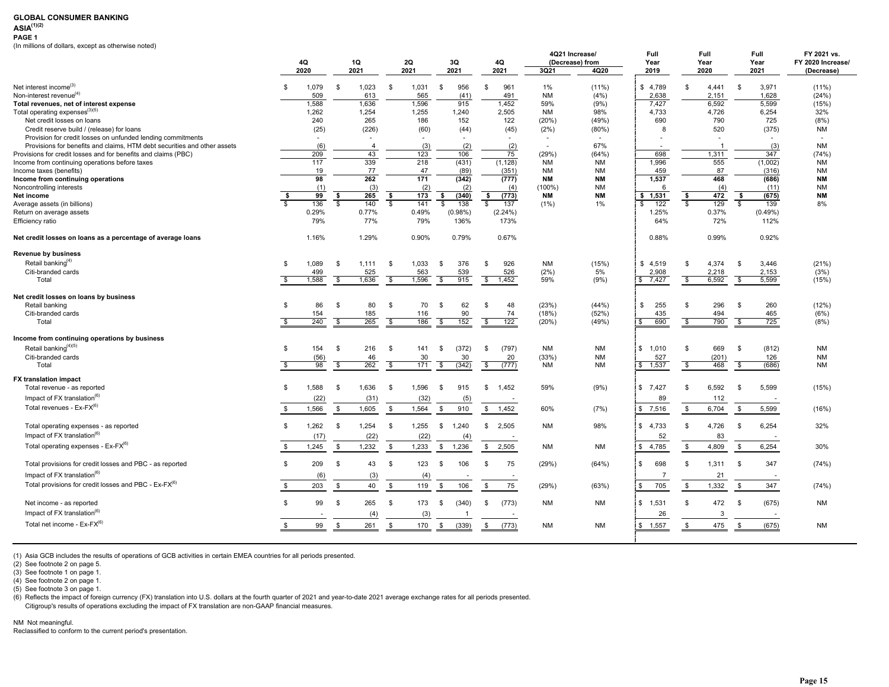# GLOBAL CONSUMER BANKING
## ASIA[(1)(2)]
### PAGE 1
(In millions of dollars, except as otherwise noted)

| | 4Q 2020 | 1Q 2021 | 2Q 2021 | 3Q 2021 | 4Q 2021 | 4Q21 Increase/ (Decrease) from 3Q21 | 4Q20 | Full Year 2019 | Full Year 2020 | Full Year 2021 | FY 2021 vs. FY 2020 Increase/ (Decrease) |
|---|---|---|---|---|---|---|---|---|---|---|---|
| Net interest income[(3)] | $ 1,079 | $ 1,023 | $ 1,031 | $ 956 | $ 961 | 1% | (11%) | $ 4,789 | $ 4,441 | $ 3,971 | (11%) |
| Non-interest revenue[(4)] | 509 | 613 | 565 | (41) | 491 | NM | (4%) | 2,638 | 2,151 | 1,628 | (24%) |
| **Total revenues, net of interest expense** | 1,588 | 1,636 | 1,596 | 915 | 1,452 | 59% | (9%) | 7,427 | 6,592 | 5,599 | (15%) |
| Total operating expenses[(3)(5)] | 1,262 | 1,254 | 1,255 | 1,240 | 2,505 | NM | 98% | 4,733 | 4,726 | 6,254 | 32% |
| Net credit losses on loans | 240 | 265 | 186 | 152 | 122 | (20%) | (49%) | 690 | 790 | 725 | (8%) |
| Credit reserve build / (release) for loans | (25) | (226) | (60) | (44) | (45) | (2%) | (80%) | 8 | 520 | (375) | NM |
| Provision for credit losses on unfunded lending commitments | - | - | - | - | - | - | - | - | - | - | - |
| Provisions for benefits and claims, HTM debt securities and other assets | (6) | 4 | (3) | (2) | (2) | - | 67% | - | 1 | (3) | NM |
| Provisions for credit losses and for benefits and claims (PBC) | 209 | 43 | 123 | 106 | 75 | (29%) | (64%) | 698 | 1,311 | 347 | (74%) |
| Income from continuing operations before taxes | 117 | 339 | 218 | (431) | (1,128) | NM | NM | 1,996 | 555 | (1,002) | NM |
| Income taxes (benefits) | 19 | 77 | 47 | (89) | (351) | NM | NM | 459 | 87 | (316) | NM |
| **Income from continuing operations** | **98** | **262** | **171** | **(342)** | **(777)** | **NM** | **NM** | **1,537** | **468** | **(686)** | **NM** |
| Noncontrolling interests | (1) | (3) | (2) | (2) | (4) | (100%) | NM | 6 | (4) | (11) | NM |
| **Net income** | **$ 99** | **$ 265** | **$ 173** | **$ (340)** | **$ (773)** | **NM** | **NM** | **$ 1,531** | **$ 472** | **$ (675)** | **NM** |
| Average assets (in billions) | $ 136 | $ 140 | $ 141 | $ 138 | $ 137 | (1%) | 1% | $ 122 | $ 129 | $ 139 | 8% |
| Return on average assets | 0.29% | 0.77% | 0.49% | (0.98%) | (2.24%) | | | 1.25% | 0.37% | (0.49%) | |
| Efficiency ratio | 79% | 77% | 79% | 136% | 173% | | | 64% | 72% | 112% | |
| | | | | | | | | | | | |
| **Net credit losses on loans as a percentage of average loans** | 1.16% | 1.29% | 0.90% | 0.79% | 0.67% | | | 0.88% | 0.99% | 0.92% | |
| | | | | | | | | | | | |
| **Revenue by business** | | | | | | | | | | | |
| Retail banking[(4)] | $ 1,089 | $ 1,111 | $ 1,033 | $ 376 | $ 926 | NM | (15%) | $ 4,519 | $ 4,374 | $ 3,446 | (21%) |
| Citi-branded cards | 499 | 525 | 563 | 539 | 526 | (2%) | 5% | 2,908 | 2,218 | 2,153 | (3%) |
| Total | $ 1,588 | $ 1,636 | $ 1,596 | $ 915 | $ 1,452 | 59% | (9%) | $ 7,427 | $ 6,592 | $ 5,599 | (15%) |
| | | | | | | | | | | | |
| **Net credit losses on loans by business** | | | | | | | | | | | |
| Retail banking | $ 86 | $ 80 | $ 70 | $ 62 | $ 48 | (23%) | (44%) | $ 255 | $ 296 | $ 260 | (12%) |
| Citi-branded cards | 154 | 185 | 116 | 90 | 74 | (18%) | (52%) | 435 | 494 | 465 | (6%) |
| Total | $ 240 | $ 265 | $ 186 | $ 152 | $ 122 | (20%) | (49%) | $ 690 | $ 790 | $ 725 | (8%) |
| | | | | | | | | | | | |
| **Income from continuing operations by business** | | | | | | | | | | | |
| Retail banking[(4)(5)] | $ 154 | $ 216 | $ 141 | $ (372) | $ (797) | NM | NM | $ 1,010 | $ 669 | $ (812) | NM |
| Citi-branded cards | (56) | 46 | 30 | 30 | 20 | (33%) | NM | 527 | (201) | 126 | NM |
| Total | $ 98 | $ 262 | $ 171 | $ (342) | $ (777) | NM | NM | $ 1,537 | $ 468 | $ (686) | NM |
| | | | | | | | | | | | |
| **FX translation impact** | | | | | | | | | | | |
| Total revenue - as reported | $ 1,588 | $ 1,636 | $ 1,596 | $ 915 | $ 1,452 | 59% | (9%) | $ 7,427 | $ 6,592 | $ 5,599 | (15%) |
| Impact of FX translation[(6)] | (22) | (31) | (32) | (5) | - | | | 89 | 112 | - | |
| Total revenues - Ex-FX[(6)] | $ 1,566 | $ 1,605 | $ 1,564 | $ 910 | $ 1,452 | 60% | (7%) | $ 7,516 | $ 6,704 | $ 5,599 | (16%) |
| | | | | | | | | | | | |
| Total operating expenses - as reported | $ 1,262 | $ 1,254 | $ 1,255 | $ 1,240 | $ 2,505 | NM | 98% | $ 4,733 | $ 4,726 | $ 6,254 | 32% |
| Impact of FX translation[(6)] | (17) | (22) | (22) | (4) | - | | | 52 | 83 | - | |
| Total operating expenses - Ex-FX[(6)] | $ 1,245 | $ 1,232 | $ 1,233 | $ 1,236 | $ 2,505 | NM | NM | $ 4,785 | $ 4,809 | $ 6,254 | 30% |
| | | | | | | | | | | | |
| Total provisions for credit losses and PBC - as reported | $ 209 | $ 43 | $ 123 | $ 106 | $ 75 | (29%) | (64%) | $ 698 | $ 1,311 | $ 347 | (74%) |
| Impact of FX translation[(6)] | (6) | (3) | (4) | - | - | | | 7 | 21 | - | |
| Total provisions for credit losses and PBC - Ex-FX[(6)] | $ 203 | $ 40 | $ 119 | $ 106 | $ 75 | (29%) | (63%) | $ 705 | $ 1,332 | $ 347 | (74%) |
| | | | | | | | | | | | |
| Net income - as reported | $ 99 | $ 265 | $ 173 | $ (340) | $ (773) | NM | NM | $ 1,531 | $ 472 | $ (675) | NM |
| Impact of FX translation[(6)] | - | (4) | (3) | 1 | - | | | 26 | 3 | - | |
| Total net income - Ex-FX[(6)] | $ 99 | $ 261 | $ 170 | $ (339) | $ (773) | NM | NM | $ 1,557 | $ 475 | $ (675) | NM |

(1) Asia GCB includes the results of operations of GCB activities in certain EMEA countries for all periods presented.
(2) See footnote 2 on page 5.
(3) See footnote 1 on page 1.
(4) See footnote 2 on page 1.
(5) See footnote 3 on page 1.
(6) Reflects the impact of foreign currency (FX) translation into U.S. dollars at the fourth quarter of 2021 and year-to-date 2021 average exchange rates for all periods presented.
Citigroup's results of operations excluding the impact of FX translation are non-GAAP financial measures.

NM Not meaningful.
Reclassified to conform to the current period's presentation.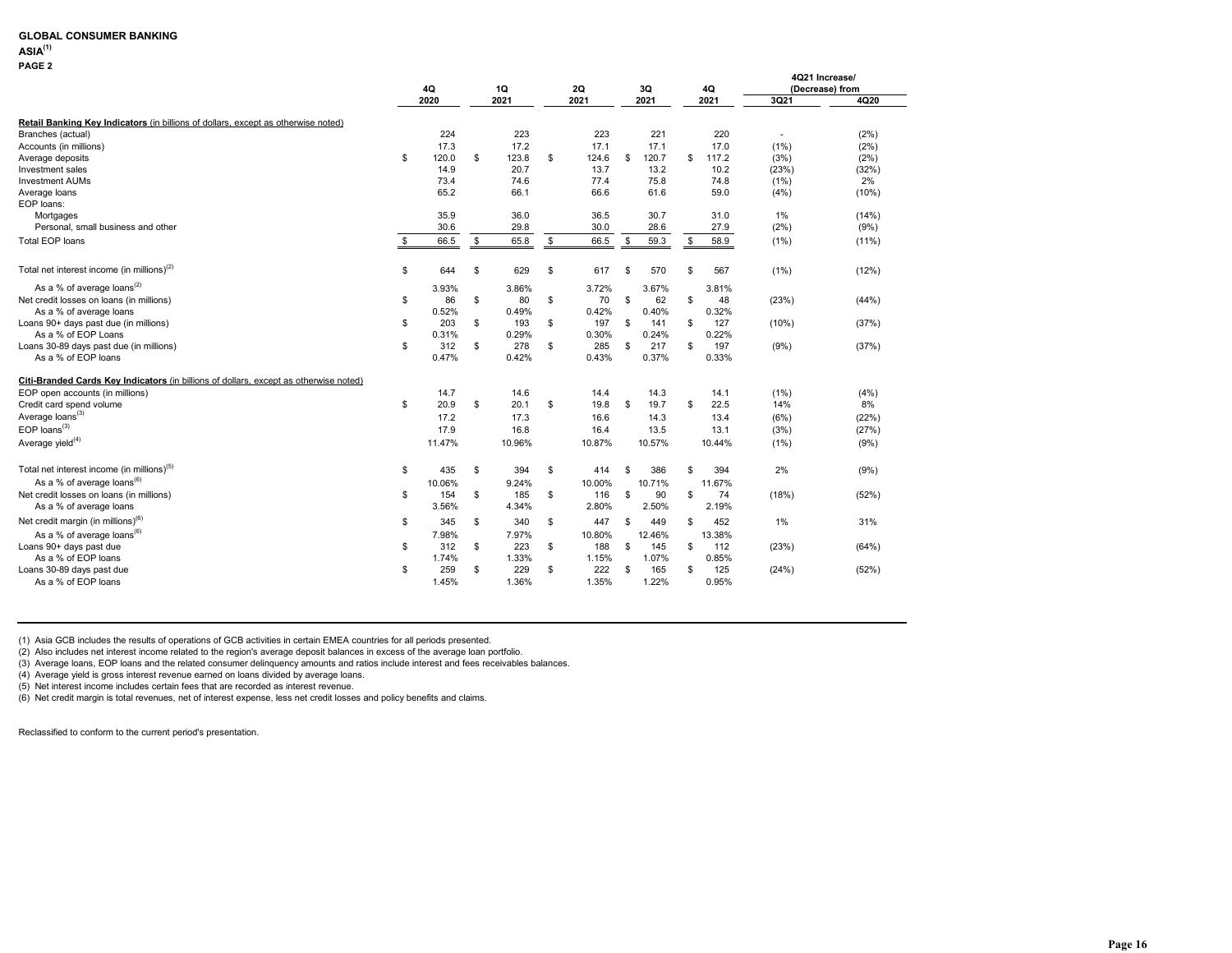# GLOBAL CONSUMER BANKING

## ASIA[1]

### PAGE 2

| | 4Q 2020 | 1Q 2021 | 2Q 2021 | 3Q 2021 | 4Q 2021 | 4Q21 Increase/ (Decrease) from 3Q21 | 4Q20 |
|---|---|---|---|---|---|---|---|
| **Retail Banking Key Indicators** (in billions of dollars, except as otherwise noted) | | | | | | | |
| Branches (actual) | 224 | 223 | 223 | 221 | 220 | - | (2%) |
| Accounts (in millions) | 17.3 | 17.2 | 17.1 | 17.1 | 17.0 | (1%) | (2%) |
| Average deposits | $ 120.0 | $ 123.8 | $ 124.6 | $ 120.7 | $ 117.2 | (3%) | (2%) |
| Investment sales | 14.9 | 20.7 | 13.7 | 13.2 | 10.2 | (23%) | (32%) |
| Investment AUMs | 73.4 | 74.6 | 77.4 | 75.8 | 74.8 | (1%) | 2% |
| Average loans | 65.2 | 66.1 | 66.6 | 61.6 | 59.0 | (4%) | (10%) |
| EOP loans: | | | | | | | |
| Mortgages | 35.9 | 36.0 | 36.5 | 30.7 | 31.0 | 1% | (14%) |
| Personal, small business and other | 30.6 | 29.8 | 30.0 | 28.6 | 27.9 | (2%) | (9%) |
| Total EOP loans | $ 66.5 | $ 65.8 | $ 66.5 | $ 59.3 | $ 58.9 | (1%) | (11%) |
| Total net interest income (in millions)[2] | $ 644 | $ 629 | $ 617 | $ 570 | $ 567 | (1%) | (12%) |
| As a % of average loans[2] | 3.93% | 3.86% | 3.72% | 3.67% | 3.81% | | |
| Net credit losses on loans (in millions) | $ 86 | $ 80 | $ 70 | $ 62 | $ 48 | (23%) | (44%) |
| As a % of average loans | 0.52% | 0.49% | 0.42% | 0.40% | 0.32% | | |
| Loans 90+ days past due (in millions) | $ 203 | $ 193 | $ 197 | $ 141 | $ 127 | (10%) | (37%) |
| As a % of EOP Loans | 0.31% | 0.29% | 0.30% | 0.24% | 0.22% | | |
| Loans 30-89 days past due (in millions) | $ 312 | $ 278 | $ 285 | $ 217 | $ 197 | (9%) | (37%) |
| As a % of EOP loans | 0.47% | 0.42% | 0.43% | 0.37% | 0.33% | | |
| **Citi-Branded Cards Key Indicators** (in billions of dollars, except as otherwise noted) | | | | | | | |
| EOP open accounts (in millions) | 14.7 | 14.6 | 14.4 | 14.3 | 14.1 | (1%) | (4%) |
| Credit card spend volume | $ 20.9 | $ 20.1 | $ 19.8 | $ 19.7 | $ 22.5 | 14% | 8% |
| Average loans[3] | 17.2 | 17.3 | 16.6 | 14.3 | 13.4 | (6%) | (22%) |
| EOP loans[3] | 17.9 | 16.8 | 16.4 | 13.5 | 13.1 | (3%) | (27%) |
| Average yield[4] | 11.47% | 10.96% | 10.87% | 10.57% | 10.44% | (1%) | (9%) |
| Total net interest income (in millions)[5] | $ 435 | $ 394 | $ 414 | $ 386 | $ 394 | 2% | (9%) |
| As a % of average loans[6] | 10.06% | 9.24% | 10.00% | 10.71% | 11.67% | | |
| Net credit losses on loans (in millions) | $ 154 | $ 185 | $ 116 | $ 90 | $ 74 | (18%) | (52%) |
| As a % of average loans | 3.56% | 4.34% | 2.80% | 2.50% | 2.19% | | |
| Net credit margin (in millions)[6] | $ 345 | $ 340 | $ 447 | $ 449 | $ 452 | 1% | 31% |
| As a % of average loans[6] | 7.98% | 7.97% | 10.80% | 12.46% | 13.38% | | |
| Loans 90+ days past due | $ 312 | $ 223 | $ 188 | $ 145 | $ 112 | (23%) | (64%) |
| As a % of EOP loans | 1.74% | 1.33% | 1.15% | 1.07% | 0.85% | | |
| Loans 30-89 days past due | $ 259 | $ 229 | $ 222 | $ 165 | $ 125 | (24%) | (52%) |
| As a % of EOP loans | 1.45% | 1.36% | 1.35% | 1.22% | 0.95% | | |

(1) Asia GCB includes the results of operations of GCB activities in certain EMEA countries for all periods presented.
(2) Also includes net interest income related to the region's average deposit balances in excess of the average loan portfolio.
(3) Average loans, EOP loans and the related consumer delinquency amounts and ratios include interest and fees receivables balances.
(4) Average yield is gross interest revenue earned on loans divided by average loans.
(5) Net interest income includes certain fees that are recorded as interest revenue.
(6) Net credit margin is total revenues, net of interest expense, less net credit losses and policy benefits and claims.

Reclassified to conform to the current period's presentation.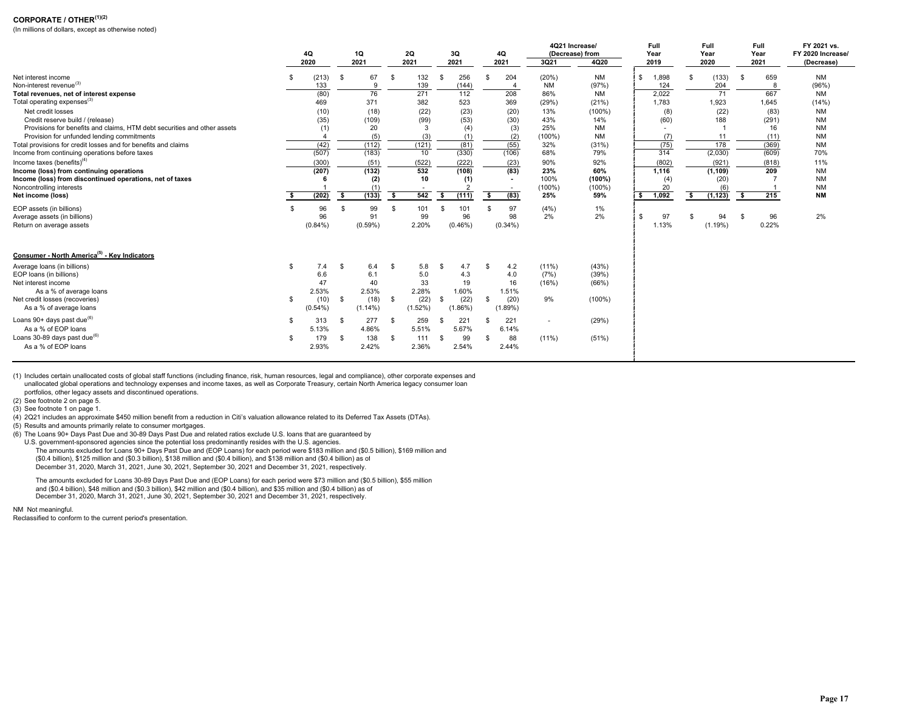## CORPORATE / OTHER[(1)(2)]

(In millions of dollars, except as otherwise noted)

| | 4Q 2020 | 1Q 2021 | 2Q 2021 | 3Q 2021 | 4Q 2021 | 4Q21 Increase/ (Decrease) from 3Q21 | 4Q20 | Full Year 2019 | Full Year 2020 | Full Year 2021 | FY 2021 vs. FY 2020 Increase/ (Decrease) |
|---|---|---|---|---|---|---|---|---|---|---|---|
| Net interest income | $ (213) | $ 67 | $ 132 | $ 256 | $ 204 | (20%) | NM | $ 1,898 | $ (133) | $ 659 | NM |
| Non-interest revenue[(3)] | 133 | 9 | 139 | (144) | 4 | NM | (97%) | 124 | 204 | 8 | (96%) |
| **Total revenues, net of interest expense** | (80) | 76 | 271 | 112 | 208 | 86% | NM | 2,022 | 71 | 667 | NM |
| Total operating expenses[(3)] | 469 | 371 | 382 | 523 | 369 | (29%) | (21%) | 1,783 | 1,923 | 1,645 | (14%) |
| Net credit losses | (10) | (18) | (22) | (23) | (20) | 13% | (100%) | (8) | (22) | (83) | NM |
| Credit reserve build / (release) | (35) | (109) | (99) | (53) | (30) | 43% | 14% | (60) | 188 | (291) | NM |
| Provisions for benefits and claims, HTM debt securities and other assets | (1) | 20 | 3 | (4) | (3) | 25% | NM | - | 1 | 16 | NM |
| Provision for unfunded lending commitments | 4 | (5) | (3) | (1) | (2) | (100%) | NM | (7) | 11 | (11) | NM |
| Total provisions for credit losses and for benefits and claims | (42) | (112) | (121) | (81) | (55) | 32% | (31%) | (75) | 178 | (369) | NM |
| Income from continuing operations before taxes | (507) | (183) | 10 | (330) | (106) | 68% | 79% | 314 | (2,030) | (609) | 70% |
| Income taxes (benefits)[(4)] | (300) | (51) | (522) | (222) | (23) | 90% | 92% | (802) | (921) | (818) | 11% |
| **Income (loss) from continuing operations** | (207) | (132) | 532 | (108) | (83) | 23% | 60% | 1,116 | (1,109) | 209 | NM |
| **Income (loss) from discontinued operations, net of taxes** | 6 | (2) | 10 | (1) | - | 100% | (100%) | (4) | (20) | 7 | NM |
| Noncontrolling interests | 1 | (1) | - | 2 | - | (100%) | (100%) | 20 | (6) | 1 | NM |
| **Net income (loss)** | $ (202) | $ (133) | $ 542 | $ (111) | $ (83) | 25% | 59% | $ 1,092 | $ (1,123) | $ 215 | NM |
| EOP assets (in billions) | $ 96 | $ 99 | $ 101 | $ 101 | $ 97 | (4%) | 1% | | | | |
| Average assets (in billions) | 96 | 91 | 99 | 96 | 98 | 2% | 2% | $ 97 | $ 94 | $ 96 | 2% |
| Return on average assets | (0.84%) | (0.59%) | 2.20% | (0.46%) | (0.34%) | | | 1.13% | (1.19%) | 0.22% | |

### Consumer - North America[(5)] - Key Indicators

| | 4Q 2020 | 1Q 2021 | 2Q 2021 | 3Q 2021 | 4Q 2021 | 3Q21 | 4Q20 |
|---|---|---|---|---|---|---|---|
| Average loans (in billions) | $ 7.4 | $ 6.4 | $ 5.8 | $ 4.7 | $ 4.2 | (11%) | (43%) |
| EOP loans (in billions) | 6.6 | 6.1 | 5.0 | 4.3 | 4.0 | (7%) | (39%) |
| Net interest income | 47 | 40 | 33 | 19 | 16 | (16%) | (66%) |
| As a % of average loans | 2.53% | 2.53% | 2.28% | 1.60% | 1.51% | | |
| Net credit losses (recoveries) | $ (10) | $ (18) | $ (22) | $ (22) | $ (20) | 9% | (100%) |
| As a % of average loans | (0.54%) | (1.14%) | (1.52%) | (1.86%) | (1.89%) | | |
| Loans 90+ days past due[(6)] | $ 313 | $ 277 | $ 259 | $ 221 | $ 221 | - | (29%) |
| As a % of EOP loans | 5.13% | 4.86% | 5.51% | 5.67% | 6.14% | | |
| Loans 30-89 days past due[(6)] | $ 179 | $ 138 | $ 111 | $ 99 | $ 88 | (11%) | (51%) |
| As a % of EOP loans | 2.93% | 2.42% | 2.36% | 2.54% | 2.44% | | |

(1) Includes certain unallocated costs of global staff functions (including finance, risk, human resources, legal and compliance), other corporate expenses and unallocated global operations and technology expenses and income taxes, as well as Corporate Treasury, certain North America legacy consumer loan portfolios, other legacy assets and discontinued operations.

(2) See footnote 2 on page 5.

(3) See footnote 1 on page 1.

(4) 2Q21 includes an approximate $450 million benefit from a reduction in Citi's valuation allowance related to its Deferred Tax Assets (DTAs).

(5) Results and amounts primarily relate to consumer mortgages.

(6) The Loans 90+ Days Past Due and 30-89 Days Past Due and related ratios exclude U.S. loans that are guaranteed by U.S. government-sponsored agencies since the potential loss predominantly resides with the U.S. agencies.
The amounts excluded for Loans 90+ Days Past Due and (EOP Loans) for each period were $183 million and ($0.5 billion), $169 million and ($0.4 billion), $125 million and ($0.3 billion), $138 million and ($0.4 billion), and $138 million and ($0.4 billion) as of December 31, 2020, March 31, 2021, June 30, 2021, September 30, 2021 and December 31, 2021, respectively.

The amounts excluded for Loans 30-89 Days Past Due and (EOP Loans) for each period were $73 million and ($0.5 billion), $55 million and ($0.4 billion), $48 million and ($0.3 billion), $42 million and ($0.4 billion), and $35 million and ($0.4 billion) as of December 31, 2020, March 31, 2021, June 30, 2021, September 30, 2021 and December 31, 2021, respectively.

NM Not meaningful.

Reclassified to conform to the current period's presentation.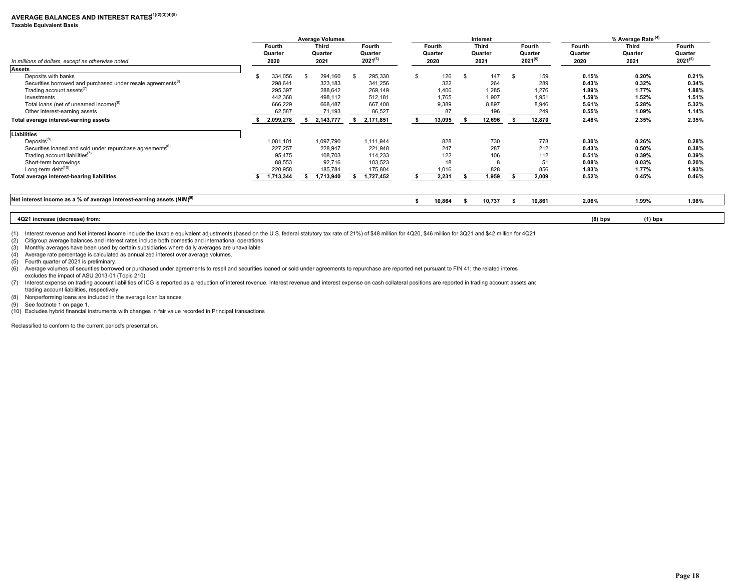## AVERAGE BALANCES AND INTEREST RATES[1][2][3][4][5]

**Taxable Equivalent Basis**

| In millions of dollars, except as otherwise noted | Average Volumes | | | Interest | | | % Average Rate [4] | | |
|---|---|---|---|---|---|---|---|---|---|
| | Fourth Quarter 2020 | Third Quarter 2021 | Fourth Quarter 2021[5] | Fourth Quarter 2020 | Third Quarter 2021 | Fourth Quarter 2021[5] | Fourth Quarter 2020 | Third Quarter 2021 | Fourth Quarter 2021[5] |
| **Assets** | | | | | | | | | |
| Deposits with banks | $ 334,056 | $ 294,160 | $ 295,330 | $ 126 | $ 147 | $ 159 | 0.15% | 0.20% | 0.21% |
| Securities borrowed and purchased under resale agreements[6] | 298,641 | 323,183 | 341,256 | 322 | 264 | 289 | 0.43% | 0.32% | 0.34% |
| Trading account assets[7] | 295,397 | 288,642 | 269,149 | 1,406 | 1,285 | 1,276 | 1.89% | 1.77% | 1.88% |
| Investments | 442,368 | 498,112 | 512,181 | 1,765 | 1,907 | 1,951 | 1.59% | 1.52% | 1.51% |
| Total loans (net of unearned income)[8] | 666,229 | 668,487 | 667,408 | 9,389 | 8,897 | 8,946 | 5.61% | 5.28% | 5.32% |
| Other interest-earning assets | 62,587 | 71,193 | 86,527 | 87 | 196 | 249 | 0.55% | 1.09% | 1.14% |
| **Total average interest-earning assets** | **$ 2,099,278** | **$ 2,143,777** | **$ 2,171,851** | **$ 13,095** | **$ 12,696** | **$ 12,870** | **2.48%** | **2.35%** | **2.35%** |
| **Liabilities** | | | | | | | | | |
| Deposits[9] | 1,081,101 | 1,097,790 | 1,111,944 | 828 | 730 | 778 | 0.30% | 0.26% | 0.28% |
| Securities loaned and sold under repurchase agreements[6] | 227,257 | 228,947 | 221,948 | 247 | 287 | 212 | 0.43% | 0.50% | 0.38% |
| Trading account liabilities[7] | 95,475 | 108,703 | 114,233 | 122 | 106 | 112 | 0.51% | 0.39% | 0.39% |
| Short-term borrowings | 88,553 | 92,716 | 103,523 | 18 | 8 | 51 | 0.08% | 0.03% | 0.20% |
| Long-term debt[10] | 220,958 | 185,784 | 175,804 | 1,016 | 828 | 856 | 1.83% | 1.77% | 1.93% |
| **Total average interest-bearing liabilities** | **$ 1,713,344** | **$ 1,713,940** | **$ 1,727,452** | **$ 2,231** | **$ 1,959** | **$ 2,009** | **0.52%** | **0.45%** | **0.46%** |
| **Net interest income as a % of average interest-earning assets (NIM)[9]** | | | | **$ 10,864** | **$ 10,737** | **$ 10,861** | **2.06%** | **1.99%** | **1.98%** |
| **4Q21 increase (decrease) from:** | | | | | | | **(8) bps** | **(1) bps** | |

(1) Interest revenue and Net interest income include the taxable equivalent adjustments (based on the U.S. federal statutory tax rate of 21%) of $48 million for 4Q20, $46 million for 3Q21 and $42 million for 4Q21

(2) Citigroup average balances and interest rates include both domestic and international operations

(3) Monthly averages have been used by certain subsidiaries where daily averages are unavailable

(4) Average rate percentage is calculated as annualized interest over average volumes.

(5) Fourth quarter of 2021 is preliminary.

(6) Average volumes of securities borrowed or purchased under agreements to resell and securities loaned or sold under agreements to repurchase are reported net pursuant to FIN 41; the related interes excludes the impact of ASU 2013-01 (Topic 210).

(7) Interest expense on trading account liabilities of ICG is reported as a reduction of interest revenue. Interest revenue and interest expense on cash collateral positions are reported in trading account assets anc trading account liabilities, respectively.

(8) Nonperforming loans are included in the average loan balances

(9) See footnote 1 on page 1.

(10) Excludes hybrid financial instruments with changes in fair value recorded in Principal transactions

Reclassified to conform to the current period's presentation.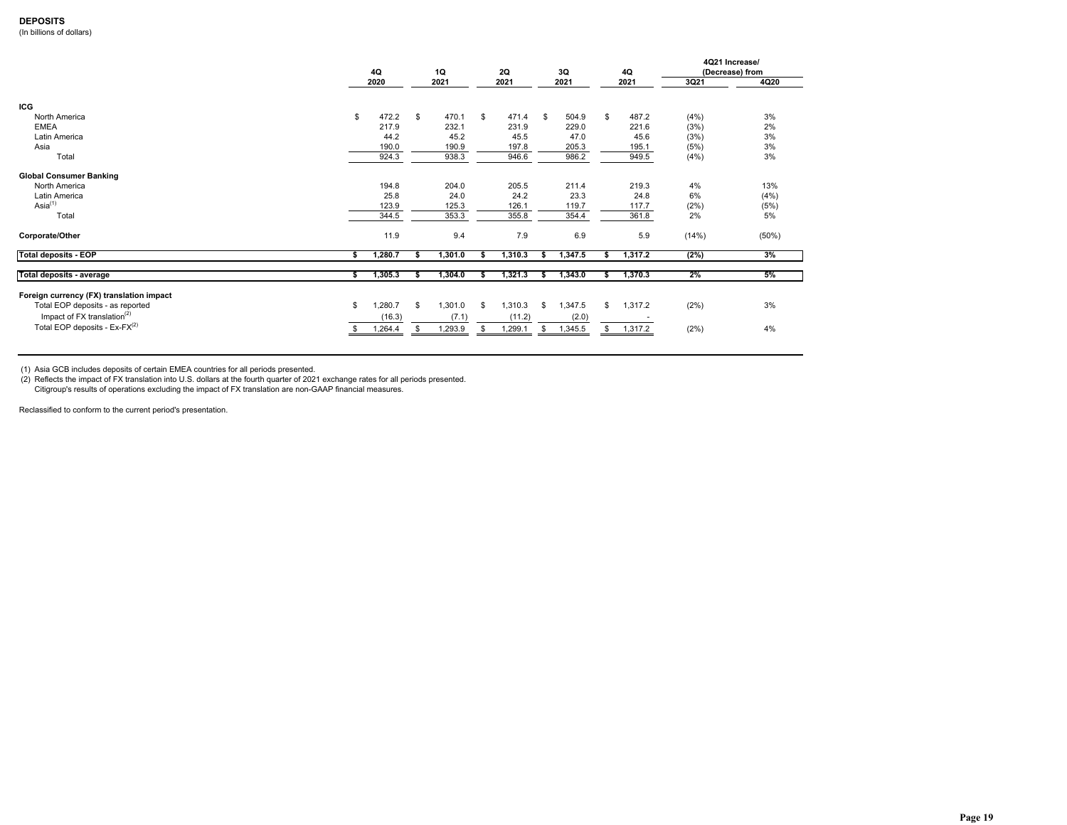## DEPOSITS

(In billions of dollars)

| | 4Q 2020 | 1Q 2021 | 2Q 2021 | 3Q 2021 | 4Q 2021 | 4Q21 Increase/ (Decrease) from 3Q21 | 4Q20 |
|---|---|---|---|---|---|---|---|
| **ICG** | | | | | | | |
| North America | $ 472.2 | $ 470.1 | $ 471.4 | $ 504.9 | $ 487.2 | (4%) | 3% |
| EMEA | 217.9 | 232.1 | 231.9 | 229.0 | 221.6 | (3%) | 2% |
| Latin America | 44.2 | 45.2 | 45.5 | 47.0 | 45.6 | (3%) | 3% |
| Asia | 190.0 | 190.9 | 197.8 | 205.3 | 195.1 | (5%) | 3% |
| Total | 924.3 | 938.3 | 946.6 | 986.2 | 949.5 | (4%) | 3% |
| **Global Consumer Banking** | | | | | | | |
| North America | 194.8 | 204.0 | 205.5 | 211.4 | 219.3 | 4% | 13% |
| Latin America | 25.8 | 24.0 | 24.2 | 23.3 | 24.8 | 6% | (4%) |
| Asia[1] | 123.9 | 125.3 | 126.1 | 119.7 | 117.7 | (2%) | (5%) |
| Total | 344.5 | 353.3 | 355.8 | 354.4 | 361.8 | 2% | 5% |
| **Corporate/Other** | 11.9 | 9.4 | 7.9 | 6.9 | 5.9 | (14%) | (50%) |
| **Total deposits - EOP** | **$ 1,280.7** | **$ 1,301.0** | **$ 1,310.3** | **$ 1,347.5** | **$ 1,317.2** | **(2%)** | **3%** |
| **Total deposits - average** | **$ 1,305.3** | **$ 1,304.0** | **$ 1,321.3** | **$ 1,343.0** | **$ 1,370.3** | **2%** | **5%** |
| **Foreign currency (FX) translation impact** | | | | | | | |
| Total EOP deposits - as reported | $ 1,280.7 | $ 1,301.0 | $ 1,310.3 | $ 1,347.5 | $ 1,317.2 | (2%) | 3% |
| Impact of FX translation[2] | (16.3) | (7.1) | (11.2) | (2.0) | - | | |
| Total EOP deposits - Ex-FX[2] | $ 1,264.4 | $ 1,293.9 | $ 1,299.1 | $ 1,345.5 | $ 1,317.2 | (2%) | 4% |

(1) Asia GCB includes deposits of certain EMEA countries for all periods presented.
(2) Reflects the impact of FX translation into U.S. dollars at the fourth quarter of 2021 exchange rates for all periods presented.
Citigroup's results of operations excluding the impact of FX translation are non-GAAP financial measures.

Reclassified to conform to the current period's presentation.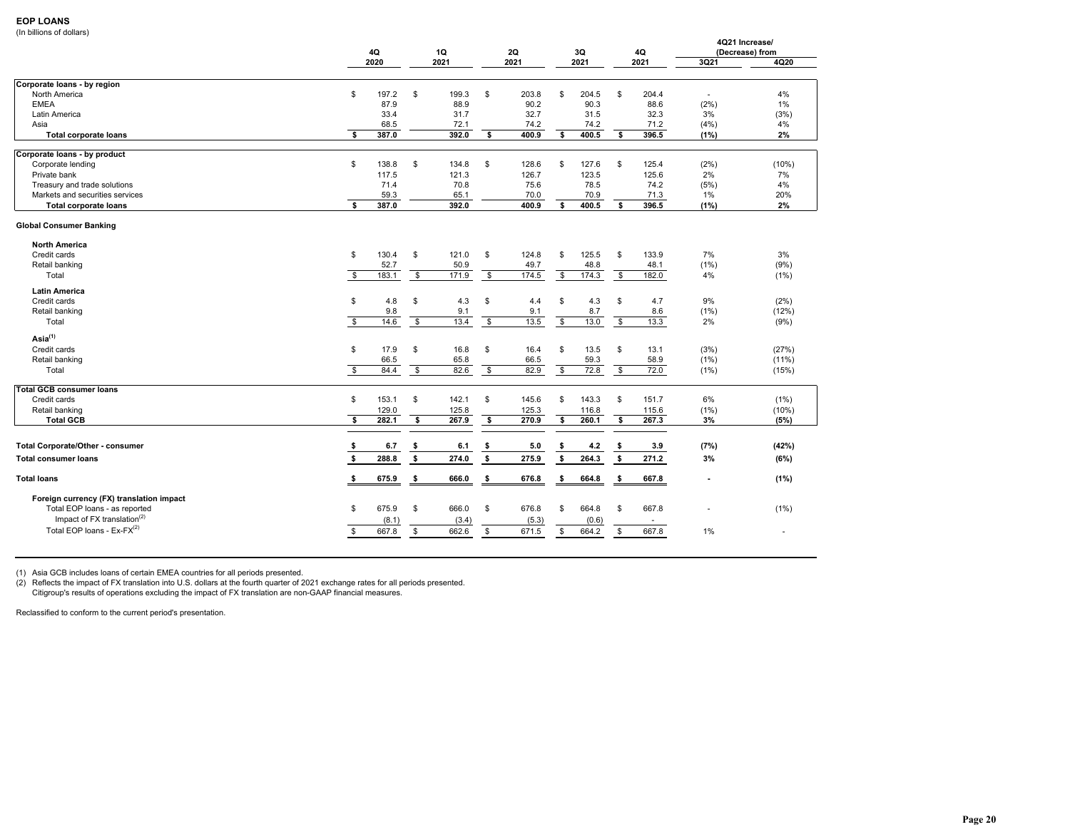# EOP LOANS

(In billions of dollars)

| | 4Q 2020 | 1Q 2021 | 2Q 2021 | 3Q 2021 | 4Q 2021 | 4Q21 Increase/ (Decrease) from 3Q21 | 4Q20 |
|---|---|---|---|---|---|---|---|
| **Corporate loans - by region** | | | | | | | |
| North America | $ 197.2 | $ 199.3 | $ 203.8 | $ 204.5 | $ 204.4 | - | 4% |
| EMEA | 87.9 | 88.9 | 90.2 | 90.3 | 88.6 | (2%) | 1% |
| Latin America | 33.4 | 31.7 | 32.7 | 31.5 | 32.3 | 3% | (3%) |
| Asia | 68.5 | 72.1 | 74.2 | 74.2 | 71.2 | (4%) | 4% |
| **Total corporate loans** | **$ 387.0** | **392.0** | **$ 400.9** | **$ 400.5** | **$ 396.5** | **(1%)** | **2%** |
| **Corporate loans - by product** | | | | | | | |
| Corporate lending | $ 138.8 | $ 134.8 | $ 128.6 | $ 127.6 | $ 125.4 | (2%) | (10%) |
| Private bank | 117.5 | 121.3 | 126.7 | 123.5 | 125.6 | 2% | 7% |
| Treasury and trade solutions | 71.4 | 70.8 | 75.6 | 78.5 | 74.2 | (5%) | 4% |
| Markets and securities services | 59.3 | 65.1 | 70.0 | 70.9 | 71.3 | 1% | 20% |
| **Total corporate loans** | **$ 387.0** | **392.0** | **400.9** | **$ 400.5** | **$ 396.5** | **(1%)** | **2%** |
| **Global Consumer Banking** | | | | | | | |
| **North America** | | | | | | | |
| Credit cards | $ 130.4 | $ 121.0 | $ 124.8 | $ 125.5 | $ 133.9 | 7% | 3% |
| Retail banking | 52.7 | 50.9 | 49.7 | 48.8 | 48.1 | (1%) | (9%) |
| Total | $ 183.1 | $ 171.9 | $ 174.5 | $ 174.3 | $ 182.0 | 4% | (1%) |
| **Latin America** | | | | | | | |
| Credit cards | $ 4.8 | $ 4.3 | $ 4.4 | $ 4.3 | $ 4.7 | 9% | (2%) |
| Retail banking | 9.8 | 9.1 | 9.1 | 8.7 | 8.6 | (1%) | (12%) |
| Total | $ 14.6 | $ 13.4 | $ 13.5 | $ 13.0 | $ 13.3 | 2% | (9%) |
| **Asia[1]** | | | | | | | |
| Credit cards | $ 17.9 | $ 16.8 | $ 16.4 | $ 13.5 | $ 13.1 | (3%) | (27%) |
| Retail banking | 66.5 | 65.8 | 66.5 | 59.3 | 58.9 | (1%) | (11%) |
| Total | $ 84.4 | $ 82.6 | $ 82.9 | $ 72.8 | $ 72.0 | (1%) | (15%) |
| **Total GCB consumer loans** | | | | | | | |
| Credit cards | $ 153.1 | $ 142.1 | $ 145.6 | $ 143.3 | $ 151.7 | 6% | (1%) |
| Retail banking | 129.0 | 125.8 | 125.3 | 116.8 | 115.6 | (1%) | (10%) |
| **Total GCB** | **$ 282.1** | **$ 267.9** | **$ 270.9** | **$ 260.1** | **$ 267.3** | **3%** | **(5%)** |
| **Total Corporate/Other - consumer** | **$ 6.7** | **$ 6.1** | **$ 5.0** | **$ 4.2** | **$ 3.9** | **(7%)** | **(42%)** |
| **Total consumer loans** | **$ 288.8** | **$ 274.0** | **$ 275.9** | **$ 264.3** | **$ 271.2** | **3%** | **(6%)** |
| **Total loans** | **$ 675.9** | **$ 666.0** | **$ 676.8** | **$ 664.8** | **$ 667.8** | **-** | **(1%)** |
| **Foreign currency (FX) translation impact** | | | | | | | |
| Total EOP loans - as reported | $ 675.9 | $ 666.0 | $ 676.8 | $ 664.8 | $ 667.8 | - | (1%) |
| Impact of FX translation[2] | (8.1) | (3.4) | (5.3) | (0.6) | - | | |
| Total EOP loans - Ex-FX[2] | $ 667.8 | $ 662.6 | $ 671.5 | $ 664.2 | $ 667.8 | 1% | - |

(1) Asia GCB includes loans of certain EMEA countries for all periods presented.

(2) Reflects the impact of FX translation into U.S. dollars at the fourth quarter of 2021 exchange rates for all periods presented. Citigroup's results of operations excluding the impact of FX translation are non-GAAP financial measures.

Reclassified to conform to the current period's presentation.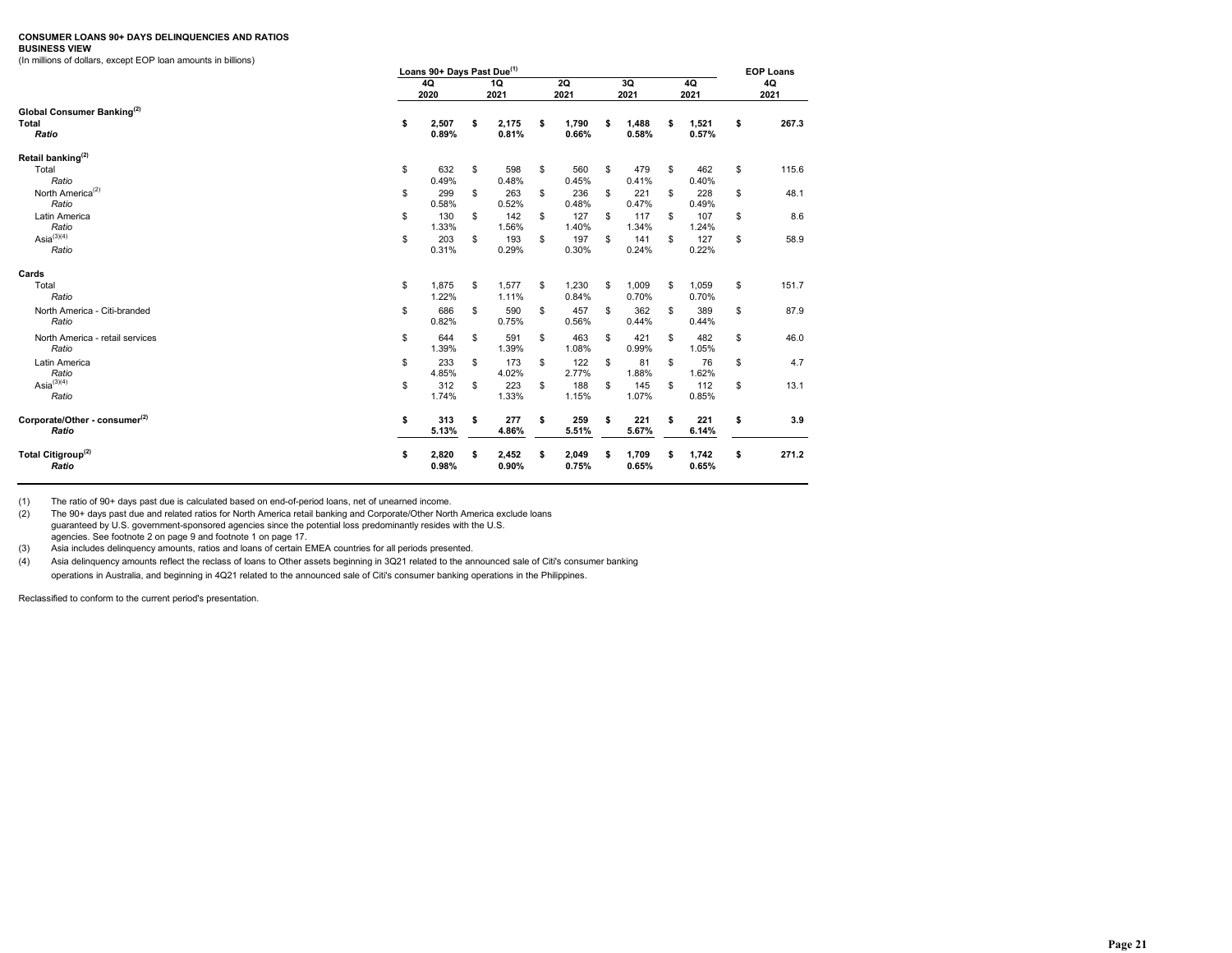**CONSUMER LOANS 90+ DAYS DELINQUENCIES AND RATIOS**
**BUSINESS VIEW**
(In millions of dollars, except EOP loan amounts in billions)

| | Loans 90+ Days Past Due[1] | | | | | EOP Loans |
|---|---|---|---|---|---|---|
| | 4Q 2020 | 1Q 2021 | 2Q 2021 | 3Q 2021 | 4Q 2021 | 4Q 2021 |
| **Global Consumer Banking[2]** | | | | | | |
| **Total** | **$ 2,507** | **$ 2,175** | **$ 1,790** | **$ 1,488** | **$ 1,521** | **$ 267.3** |
| ***Ratio*** | **0.89%** | **0.81%** | **0.66%** | **0.58%** | **0.57%** | |
| **Retail banking[2]** | | | | | | |
| Total | $ 632 | $ 598 | $ 560 | $ 479 | $ 462 | $ 115.6 |
| *Ratio* | 0.49% | 0.48% | 0.45% | 0.41% | 0.40% | |
| North America[2] | $ 299 | $ 263 | $ 236 | $ 221 | $ 228 | $ 48.1 |
| *Ratio* | 0.58% | 0.52% | 0.48% | 0.47% | 0.49% | |
| Latin America | $ 130 | $ 142 | $ 127 | $ 117 | $ 107 | $ 8.6 |
| *Ratio* | 1.33% | 1.56% | 1.40% | 1.34% | 1.24% | |
| Asia[3][4] | $ 203 | $ 193 | $ 197 | $ 141 | $ 127 | $ 58.9 |
| *Ratio* | 0.31% | 0.29% | 0.30% | 0.24% | 0.22% | |
| **Cards** | | | | | | |
| Total | $ 1,875 | $ 1,577 | $ 1,230 | $ 1,009 | $ 1,059 | $ 151.7 |
| *Ratio* | 1.22% | 1.11% | 0.84% | 0.70% | 0.70% | |
| North America - Citi-branded | $ 686 | $ 590 | $ 457 | $ 362 | $ 389 | $ 87.9 |
| *Ratio* | 0.82% | 0.75% | 0.56% | 0.44% | 0.44% | |
| North America - retail services | $ 644 | $ 591 | $ 463 | $ 421 | $ 482 | $ 46.0 |
| *Ratio* | 1.39% | 1.39% | 1.08% | 0.99% | 1.05% | |
| Latin America | $ 233 | $ 173 | $ 122 | $ 81 | $ 76 | $ 4.7 |
| *Ratio* | 4.85% | 4.02% | 2.77% | 1.88% | 1.62% | |
| Asia[3][4] | $ 312 | $ 223 | $ 188 | $ 145 | $ 112 | $ 13.1 |
| *Ratio* | 1.74% | 1.33% | 1.15% | 1.07% | 0.85% | |
| **Corporate/Other - consumer[2]** | **$ 313** | **$ 277** | **$ 259** | **$ 221** | **$ 221** | **$ 3.9** |
| ***Ratio*** | **5.13%** | **4.86%** | **5.51%** | **5.67%** | **6.14%** | |
| **Total Citigroup[2]** | **$ 2,820** | **$ 2,452** | **$ 2,049** | **$ 1,709** | **$ 1,742** | **$ 271.2** |
| ***Ratio*** | **0.98%** | **0.90%** | **0.75%** | **0.65%** | **0.65%** | |

(1) The ratio of 90+ days past due is calculated based on end-of-period loans, net of unearned income.

(2) The 90+ days past due and related ratios for North America retail banking and Corporate/Other North America exclude loans guaranteed by U.S. government-sponsored agencies since the potential loss predominantly resides with the U.S. agencies. See footnote 2 on page 9 and footnote 1 on page 17.

(3) Asia includes delinquency amounts, ratios and loans of certain EMEA countries for all periods presented.

(4) Asia delinquency amounts reflect the reclass of loans to Other assets beginning in 3Q21 related to the announced sale of Citi's consumer banking operations in Australia, and beginning in 4Q21 related to the announced sale of Citi's consumer banking operations in the Philippines.

Reclassified to conform to the current period's presentation.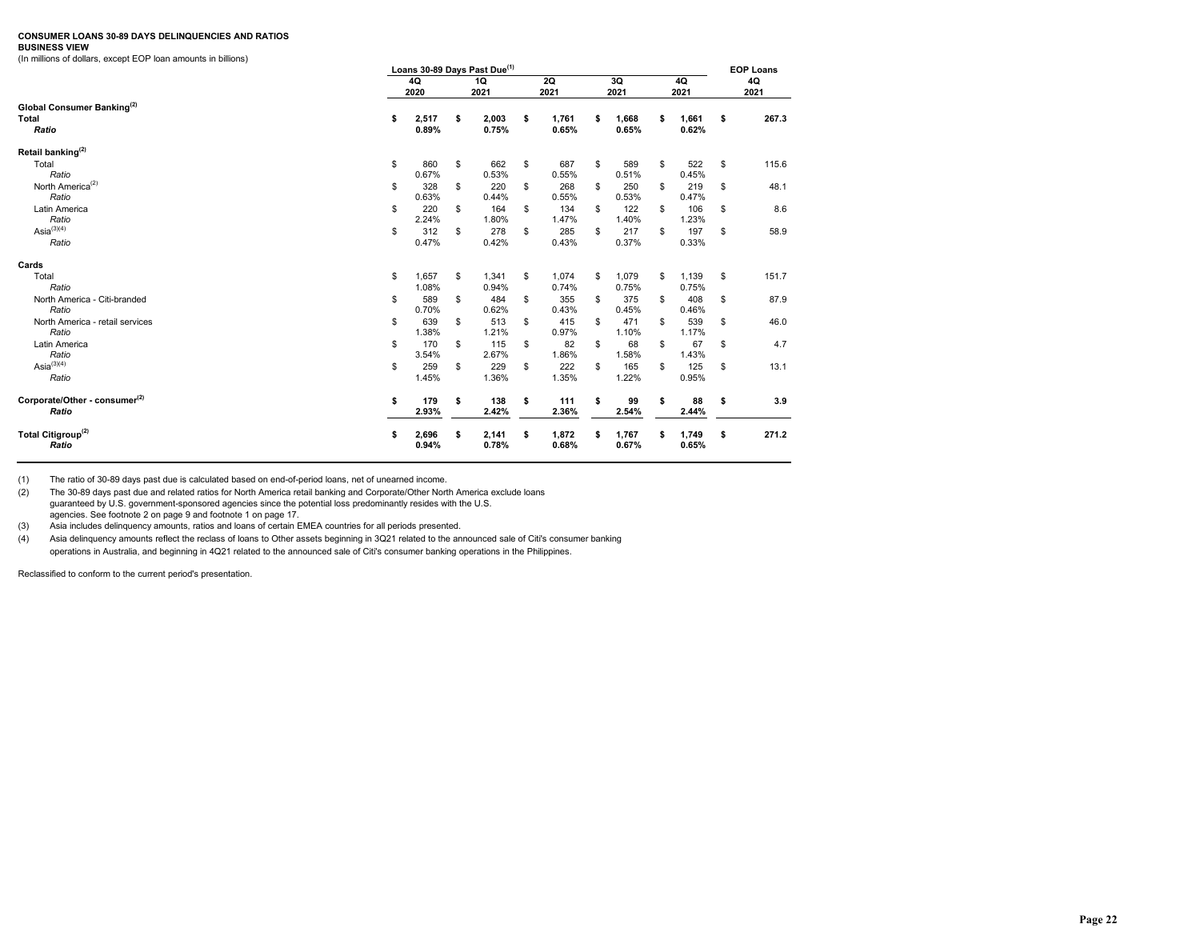**CONSUMER LOANS 30-89 DAYS DELINQUENCIES AND RATIOS**
**BUSINESS VIEW**
(In millions of dollars, except EOP loan amounts in billions)

| | Loans 30-89 Days Past Due[(1)] | | | | | EOP Loans |
|---|---|---|---|---|---|---|
| | 4Q 2020 | 1Q 2021 | 2Q 2021 | 3Q 2021 | 4Q 2021 | 4Q 2021 |
| **Global Consumer Banking[(2)]** | | | | | | |
| **Total** | **$ 2,517** | **$ 2,003** | **$ 1,761** | **$ 1,668** | **$ 1,661** | **$ 267.3** |
| ***Ratio*** | **0.89%** | **0.75%** | **0.65%** | **0.65%** | **0.62%** | |
| **Retail banking[(2)]** | | | | | | |
| Total | $ 860 | $ 662 | $ 687 | $ 589 | $ 522 | $ 115.6 |
| *Ratio* | 0.67% | 0.53% | 0.55% | 0.51% | 0.45% | |
| North America[(2)] | $ 328 | $ 220 | $ 268 | $ 250 | $ 219 | $ 48.1 |
| *Ratio* | 0.63% | 0.44% | 0.55% | 0.53% | 0.47% | |
| Latin America | $ 220 | $ 164 | $ 134 | $ 122 | $ 106 | $ 8.6 |
| *Ratio* | 2.24% | 1.80% | 1.47% | 1.40% | 1.23% | |
| Asia[(3)(4)] | $ 312 | $ 278 | $ 285 | $ 217 | $ 197 | $ 58.9 |
| *Ratio* | 0.47% | 0.42% | 0.43% | 0.37% | 0.33% | |
| **Cards** | | | | | | |
| Total | $ 1,657 | $ 1,341 | $ 1,074 | $ 1,079 | $ 1,139 | $ 151.7 |
| *Ratio* | 1.08% | 0.94% | 0.74% | 0.75% | 0.75% | |
| North America - Citi-branded | $ 589 | $ 484 | $ 355 | $ 375 | $ 408 | $ 87.9 |
| *Ratio* | 0.70% | 0.62% | 0.43% | 0.45% | 0.46% | |
| North America - retail services | $ 639 | $ 513 | $ 415 | $ 471 | $ 539 | $ 46.0 |
| *Ratio* | 1.38% | 1.21% | 0.97% | 1.10% | 1.17% | |
| Latin America | $ 170 | $ 115 | $ 82 | $ 68 | $ 67 | $ 4.7 |
| *Ratio* | 3.54% | 2.67% | 1.86% | 1.58% | 1.43% | |
| Asia[(3)(4)] | $ 259 | $ 229 | $ 222 | $ 165 | $ 125 | $ 13.1 |
| *Ratio* | 1.45% | 1.36% | 1.35% | 1.22% | 0.95% | |
| **Corporate/Other - consumer[(2)]** | **$ 179** | **$ 138** | **$ 111** | **$ 99** | **$ 88** | **$ 3.9** |
| ***Ratio*** | **2.93%** | **2.42%** | **2.36%** | **2.54%** | **2.44%** | |
| **Total Citigroup[(2)]** | **$ 2,696** | **$ 2,141** | **$ 1,872** | **$ 1,767** | **$ 1,749** | **$ 271.2** |
| ***Ratio*** | **0.94%** | **0.78%** | **0.68%** | **0.67%** | **0.65%** | |

(1) The ratio of 30-89 days past due is calculated based on end-of-period loans, net of unearned income.

(2) The 30-89 days past due and related ratios for North America retail banking and Corporate/Other North America exclude loans guaranteed by U.S. government-sponsored agencies since the potential loss predominantly resides with the U.S. agencies. See footnote 2 on page 9 and footnote 1 on page 17.

(3) Asia includes delinquency amounts, ratios and loans of certain EMEA countries for all periods presented.

(4) Asia delinquency amounts reflect the reclass of loans to Other assets beginning in 3Q21 related to the announced sale of Citi's consumer banking operations in Australia, and beginning in 4Q21 related to the announced sale of Citi's consumer banking operations in the Philippines.

Reclassified to conform to the current period's presentation.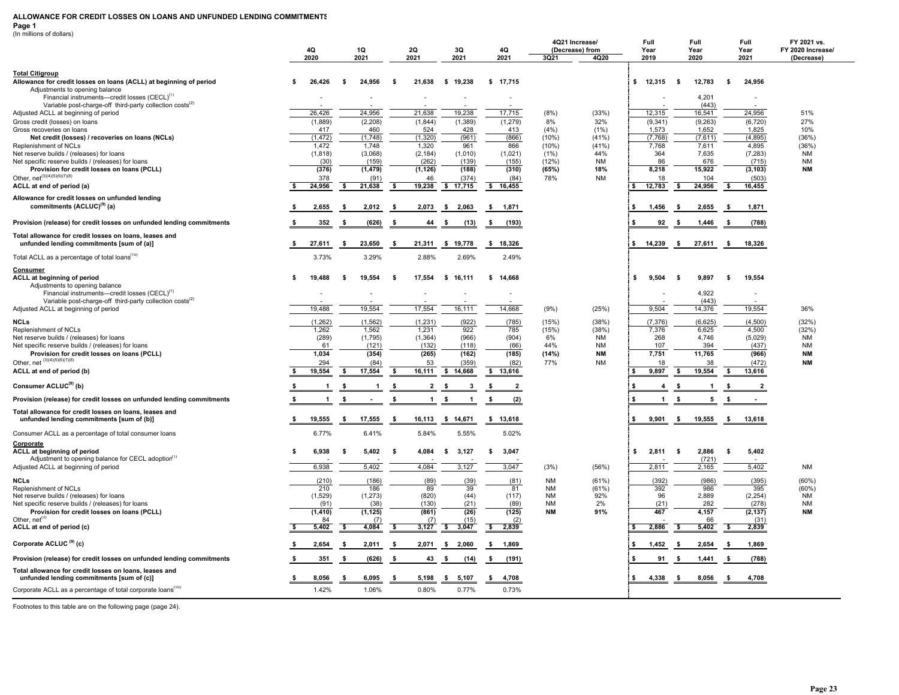**ALLOWANCE FOR CREDIT LOSSES ON LOANS AND UNFUNDED LENDING COMMITMENTS**

**Page 1**

(In millions of dollars)

| | 4Q 2020 | 1Q 2021 | 2Q 2021 | 3Q 2021 | 4Q 2021 | 4Q21 Increase/ (Decrease) from 3Q21 | 4Q21 Increase/ (Decrease) from 4Q20 | Full Year 2019 | Full Year 2020 | Full Year 2021 | FY 2021 vs. FY 2020 Increase/ (Decrease) |
|---|---|---|---|---|---|---|---|---|---|---|---|
| **Total Citigroup** | | | | | | | | | | | |
| **Allowance for credit losses on loans (ACLL) at beginning of period** | $ 26,426 | $ 24,956 | $ 21,638 | $ 19,238 | $ 17,715 | | | $ 12,315 | $ 12,783 | $ 24,956 | |
| Adjustments to opening balance | | | | | | | | | | | |
| Financial instruments—credit losses (CECL)[1] | - | - | - | - | - | | | - | 4,201 | - | |
| Variable post-charge-off third-party collection costs[2] | - | - | - | - | - | | | - | (443) | - | |
| Adjusted ACLL at beginning of period | 26,426 | 24,956 | 21,638 | 19,238 | 17,715 | (8%) | (33%) | 12,315 | 16,541 | 24,956 | 51% |
| Gross credit (losses) on loans | (1,889) | (2,208) | (1,844) | (1,389) | (1,279) | 8% | 32% | (9,341) | (9,263) | (6,720) | 27% |
| Gross recoveries on loans | 417 | 460 | 524 | 428 | 413 | (4%) | (1%) | 1,573 | 1,652 | 1,825 | 10% |
| **Net credit (losses) / recoveries on loans (NCLs)** | (1,472) | (1,748) | (1,320) | (961) | (866) | (10%) | (41%) | (7,768) | (7,611) | (4,895) | (36%) |
| Replenishment of NCLs | 1,472 | 1,748 | 1,320 | 961 | 866 | (10%) | (41%) | 7,768 | 7,611 | 4,895 | (36%) |
| Net reserve builds / (releases) for loans | (1,818) | (3,068) | (2,184) | (1,010) | (1,021) | (1%) | 44% | 364 | 7,635 | (7,283) | NM |
| Net specific reserve builds / (releases) for loans | (30) | (159) | (262) | (139) | (155) | (12%) | NM | 86 | 676 | (715) | NM |
| **Provision for credit losses on loans (PCLL)** | (376) | (1,479) | (1,126) | (188) | (310) | (65%) | 18% | 8,218 | 15,922 | (3,103) | NM |
| Other, net[3][4][5][6][7][8] | 378 | (91) | 46 | (374) | (84) | 78% | NM | 18 | 104 | (503) | |
| **ACLL at end of period (a)** | $ 24,956 | $ 21,638 | $ 19,238 | $ 17,715 | $ 16,455 | | | $ 12,783 | $ 24,956 | $ 16,455 | |
| **Allowance for credit losses on unfunded lending commitments (ACLUC)[9] (a)** | $ 2,655 | $ 2,012 | $ 2,073 | $ 2,063 | $ 1,871 | | | $ 1,456 | $ 2,655 | $ 1,871 | |
| **Provision (release) for credit losses on unfunded lending commitments** | $ 352 | $ (626) | $ 44 | $ (13) | $ (193) | | | $ 92 | $ 1,446 | $ (788) | |
| **Total allowance for credit losses on loans, leases and unfunded lending commitments [sum of (a)]** | $ 27,611 | $ 23,650 | $ 21,311 | $ 19,778 | $ 18,326 | | | $ 14,239 | $ 27,611 | $ 18,326 | |
| Total ACLL as a percentage of total loans[10] | 3.73% | 3.29% | 2.88% | 2.69% | 2.49% | | | | | | |
| **Consumer** | | | | | | | | | | | |
| **ACLL at beginning of period** | $ 19,488 | $ 19,554 | $ 17,554 | $ 16,111 | $ 14,668 | | | $ 9,504 | $ 9,897 | $ 19,554 | |
| Adjustments to opening balance | | | | | | | | | | | |
| Financial instruments—credit losses (CECL)[1] | - | - | - | - | - | | | - | 4,922 | - | |
| Variable post-charge-off third-party collection costs[2] | - | - | - | - | - | | | - | (443) | - | |
| Adjusted ACLL at beginning of period | 19,488 | 19,554 | 17,554 | 16,111 | 14,668 | (9%) | (25%) | 9,504 | 14,376 | 19,554 | 36% |
| **NCLs** | (1,262) | (1,562) | (1,231) | (922) | (785) | (15%) | (38%) | (7,376) | (6,625) | (4,500) | (32%) |
| Replenishment of NCLs | 1,262 | 1,562 | 1,231 | 922 | 785 | (15%) | (38%) | 7,376 | 6,625 | 4,500 | (32%) |
| Net reserve builds / (releases) for loans | (289) | (1,795) | (1,364) | (966) | (904) | 6% | NM | 268 | 4,746 | (5,029) | NM |
| Net specific reserve builds / (releases) for loans | 61 | (121) | (132) | (118) | (66) | 44% | NM | 107 | 394 | (437) | NM |
| **Provision for credit losses on loans (PCLL)** | 1,034 | (354) | (265) | (162) | (185) | (14%) | NM | 7,751 | 11,765 | (966) | NM |
| Other, net [3][4][5][6][7][8] | 294 | (84) | 53 | (359) | (82) | 77% | NM | 18 | 38 | (472) | NM |
| **ACLL at end of period (b)** | $ 19,554 | $ 17,554 | $ 16,111 | $ 14,668 | $ 13,616 | | | $ 9,897 | $ 19,554 | $ 13,616 | |
| **Consumer ACLUC[9] (b)** | $ 1 | $ 1 | $ 2 | $ 3 | $ 2 | | | $ 4 | $ 1 | $ 2 | |
| **Provision (release) for credit losses on unfunded lending commitments** | $ 1 | $ - | $ 1 | $ 1 | $ (2) | | | $ 1 | $ 5 | $ - | |
| **Total allowance for credit losses on loans, leases and unfunded lending commitments [sum of (b)]** | $ 19,555 | $ 17,555 | $ 16,113 | $ 14,671 | $ 13,618 | | | $ 9,901 | $ 19,555 | $ 13,618 | |
| Consumer ACLL as a percentage of total consumer loans | 6.77% | 6.41% | 5.84% | 5.55% | 5.02% | | | | | | |
| **Corporate** | | | | | | | | | | | |
| **ACLL at beginning of period** | $ 6,938 | $ 5,402 | $ 4,084 | $ 3,127 | $ 3,047 | | | $ 2,811 | $ 2,886 | $ 5,402 | |
| Adjustment to opening balance for CECL adoption[1] | - | - | - | - | - | | | - | (721) | - | |
| Adjusted ACLL at beginning of period | 6,938 | 5,402 | 4,084 | 3,127 | 3,047 | (3%) | (56%) | 2,811 | 2,165 | 5,402 | NM |
| **NCLs** | (210) | (186) | (89) | (39) | (81) | NM | (61%) | (392) | (986) | (395) | (60%) |
| Replenishment of NCLs | 210 | 186 | 89 | 39 | 81 | NM | (61%) | 392 | 986 | 395 | (60%) |
| Net reserve builds / (releases) for loans | (1,529) | (1,273) | (820) | (44) | (117) | NM | 92% | 96 | 2,889 | (2,254) | NM |
| Net specific reserve builds / (releases) for loans | (91) | (38) | (130) | (21) | (89) | NM | 2% | (21) | 282 | (278) | NM |
| **Provision for credit losses on loans (PCLL)** | (1,410) | (1,125) | (861) | (26) | (125) | NM | 91% | 467 | 4,157 | (2,137) | NM |
| Other, net[3] | 84 | (7) | (7) | (15) | (2) | | | - | 66 | (31) | |
| **ACLL at end of period (c)** | $ 5,402 | $ 4,084 | $ 3,127 | $ 3,047 | $ 2,839 | | | $ 2,886 | $ 5,402 | $ 2,839 | |
| **Corporate ACLUC [9] (c)** | $ 2,654 | $ 2,011 | $ 2,071 | $ 2,060 | $ 1,869 | | | $ 1,452 | $ 2,654 | $ 1,869 | |
| **Provision (release) for credit losses on unfunded lending commitments** | $ 351 | $ (626) | $ 43 | $ (14) | $ (191) | | | $ 91 | $ 1,441 | $ (788) | |
| **Total allowance for credit losses on loans, leases and unfunded lending commitments [sum of (c)]** | $ 8,056 | $ 6,095 | $ 5,198 | $ 5,107 | $ 4,708 | | | $ 4,338 | $ 8,056 | $ 4,708 | |
| Corporate ACLL as a percentage of total corporate loans[10] | 1.42% | 1.06% | 0.80% | 0.77% | 0.73% | | | | | | |

Footnotes to this table are on the following page (page 24).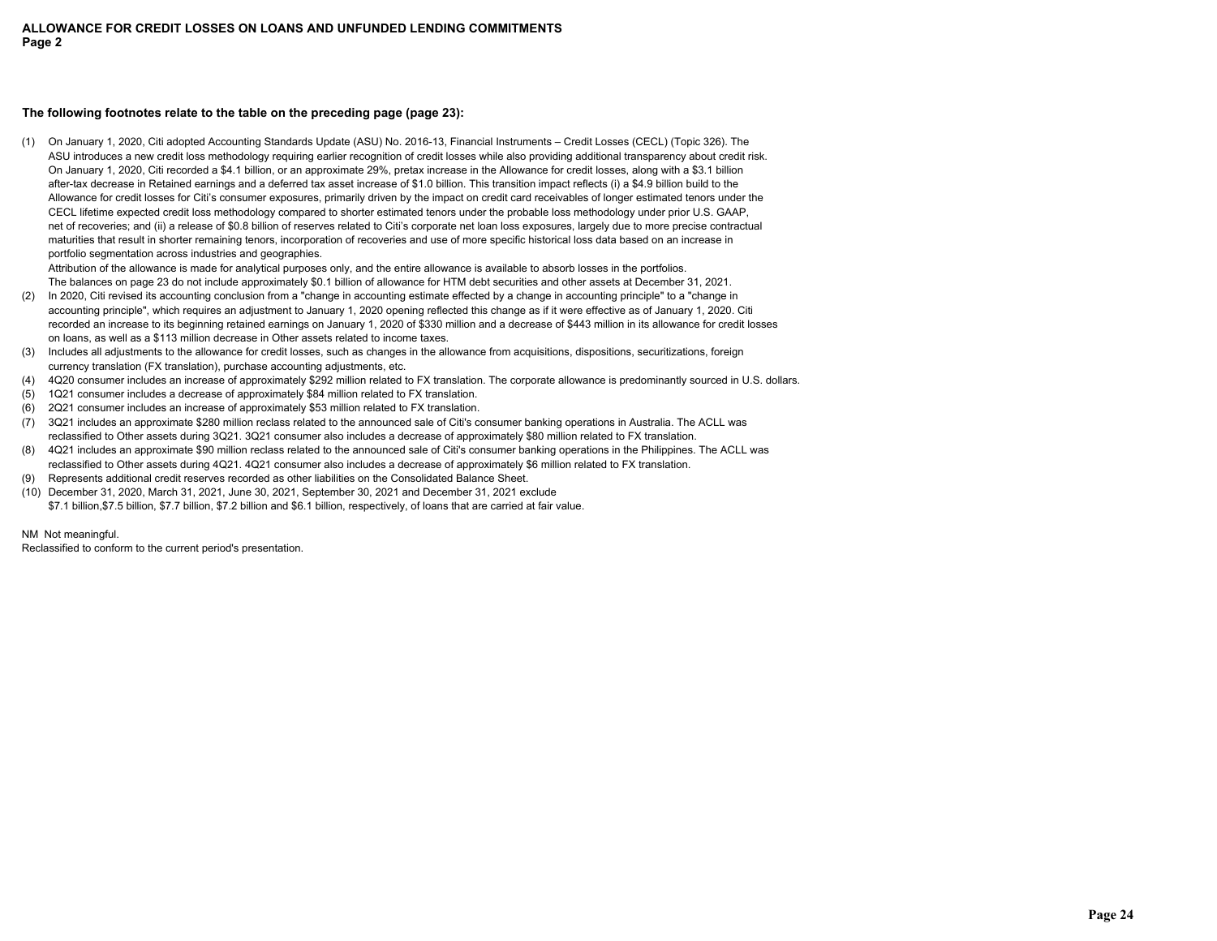# ALLOWANCE FOR CREDIT LOSSES ON LOANS AND UNFUNDED LENDING COMMITMENTS
**Page 2**

**The following footnotes relate to the table on the preceding page (page 23):**

(1) On January 1, 2020, Citi adopted Accounting Standards Update (ASU) No. 2016-13, Financial Instruments – Credit Losses (CECL) (Topic 326). The ASU introduces a new credit loss methodology requiring earlier recognition of credit losses while also providing additional transparency about credit risk. On January 1, 2020, Citi recorded a $4.1 billion, or an approximate 29%, pretax increase in the Allowance for credit losses, along with a $3.1 billion after-tax decrease in Retained earnings and a deferred tax asset increase of $1.0 billion. This transition impact reflects (i) a $4.9 billion build to the Allowance for credit losses for Citi's consumer exposures, primarily driven by the impact on credit card receivables of longer estimated tenors under the CECL lifetime expected credit loss methodology compared to shorter estimated tenors under the probable loss methodology under prior U.S. GAAP, net of recoveries; and (ii) a release of $0.8 billion of reserves related to Citi's corporate net loan loss exposures, largely due to more precise contractual maturities that result in shorter remaining tenors, incorporation of recoveries and use of more specific historical loss data based on an increase in portfolio segmentation across industries and geographies.
Attribution of the allowance is made for analytical purposes only, and the entire allowance is available to absorb losses in the portfolios.
The balances on page 23 do not include approximately $0.1 billion of allowance for HTM debt securities and other assets at December 31, 2021.

(2) In 2020, Citi revised its accounting conclusion from a "change in accounting estimate effected by a change in accounting principle" to a "change in accounting principle", which requires an adjustment to January 1, 2020 opening reflected this change as if it were effective as of January 1, 2020. Citi recorded an increase to its beginning retained earnings on January 1, 2020 of $330 million and a decrease of $443 million in its allowance for credit losses on loans, as well as a $113 million decrease in Other assets related to income taxes.

(3) Includes all adjustments to the allowance for credit losses, such as changes in the allowance from acquisitions, dispositions, securitizations, foreign currency translation (FX translation), purchase accounting adjustments, etc.

(4) 4Q20 consumer includes an increase of approximately $292 million related to FX translation. The corporate allowance is predominantly sourced in U.S. dollars.

(5) 1Q21 consumer includes a decrease of approximately $84 million related to FX translation.

(6) 2Q21 consumer includes an increase of approximately $53 million related to FX translation.

(7) 3Q21 includes an approximate $280 million reclass related to the announced sale of Citi's consumer banking operations in Australia. The ACLL was reclassified to Other assets during 3Q21. 3Q21 consumer also includes a decrease of approximately $80 million related to FX translation.

(8) 4Q21 includes an approximate $90 million reclass related to the announced sale of Citi's consumer banking operations in the Philippines. The ACLL was reclassified to Other assets during 4Q21. 4Q21 consumer also includes a decrease of approximately $6 million related to FX translation.

(9) Represents additional credit reserves recorded as other liabilities on the Consolidated Balance Sheet.

(10) December 31, 2020, March 31, 2021, June 30, 2021, September 30, 2021 and December 31, 2021 exclude $7.1 billion,$7.5 billion, $7.7 billion, $7.2 billion and $6.1 billion, respectively, of loans that are carried at fair value.

NM Not meaningful.
Reclassified to conform to the current period's presentation.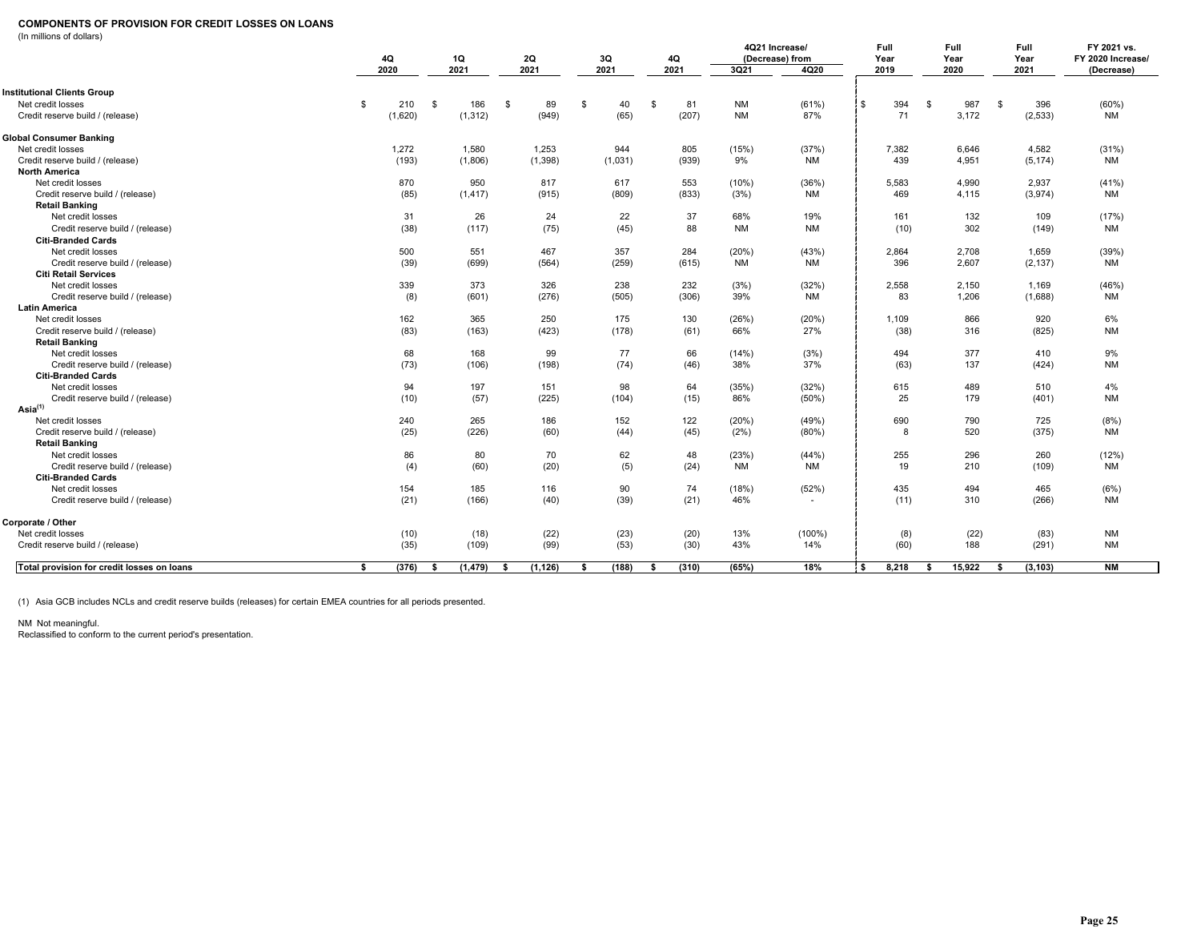# COMPONENTS OF PROVISION FOR CREDIT LOSSES ON LOANS

(In millions of dollars)

| | 4Q 2020 | 1Q 2021 | 2Q 2021 | 3Q 2021 | 4Q 2021 | 4Q21 Increase/ (Decrease) from 3Q21 | 4Q20 | Full Year 2019 | Full Year 2020 | Full Year 2021 | FY 2021 vs. FY 2020 Increase/ (Decrease) |
|---|---|---|---|---|---|---|---|---|---|---|---|
| **Institutional Clients Group** | | | | | | | | | | | |
| Net credit losses | $ 210 | $ 186 | $ 89 | $ 40 | $ 81 | NM | (61%) | $ 394 | $ 987 | $ 396 | (60%) |
| Credit reserve build / (release) | (1,620) | (1,312) | (949) | (65) | (207) | NM | 87% | 71 | 3,172 | (2,533) | NM |
| **Global Consumer Banking** | | | | | | | | | | | |
| Net credit losses | 1,272 | 1,580 | 1,253 | 944 | 805 | (15%) | (37%) | 7,382 | 6,646 | 4,582 | (31%) |
| Credit reserve build / (release) | (193) | (1,806) | (1,398) | (1,031) | (939) | 9% | NM | 439 | 4,951 | (5,174) | NM |
| **North America** | | | | | | | | | | | |
| Net credit losses | 870 | 950 | 817 | 617 | 553 | (10%) | (36%) | 5,583 | 4,990 | 2,937 | (41%) |
| Credit reserve build / (release) | (85) | (1,417) | (915) | (809) | (833) | (3%) | NM | 469 | 4,115 | (3,974) | NM |
| **Retail Banking** | | | | | | | | | | | |
| Net credit losses | 31 | 26 | 24 | 22 | 37 | 68% | 19% | 161 | 132 | 109 | (17%) |
| Credit reserve build / (release) | (38) | (117) | (75) | (45) | 88 | NM | NM | (10) | 302 | (149) | NM |
| **Citi-Branded Cards** | | | | | | | | | | | |
| Net credit losses | 500 | 551 | 467 | 357 | 284 | (20%) | (43%) | 2,864 | 2,708 | 1,659 | (39%) |
| Credit reserve build / (release) | (39) | (699) | (564) | (259) | (615) | NM | NM | 396 | 2,607 | (2,137) | NM |
| **Citi Retail Services** | | | | | | | | | | | |
| Net credit losses | 339 | 373 | 326 | 238 | 232 | (3%) | (32%) | 2,558 | 2,150 | 1,169 | (46%) |
| Credit reserve build / (release) | (8) | (601) | (276) | (505) | (306) | 39% | NM | 83 | 1,206 | (1,688) | NM |
| **Latin America** | | | | | | | | | | | |
| Net credit losses | 162 | 365 | 250 | 175 | 130 | (26%) | (20%) | 1,109 | 866 | 920 | 6% |
| Credit reserve build / (release) | (83) | (163) | (423) | (178) | (61) | 66% | 27% | (38) | 316 | (825) | NM |
| **Retail Banking** | | | | | | | | | | | |
| Net credit losses | 68 | 168 | 99 | 77 | 66 | (14%) | (3%) | 494 | 377 | 410 | 9% |
| Credit reserve build / (release) | (73) | (106) | (198) | (74) | (46) | 38% | 37% | (63) | 137 | (424) | NM |
| **Citi-Branded Cards** | | | | | | | | | | | |
| Net credit losses | 94 | 197 | 151 | 98 | 64 | (35%) | (32%) | 615 | 489 | 510 | 4% |
| Credit reserve build / (release) | (10) | (57) | (225) | (104) | (15) | 86% | (50%) | 25 | 179 | (401) | NM |
| **Asia**[(1)] | | | | | | | | | | | |
| Net credit losses | 240 | 265 | 186 | 152 | 122 | (20%) | (49%) | 690 | 790 | 725 | (8%) |
| Credit reserve build / (release) | (25) | (226) | (60) | (44) | (45) | (2%) | (80%) | 8 | 520 | (375) | NM |
| **Retail Banking** | | | | | | | | | | | |
| Net credit losses | 86 | 80 | 70 | 62 | 48 | (23%) | (44%) | 255 | 296 | 260 | (12%) |
| Credit reserve build / (release) | (4) | (60) | (20) | (5) | (24) | NM | NM | 19 | 210 | (109) | NM |
| **Citi-Branded Cards** | | | | | | | | | | | |
| Net credit losses | 154 | 185 | 116 | 90 | 74 | (18%) | (52%) | 435 | 494 | 465 | (6%) |
| Credit reserve build / (release) | (21) | (166) | (40) | (39) | (21) | 46% | - | (11) | 310 | (266) | NM |
| **Corporate / Other** | | | | | | | | | | | |
| Net credit losses | (10) | (18) | (22) | (23) | (20) | 13% | (100%) | (8) | (22) | (83) | NM |
| Credit reserve build / (release) | (35) | (109) | (99) | (53) | (30) | 43% | 14% | (60) | 188 | (291) | NM |
| **Total provision for credit losses on loans** | **$ (376)** | **$ (1,479)** | **$ (1,126)** | **$ (188)** | **$ (310)** | **(65%)** | **18%** | **$ 8,218** | **$ 15,922** | **$ (3,103)** | **NM** |

(1) Asia GCB includes NCLs and credit reserve builds (releases) for certain EMEA countries for all periods presented.

NM Not meaningful.

Reclassified to conform to the current period's presentation.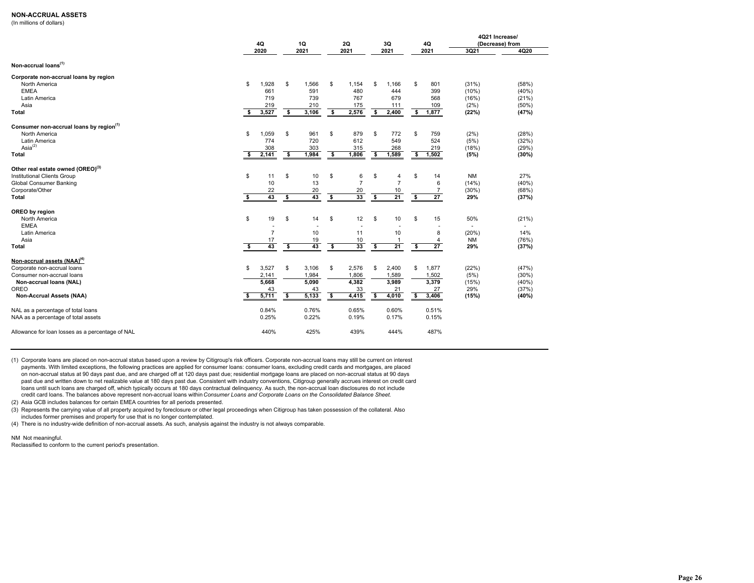## NON-ACCRUAL ASSETS

(In millions of dollars)

| | 4Q 2020 | 1Q 2021 | 2Q 2021 | 3Q 2021 | 4Q 2021 | 4Q21 Increase/ (Decrease) from 3Q21 | 4Q20 |
|---|---|---|---|---|---|---|---|
| **Non-accrual loans[1]** | | | | | | | |
| **Corporate non-accrual loans by region** | | | | | | | |
| North America | $ 1,928 | $ 1,566 | $ 1,154 | $ 1,166 | $ 801 | (31%) | (58%) |
| EMEA | 661 | 591 | 480 | 444 | 399 | (10%) | (40%) |
| Latin America | 719 | 739 | 767 | 679 | 568 | (16%) | (21%) |
| Asia | 219 | 210 | 175 | 111 | 109 | (2%) | (50%) |
| **Total** | **$ 3,527** | **$ 3,106** | **$ 2,576** | **$ 2,400** | **$ 1,877** | **(22%)** | **(47%)** |
| **Consumer non-accrual loans by region[1]** | | | | | | | |
| North America | $ 1,059 | $ 961 | $ 879 | $ 772 | $ 759 | (2%) | (28%) |
| Latin America | 774 | 720 | 612 | 549 | 524 | (5%) | (32%) |
| Asia[2] | 308 | 303 | 315 | 268 | 219 | (18%) | (29%) |
| **Total** | **$ 2,141** | **$ 1,984** | **$ 1,806** | **$ 1,589** | **$ 1,502** | **(5%)** | **(30%)** |
| **Other real estate owned (OREO)[3]** | | | | | | | |
| Institutional Clients Group | $ 11 | $ 10 | $ 6 | $ 4 | $ 14 | NM | 27% |
| Global Consumer Banking | 10 | 13 | 7 | 7 | 6 | (14%) | (40%) |
| Corporate/Other | 22 | 20 | 20 | 10 | 7 | (30%) | (68%) |
| **Total** | **$ 43** | **$ 43** | **$ 33** | **$ 21** | **$ 27** | **29%** | **(37%)** |
| **OREO by region** | | | | | | | |
| North America | $ 19 | $ 14 | $ 12 | $ 10 | $ 15 | 50% | (21%) |
| EMEA | - | - | - | - | - | - | - |
| Latin America | 7 | 10 | 11 | 10 | 8 | (20%) | 14% |
| Asia | 17 | 19 | 10 | 1 | 4 | NM | (76%) |
| **Total** | **$ 43** | **$ 43** | **$ 33** | **$ 21** | **$ 27** | **29%** | **(37%)** |
| **Non-accrual assets (NAA)[4]** | | | | | | | |
| Corporate non-accrual loans | $ 3,527 | $ 3,106 | $ 2,576 | $ 2,400 | $ 1,877 | (22%) | (47%) |
| Consumer non-accrual loans | 2,141 | 1,984 | 1,806 | 1,589 | 1,502 | (5%) | (30%) |
| **Non-accrual loans (NAL)** | **5,668** | **5,090** | **4,382** | **3,989** | **3,379** | (15%) | (40%) |
| OREO | 43 | 43 | 33 | 21 | 27 | 29% | (37%) |
| **Non-Accrual Assets (NAA)** | **$ 5,711** | **$ 5,133** | **$ 4,415** | **$ 4,010** | **$ 3,406** | **(15%)** | **(40%)** |
| NAL as a percentage of total loans | 0.84% | 0.76% | 0.65% | 0.60% | 0.51% | | |
| NAA as a percentage of total assets | 0.25% | 0.22% | 0.19% | 0.17% | 0.15% | | |
| Allowance for loan losses as a percentage of NAL | 440% | 425% | 439% | 444% | 487% | | |

(1) Corporate loans are placed on non-accrual status based upon a review by Citigroup's risk officers. Corporate non-accrual loans may still be current on interest payments. With limited exceptions, the following practices are applied for consumer loans: consumer loans, excluding credit cards and mortgages, are placed on non-accrual status at 90 days past due, and are charged off at 120 days past due; residential mortgage loans are placed on non-accrual status at 90 days past due and written down to net realizable value at 180 days past due. Consistent with industry conventions, Citigroup generally accrues interest on credit card loans until such loans are charged off, which typically occurs at 180 days contractual delinquency. As such, the non-accrual loan disclosures do not include credit card loans. The balances above represent non-accrual loans within *Consumer Loans and Corporate Loans on the Consolidated Balance Sheet.*

(2) Asia GCB includes balances for certain EMEA countries for all periods presented.

(3) Represents the carrying value of all property acquired by foreclosure or other legal proceedings when Citigroup has taken possession of the collateral. Also includes former premises and property for use that is no longer contemplated.

(4) There is no industry-wide definition of non-accrual assets. As such, analysis against the industry is not always comparable.

NM Not meaningful.

Reclassified to conform to the current period's presentation.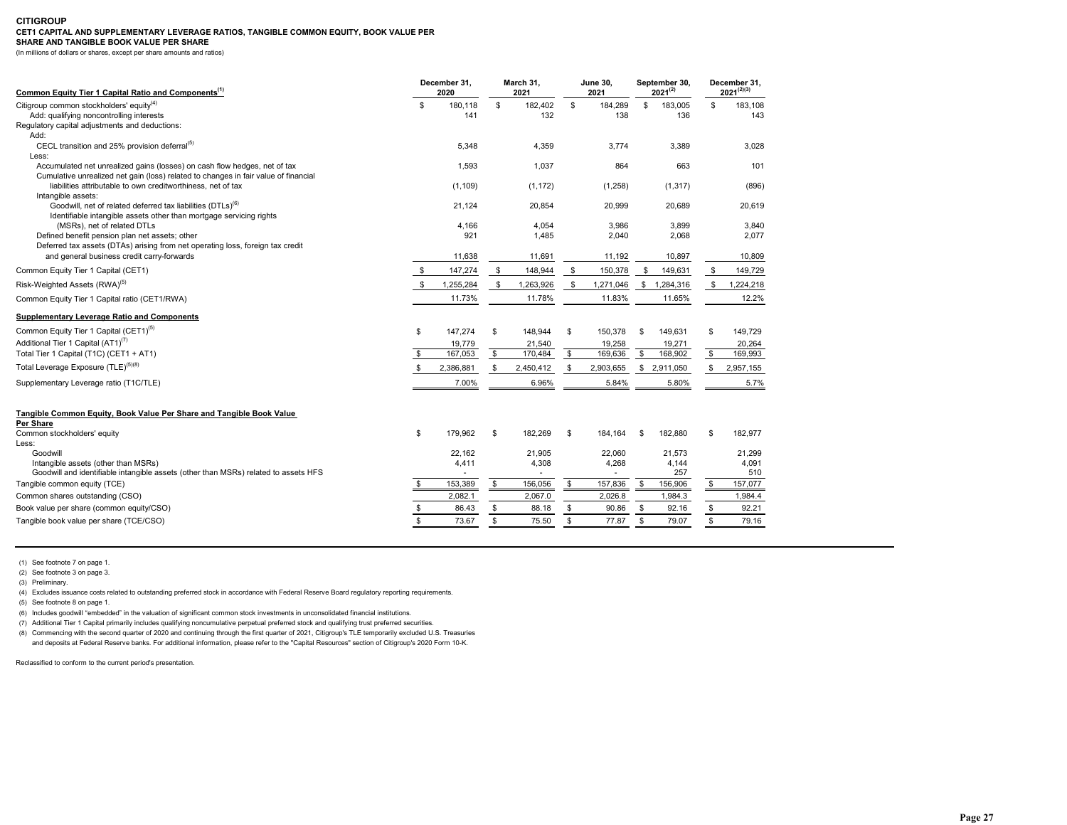**CITIGROUP**
**CET1 CAPITAL AND SUPPLEMENTARY LEVERAGE RATIOS, TANGIBLE COMMON EQUITY, BOOK VALUE PER SHARE AND TANGIBLE BOOK VALUE PER SHARE**
(In millions of dollars or shares, except per share amounts and ratios)

| Common Equity Tier 1 Capital Ratio and Components[1] | December 31, 2020 | March 31, 2021 | June 30, 2021 | September 30, 2021[2] | December 31, 2021[2][3] |
|---|---|---|---|---|---|
| Citigroup common stockholders' equity[4] | $ 180,118 | $ 182,402 | $ 184,289 | $ 183,005 | $ 183,108 |
| Add: qualifying noncontrolling interests | 141 | 132 | 138 | 136 | 143 |
| Regulatory capital adjustments and deductions: | | | | | |
| Add: | | | | | |
| CECL transition and 25% provision deferral[5] | 5,348 | 4,359 | 3,774 | 3,389 | 3,028 |
| Less: | | | | | |
| Accumulated net unrealized gains (losses) on cash flow hedges, net of tax | 1,593 | 1,037 | 864 | 663 | 101 |
| Cumulative unrealized net gain (loss) related to changes in fair value of financial liabilities attributable to own creditworthiness, net of tax | (1,109) | (1,172) | (1,258) | (1,317) | (896) |
| Intangible assets: | | | | | |
| Goodwill, net of related deferred tax liabilities (DTLs)[6] | 21,124 | 20,854 | 20,999 | 20,689 | 20,619 |
| Identifiable intangible assets other than mortgage servicing rights (MSRs), net of related DTLs | 4,166 | 4,054 | 3,986 | 3,899 | 3,840 |
| Defined benefit pension plan net assets; other | 921 | 1,485 | 2,040 | 2,068 | 2,077 |
| Deferred tax assets (DTAs) arising from net operating loss, foreign tax credit and general business credit carry-forwards | 11,638 | 11,691 | 11,192 | 10,897 | 10,809 |
| Common Equity Tier 1 Capital (CET1) | $ 147,274 | $ 148,944 | $ 150,378 | $ 149,631 | $ 149,729 |
| Risk-Weighted Assets (RWA)[5] | $ 1,255,284 | $ 1,263,926 | $ 1,271,046 | $ 1,284,316 | $ 1,224,218 |
| Common Equity Tier 1 Capital ratio (CET1/RWA) | 11.73% | 11.78% | 11.83% | 11.65% | 12.2% |
| **Supplementary Leverage Ratio and Components** | | | | | |
| Common Equity Tier 1 Capital (CET1)[5] | $ 147,274 | $ 148,944 | $ 150,378 | $ 149,631 | $ 149,729 |
| Additional Tier 1 Capital (AT1)[7] | 19,779 | 21,540 | 19,258 | 19,271 | 20,264 |
| Total Tier 1 Capital (T1C) (CET1 + AT1) | $ 167,053 | $ 170,484 | $ 169,636 | $ 168,902 | $ 169,993 |
| Total Leverage Exposure (TLE)[5][8] | $ 2,386,881 | $ 2,450,412 | $ 2,903,655 | $ 2,911,050 | $ 2,957,155 |
| Supplementary Leverage ratio (T1C/TLE) | 7.00% | 6.96% | 5.84% | 5.80% | 5.7% |
| **Tangible Common Equity, Book Value Per Share and Tangible Book Value Per Share** | | | | | |
| Common stockholders' equity | $ 179,962 | $ 182,269 | $ 184,164 | $ 182,880 | $ 182,977 |
| Less: | | | | | |
| Goodwill | 22,162 | 21,905 | 22,060 | 21,573 | 21,299 |
| Intangible assets (other than MSRs) | 4,411 | 4,308 | 4,268 | 4,144 | 4,091 |
| Goodwill and identifiable intangible assets (other than MSRs) related to assets HFS | - | - | - | 257 | 510 |
| Tangible common equity (TCE) | $ 153,389 | $ 156,056 | $ 157,836 | $ 156,906 | $ 157,077 |
| Common shares outstanding (CSO) | 2,082.1 | 2,067.0 | 2,026.8 | 1,984.3 | 1,984.4 |
| Book value per share (common equity/CSO) | $ 86.43 | $ 88.18 | $ 90.86 | $ 92.16 | $ 92.21 |
| Tangible book value per share (TCE/CSO) | $ 73.67 | $ 75.50 | $ 77.87 | $ 79.07 | $ 79.16 |

(1) See footnote 7 on page 1.
(2) See footnote 3 on page 3.
(3) Preliminary.
(4) Excludes issuance costs related to outstanding preferred stock in accordance with Federal Reserve Board regulatory reporting requirements.
(5) See footnote 8 on page 1.
(6) Includes goodwill "embedded" in the valuation of significant common stock investments in unconsolidated financial institutions.
(7) Additional Tier 1 Capital primarily includes qualifying noncumulative perpetual preferred stock and qualifying trust preferred securities.
(8) Commencing with the second quarter of 2020 and continuing through the first quarter of 2021, Citigroup's TLE temporarily excluded U.S. Treasuries and deposits at Federal Reserve banks. For additional information, please refer to the "Capital Resources" section of Citigroup's 2020 Form 10-K.

Reclassified to conform to the current period's presentation.